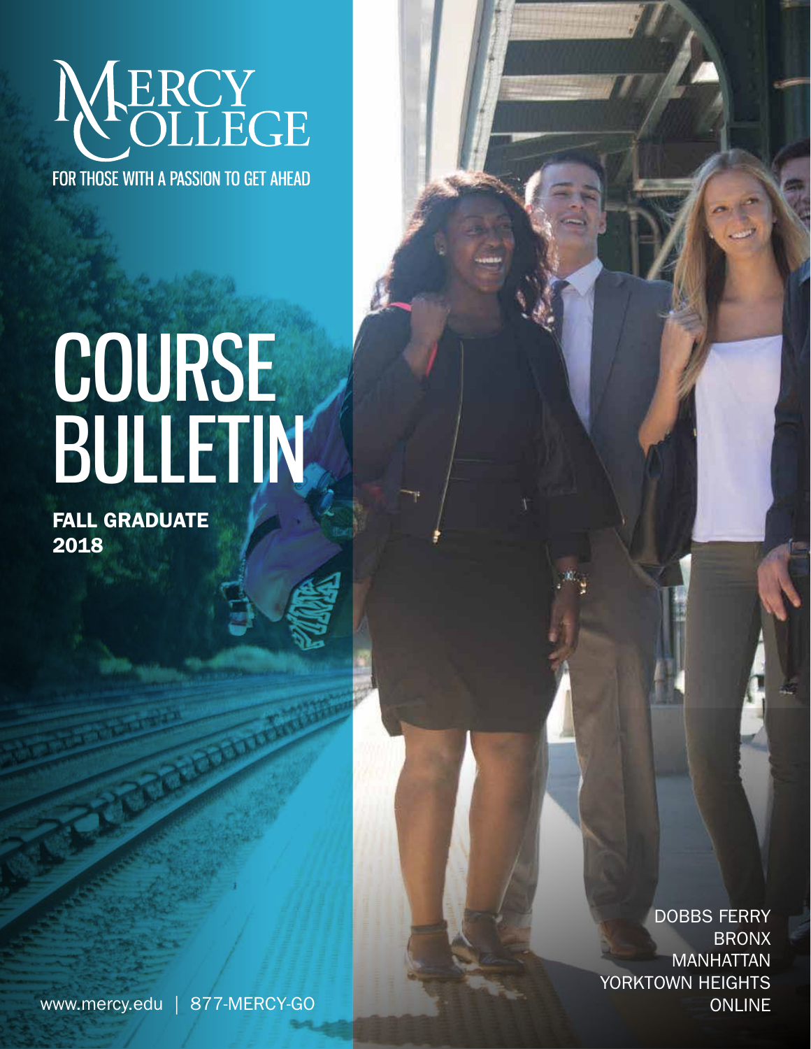# MERCY COLLEGE

FOR THOSE WITH A PASSION TO GET AHEAD

# COURSE BULLETIN

**FALL GRADUATE 2018**

DOBBS FERRY
BRONX
MANHATTAN
YORKTOWN HEIGHTS
ONLINE

www.mercy.edu | 877-MERCY-GO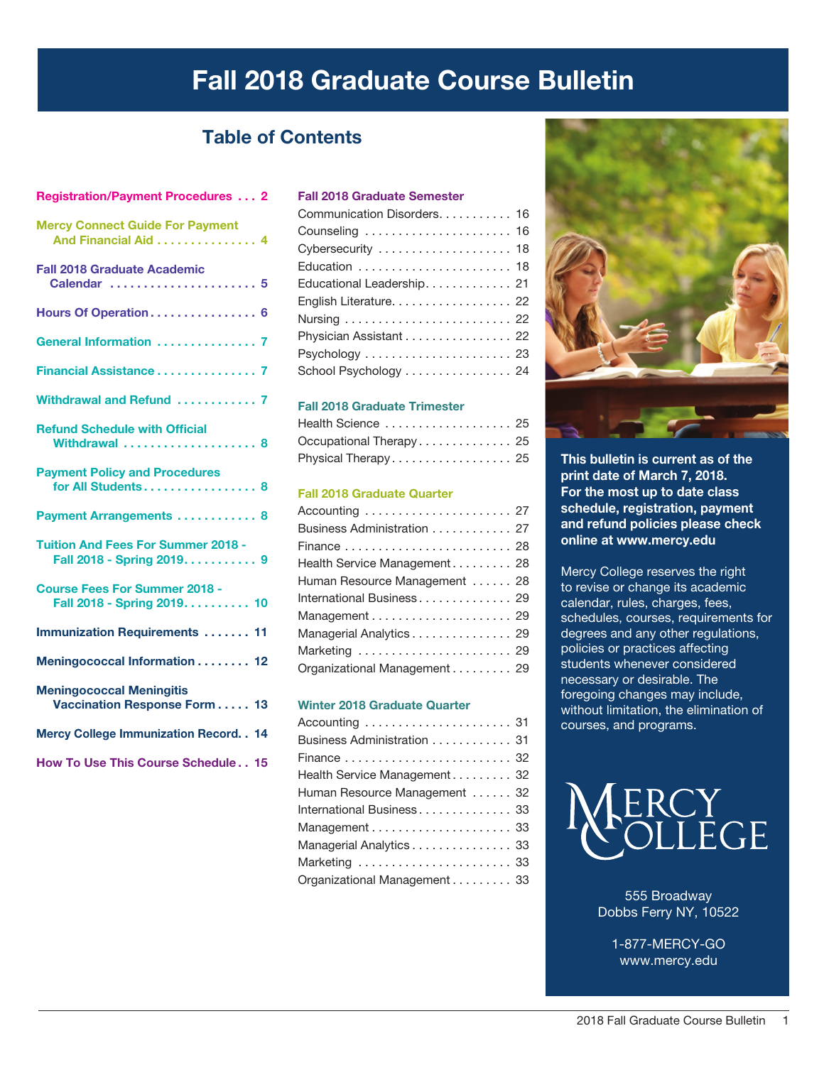# Fall 2018 Graduate Course Bulletin

## Table of Contents

- **Registration/Payment Procedures . . . 2**
- **Mercy Connect Guide For Payment And Financial Aid . . . 4**
- **Fall 2018 Graduate Academic Calendar . . . 5**
- **Hours Of Operation . . . 6**
- **General Information . . . 7**
- **Financial Assistance . . . 7**
- **Withdrawal and Refund . . . 7**
- **Refund Schedule with Official Withdrawal . . . 8**
- **Payment Policy and Procedures for All Students . . . 8**
- **Payment Arrangements . . . 8**
- **Tuition And Fees For Summer 2018 - Fall 2018 - Spring 2019 . . . 9**
- **Course Fees For Summer 2018 - Fall 2018 - Spring 2019 . . . 10**
- **Immunization Requirements . . . 11**
- **Meningococcal Information . . . 12**
- **Meningococcal Meningitis Vaccination Response Form . . . 13**
- **Mercy College Immunization Record . . . 14**
- **How To Use This Course Schedule . . . 15**

### Fall 2018 Graduate Semester

- Communication Disorders . . . 16
- Counseling . . . 16
- Cybersecurity . . . 18
- Education . . . 18
- Educational Leadership . . . 21
- English Literature . . . 22
- Nursing . . . 22
- Physician Assistant . . . 22
- Psychology . . . 23
- School Psychology . . . 24

### Fall 2018 Graduate Trimester

- Health Science . . . 25
- Occupational Therapy . . . 25
- Physical Therapy . . . 25

### Fall 2018 Graduate Quarter

- Accounting . . . 27
- Business Administration . . . 27
- Finance . . . 28
- Health Service Management . . . 28
- Human Resource Management . . . 28
- International Business . . . 29
- Management . . . 29
- Managerial Analytics . . . 29
- Marketing . . . 29
- Organizational Management . . . 29

### Winter 2018 Graduate Quarter

- Accounting . . . 31
- Business Administration . . . 31
- Finance . . . 32
- Health Service Management . . . 32
- Human Resource Management . . . 32
- International Business . . . 33
- Management . . . 33
- Managerial Analytics . . . 33
- Marketing . . . 33
- Organizational Management . . . 33

**This bulletin is current as of the print date of March 7, 2018. For the most up to date class schedule, registration, payment and refund policies please check online at www.mercy.edu**

Mercy College reserves the right to revise or change its academic calendar, rules, charges, fees, schedules, courses, requirements for degrees and any other regulations, policies or practices affecting students whenever considered necessary or desirable. The foregoing changes may include, without limitation, the elimination of courses, and programs.

MERCY COLLEGE

555 Broadway
Dobbs Ferry NY, 10522

1-877-MERCY-GO
www.mercy.edu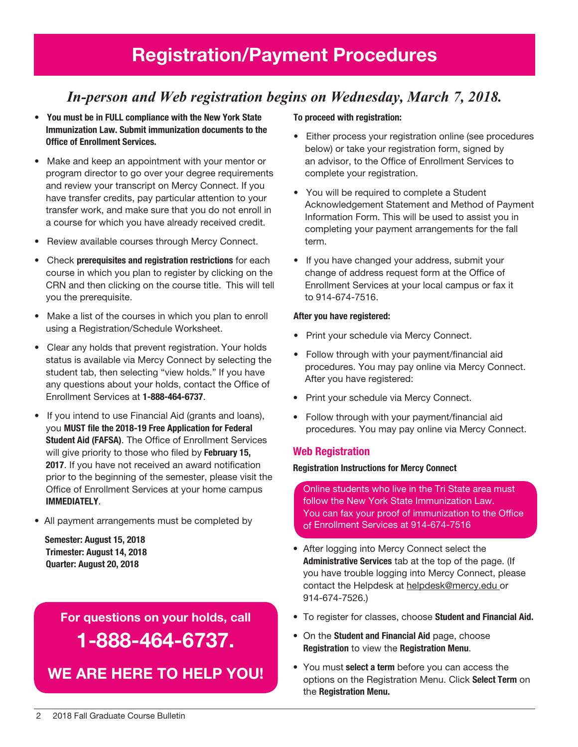# Registration/Payment Procedures

*In-person and Web registration begins on Wednesday, March 7, 2018.*

- **You must be in FULL compliance with the New York State Immunization Law. Submit immunization documents to the Office of Enrollment Services.**
- Make and keep an appointment with your mentor or program director to go over your degree requirements and review your transcript on Mercy Connect. If you have transfer credits, pay particular attention to your transfer work, and make sure that you do not enroll in a course for which you have already received credit.
- Review available courses through Mercy Connect.
- Check **prerequisites and registration restrictions** for each course in which you plan to register by clicking on the CRN and then clicking on the course title. This will tell you the prerequisite.
- Make a list of the courses in which you plan to enroll using a Registration/Schedule Worksheet.
- Clear any holds that prevent registration. Your holds status is available via Mercy Connect by selecting the student tab, then selecting "view holds." If you have any questions about your holds, contact the Office of Enrollment Services at **1-888-464-6737**.
- If you intend to use Financial Aid (grants and loans), you **MUST file the 2018-19 Free Application for Federal Student Aid (FAFSA)**. The Office of Enrollment Services will give priority to those who filed by **February 15, 2017**. If you have not received an award notification prior to the beginning of the semester, please visit the Office of Enrollment Services at your home campus **IMMEDIATELY**.
- All payment arrangements must be completed by

  **Semester: August 15, 2018**
  **Trimester: August 14, 2018**
  **Quarter: August 20, 2018**

**For questions on your holds, call**

**1-888-464-6737.**

**WE ARE HERE TO HELP YOU!**

**To proceed with registration:**

- Either process your registration online (see procedures below) or take your registration form, signed by an advisor, to the Office of Enrollment Services to complete your registration.
- You will be required to complete a Student Acknowledgement Statement and Method of Payment Information Form. This will be used to assist you in completing your payment arrangements for the fall term.
- If you have changed your address, submit your change of address request form at the Office of Enrollment Services at your local campus or fax it to 914-674-7516.

**After you have registered:**

- Print your schedule via Mercy Connect.
- Follow through with your payment/financial aid procedures. You may pay online via Mercy Connect. After you have registered:
- Print your schedule via Mercy Connect.
- Follow through with your payment/financial aid procedures. You may pay online via Mercy Connect.

## Web Registration

**Registration Instructions for Mercy Connect**

Online students who live in the Tri State area must follow the New York State Immunization Law. You can fax your proof of immunization to the Office of Enrollment Services at 914-674-7516

- After logging into Mercy Connect select the **Administrative Services** tab at the top of the page. (If you have trouble logging into Mercy Connect, please contact the Helpdesk at helpdesk@mercy.edu or 914-674-7526.)
- To register for classes, choose **Student and Financial Aid.**
- On the **Student and Financial Aid** page, choose **Registration** to view the **Registration Menu**.
- You must **select a term** before you can access the options on the Registration Menu. Click **Select Term** on the **Registration Menu.**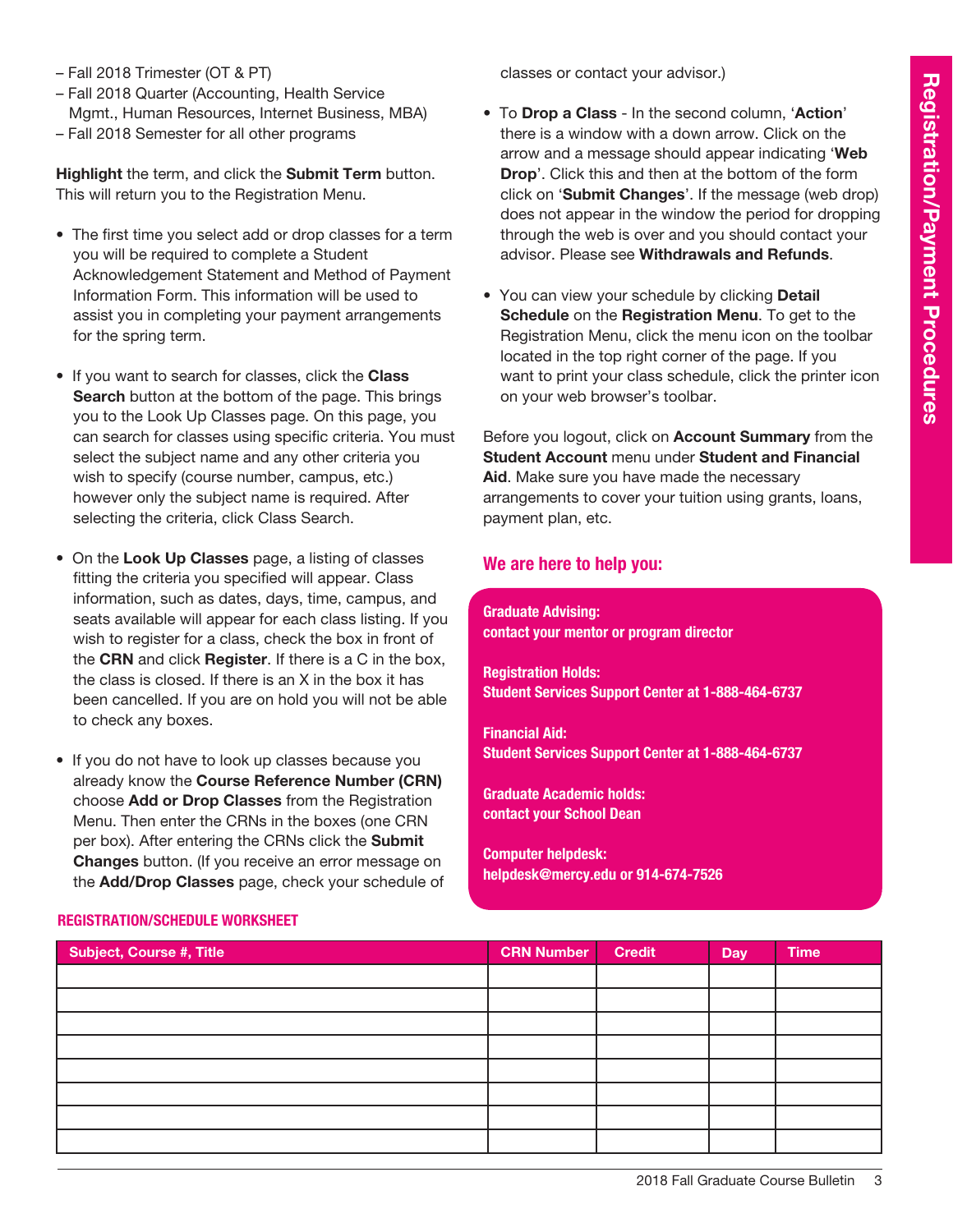– Fall 2018 Trimester (OT & PT)
– Fall 2018 Quarter (Accounting, Health Service Mgmt., Human Resources, Internet Business, MBA)
– Fall 2018 Semester for all other programs

**Highlight** the term, and click the **Submit Term** button. This will return you to the Registration Menu.

- The first time you select add or drop classes for a term you will be required to complete a Student Acknowledgement Statement and Method of Payment Information Form. This information will be used to assist you in completing your payment arrangements for the spring term.

- If you want to search for classes, click the **Class Search** button at the bottom of the page. This brings you to the Look Up Classes page. On this page, you can search for classes using specific criteria. You must select the subject name and any other criteria you wish to specify (course number, campus, etc.) however only the subject name is required. After selecting the criteria, click Class Search.

- On the **Look Up Classes** page, a listing of classes fitting the criteria you specified will appear. Class information, such as dates, days, time, campus, and seats available will appear for each class listing. If you wish to register for a class, check the box in front of the **CRN** and click **Register**. If there is a C in the box, the class is closed. If there is an X in the box it has been cancelled. If you are on hold you will not be able to check any boxes.

- If you do not have to look up classes because you already know the **Course Reference Number (CRN)** choose **Add or Drop Classes** from the Registration Menu. Then enter the CRNs in the boxes (one CRN per box). After entering the CRNs click the **Submit Changes** button. (If you receive an error message on the **Add/Drop Classes** page, check your schedule of classes or contact your advisor.)

- To **Drop a Class** - In the second column, '**Action**' there is a window with a down arrow. Click on the arrow and a message should appear indicating '**Web Drop**'. Click this and then at the bottom of the form click on '**Submit Changes**'. If the message (web drop) does not appear in the window the period for dropping through the web is over and you should contact your advisor. Please see **Withdrawals and Refunds**.

- You can view your schedule by clicking **Detail Schedule** on the **Registration Menu**. To get to the Registration Menu, click the menu icon on the toolbar located in the top right corner of the page. If you want to print your class schedule, click the printer icon on your web browser's toolbar.

Before you logout, click on **Account Summary** from the **Student Account** menu under **Student and Financial Aid**. Make sure you have made the necessary arrangements to cover your tuition using grants, loans, payment plan, etc.

## We are here to help you:

**Graduate Advising:**
**contact your mentor or program director**

**Registration Holds:**
**Student Services Support Center at 1-888-464-6737**

**Financial Aid:**
**Student Services Support Center at 1-888-464-6737**

**Graduate Academic holds:**
**contact your School Dean**

**Computer helpdesk:**
**helpdesk@mercy.edu or 914-674-7526**

### REGISTRATION/SCHEDULE WORKSHEET

| Subject, Course #, Title | CRN Number | Credit | Day | Time |
|---|---|---|---|---|
| | | | | |
| | | | | |
| | | | | |
| | | | | |
| | | | | |
| | | | | |
| | | | | |
| | | | | |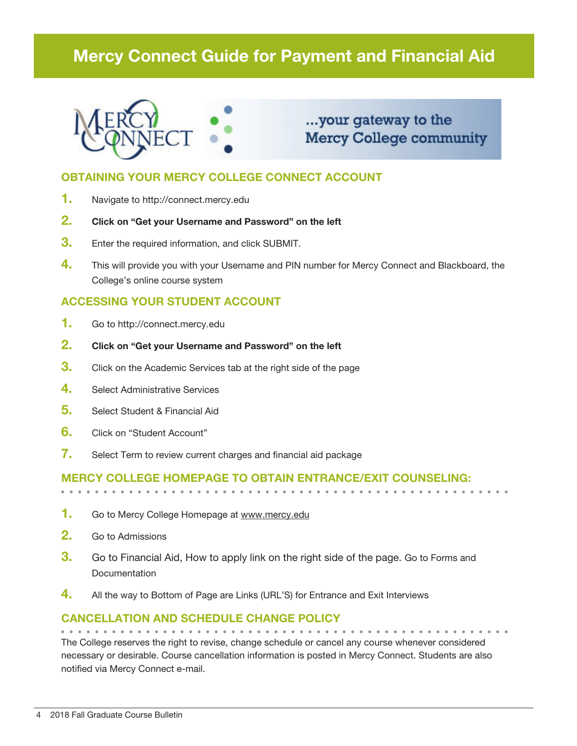# Mercy Connect Guide for Payment and Financial Aid

MERCY CONNECT ...your gateway to the Mercy College community

## OBTAINING YOUR MERCY COLLEGE CONNECT ACCOUNT

1. Navigate to http://connect.mercy.edu
2. **Click on "Get your Username and Password" on the left**
3. Enter the required information, and click SUBMIT.
4. This will provide you with your Username and PIN number for Mercy Connect and Blackboard, the College's online course system

## ACCESSING YOUR STUDENT ACCOUNT

1. Go to http://connect.mercy.edu
2. **Click on "Get your Username and Password" on the left**
3. Click on the Academic Services tab at the right side of the page
4. Select Administrative Services
5. Select Student & Financial Aid
6. Click on "Student Account"
7. Select Term to review current charges and financial aid package

## MERCY COLLEGE HOMEPAGE TO OBTAIN ENTRANCE/EXIT COUNSELING:

1. Go to Mercy College Homepage at www.mercy.edu
2. Go to Admissions
3. Go to Financial Aid, How to apply link on the right side of the page. Go to Forms and Documentation
4. All the way to Bottom of Page are Links (URL'S) for Entrance and Exit Interviews

## CANCELLATION AND SCHEDULE CHANGE POLICY

The College reserves the right to revise, change schedule or cancel any course whenever considered necessary or desirable. Course cancellation information is posted in Mercy Connect. Students are also notified via Mercy Connect e-mail.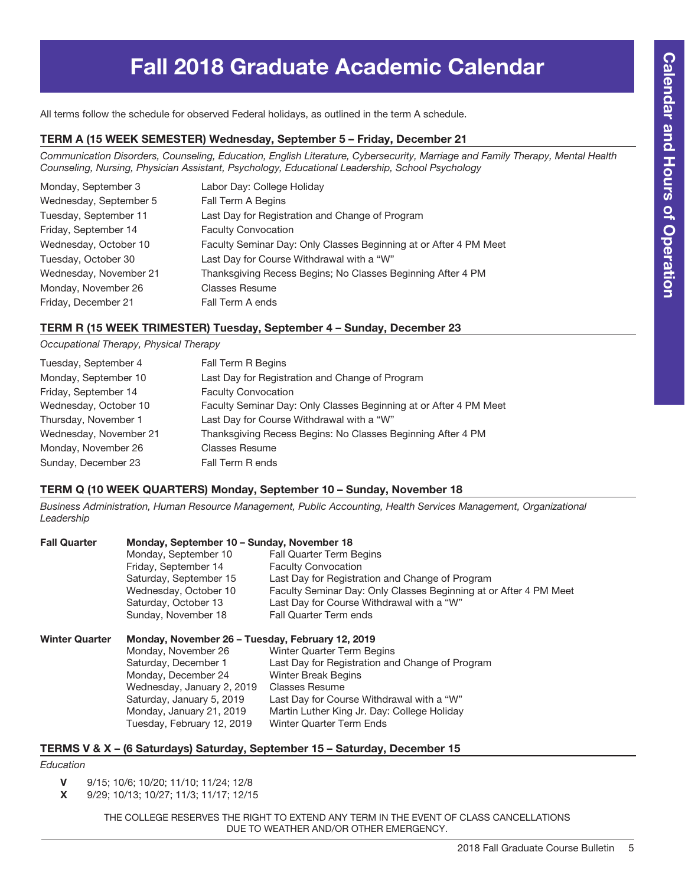# Fall 2018 Graduate Academic Calendar

All terms follow the schedule for observed Federal holidays, as outlined in the term A schedule.

## TERM A (15 WEEK SEMESTER) Wednesday, September 5 – Friday, December 21

*Communication Disorders, Counseling, Education, English Literature, Cybersecurity, Marriage and Family Therapy, Mental Health Counseling, Nursing, Physician Assistant, Psychology, Educational Leadership, School Psychology*

| | |
|---|---|
| Monday, September 3 | Labor Day: College Holiday |
| Wednesday, September 5 | Fall Term A Begins |
| Tuesday, September 11 | Last Day for Registration and Change of Program |
| Friday, September 14 | Faculty Convocation |
| Wednesday, October 10 | Faculty Seminar Day: Only Classes Beginning at or After 4 PM Meet |
| Tuesday, October 30 | Last Day for Course Withdrawal with a "W" |
| Wednesday, November 21 | Thanksgiving Recess Begins; No Classes Beginning After 4 PM |
| Monday, November 26 | Classes Resume |
| Friday, December 21 | Fall Term A ends |

## TERM R (15 WEEK TRIMESTER) Tuesday, September 4 – Sunday, December 23

*Occupational Therapy, Physical Therapy*

| | |
|---|---|
| Tuesday, September 4 | Fall Term R Begins |
| Monday, September 10 | Last Day for Registration and Change of Program |
| Friday, September 14 | Faculty Convocation |
| Wednesday, October 10 | Faculty Seminar Day: Only Classes Beginning at or After 4 PM Meet |
| Thursday, November 1 | Last Day for Course Withdrawal with a "W" |
| Wednesday, November 21 | Thanksgiving Recess Begins: No Classes Beginning After 4 PM |
| Monday, November 26 | Classes Resume |
| Sunday, December 23 | Fall Term R ends |

## TERM Q (10 WEEK QUARTERS) Monday, September 10 – Sunday, November 18

*Business Administration, Human Resource Management, Public Accounting, Health Services Management, Organizational Leadership*

**Fall Quarter** — **Monday, September 10 – Sunday, November 18**

| | |
|---|---|
| Monday, September 10 | Fall Quarter Term Begins |
| Friday, September 14 | Faculty Convocation |
| Saturday, September 15 | Last Day for Registration and Change of Program |
| Wednesday, October 10 | Faculty Seminar Day: Only Classes Beginning at or After 4 PM Meet |
| Saturday, October 13 | Last Day for Course Withdrawal with a "W" |
| Sunday, November 18 | Fall Quarter Term ends |

**Winter Quarter** — **Monday, November 26 – Tuesday, February 12, 2019**

| | |
|---|---|
| Monday, November 26 | Winter Quarter Term Begins |
| Saturday, December 1 | Last Day for Registration and Change of Program |
| Monday, December 24 | Winter Break Begins |
| Wednesday, January 2, 2019 | Classes Resume |
| Saturday, January 5, 2019 | Last Day for Course Withdrawal with a "W" |
| Monday, January 21, 2019 | Martin Luther King Jr. Day: College Holiday |
| Tuesday, February 12, 2019 | Winter Quarter Term Ends |

## TERMS V & X – (6 Saturdays) Saturday, September 15 – Saturday, December 15

*Education*

**V** 9/15; 10/6; 10/20; 11/10; 11/24; 12/8

**X** 9/29; 10/13; 10/27; 11/3; 11/17; 12/15

THE COLLEGE RESERVES THE RIGHT TO EXTEND ANY TERM IN THE EVENT OF CLASS CANCELLATIONS DUE TO WEATHER AND/OR OTHER EMERGENCY.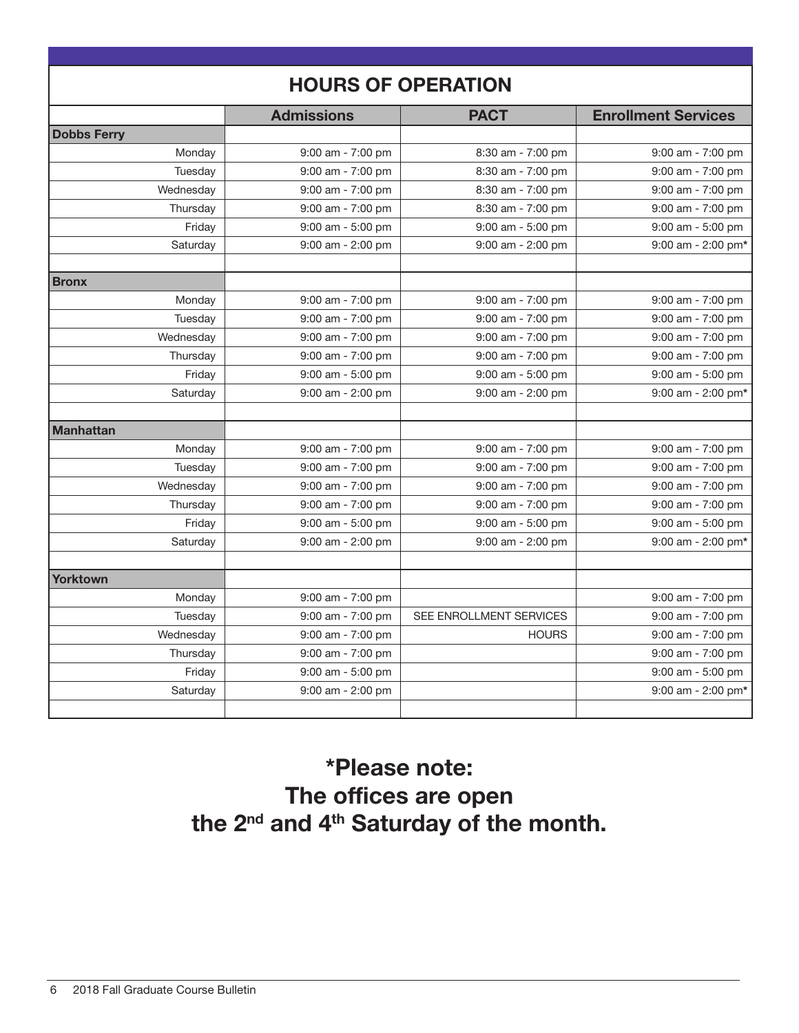## HOURS OF OPERATION

| | Admissions | PACT | Enrollment Services |
|---|---|---|---|
| **Dobbs Ferry** | | | |
| Monday | 9:00 am - 7:00 pm | 8:30 am - 7:00 pm | 9:00 am - 7:00 pm |
| Tuesday | 9:00 am - 7:00 pm | 8:30 am - 7:00 pm | 9:00 am - 7:00 pm |
| Wednesday | 9:00 am - 7:00 pm | 8:30 am - 7:00 pm | 9:00 am - 7:00 pm |
| Thursday | 9:00 am - 7:00 pm | 8:30 am - 7:00 pm | 9:00 am - 7:00 pm |
| Friday | 9:00 am - 5:00 pm | 9:00 am - 5:00 pm | 9:00 am - 5:00 pm |
| Saturday | 9:00 am - 2:00 pm | 9:00 am - 2:00 pm | 9:00 am - 2:00 pm* |
| | | | |
| **Bronx** | | | |
| Monday | 9:00 am - 7:00 pm | 9:00 am - 7:00 pm | 9:00 am - 7:00 pm |
| Tuesday | 9:00 am - 7:00 pm | 9:00 am - 7:00 pm | 9:00 am - 7:00 pm |
| Wednesday | 9:00 am - 7:00 pm | 9:00 am - 7:00 pm | 9:00 am - 7:00 pm |
| Thursday | 9:00 am - 7:00 pm | 9:00 am - 7:00 pm | 9:00 am - 7:00 pm |
| Friday | 9:00 am - 5:00 pm | 9:00 am - 5:00 pm | 9:00 am - 5:00 pm |
| Saturday | 9:00 am - 2:00 pm | 9:00 am - 2:00 pm | 9:00 am - 2:00 pm* |
| | | | |
| **Manhattan** | | | |
| Monday | 9:00 am - 7:00 pm | 9:00 am - 7:00 pm | 9:00 am - 7:00 pm |
| Tuesday | 9:00 am - 7:00 pm | 9:00 am - 7:00 pm | 9:00 am - 7:00 pm |
| Wednesday | 9:00 am - 7:00 pm | 9:00 am - 7:00 pm | 9:00 am - 7:00 pm |
| Thursday | 9:00 am - 7:00 pm | 9:00 am - 7:00 pm | 9:00 am - 7:00 pm |
| Friday | 9:00 am - 5:00 pm | 9:00 am - 5:00 pm | 9:00 am - 5:00 pm |
| Saturday | 9:00 am - 2:00 pm | 9:00 am - 2:00 pm | 9:00 am - 2:00 pm* |
| | | | |
| **Yorktown** | | | |
| Monday | 9:00 am - 7:00 pm | | 9:00 am - 7:00 pm |
| Tuesday | 9:00 am - 7:00 pm | SEE ENROLLMENT SERVICES | 9:00 am - 7:00 pm |
| Wednesday | 9:00 am - 7:00 pm | HOURS | 9:00 am - 7:00 pm |
| Thursday | 9:00 am - 7:00 pm | | 9:00 am - 7:00 pm |
| Friday | 9:00 am - 5:00 pm | | 9:00 am - 5:00 pm |
| Saturday | 9:00 am - 2:00 pm | | 9:00 am - 2:00 pm* |

**\*Please note:**
**The offices are open**
**the 2nd and 4th Saturday of the month.**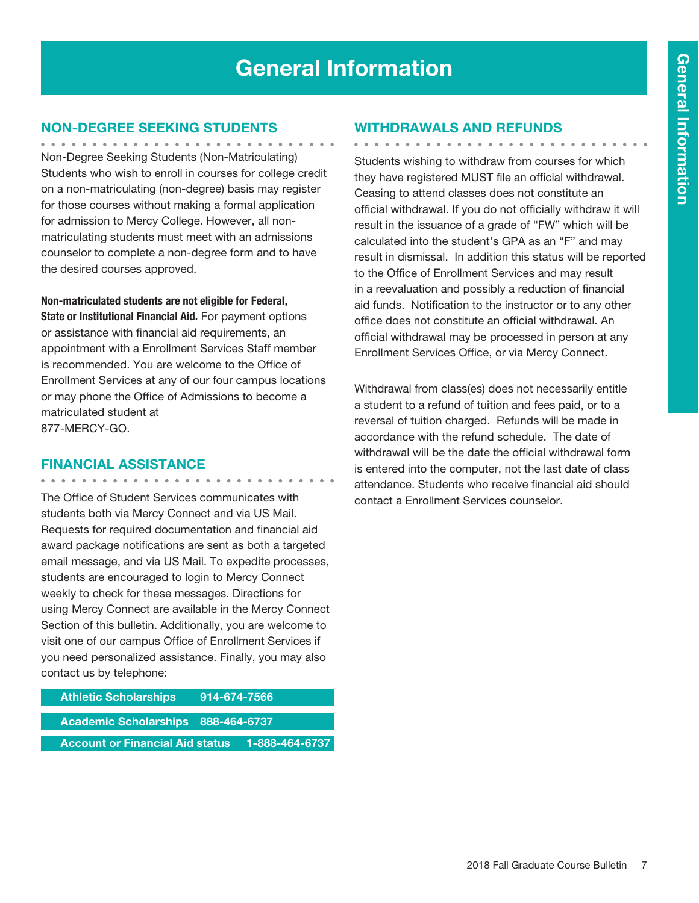# General Information

## NON-DEGREE SEEKING STUDENTS

Non-Degree Seeking Students (Non-Matriculating) Students who wish to enroll in courses for college credit on a non-matriculating (non-degree) basis may register for those courses without making a formal application for admission to Mercy College. However, all non-matriculating students must meet with an admissions counselor to complete a non-degree form and to have the desired courses approved.

**Non-matriculated students are not eligible for Federal, State or Institutional Financial Aid.** For payment options or assistance with financial aid requirements, an appointment with a Enrollment Services Staff member is recommended. You are welcome to the Office of Enrollment Services at any of our four campus locations or may phone the Office of Admissions to become a matriculated student at 877-MERCY-GO.

## FINANCIAL ASSISTANCE

The Office of Student Services communicates with students both via Mercy Connect and via US Mail. Requests for required documentation and financial aid award package notifications are sent as both a targeted email message, and via US Mail. To expedite processes, students are encouraged to login to Mercy Connect weekly to check for these messages. Directions for using Mercy Connect are available in the Mercy Connect Section of this bulletin. Additionally, you are welcome to visit one of our campus Office of Enrollment Services if you need personalized assistance. Finally, you may also contact us by telephone:

| | |
|---|---|
| **Athletic Scholarships** | **914-674-7566** |
| **Academic Scholarships** | **888-464-6737** |
| **Account or Financial Aid status** | **1-888-464-6737** |

## WITHDRAWALS AND REFUNDS

Students wishing to withdraw from courses for which they have registered MUST file an official withdrawal. Ceasing to attend classes does not constitute an official withdrawal. If you do not officially withdraw it will result in the issuance of a grade of "FW" which will be calculated into the student's GPA as an "F" and may result in dismissal. In addition this status will be reported to the Office of Enrollment Services and may result in a reevaluation and possibly a reduction of financial aid funds. Notification to the instructor or to any other office does not constitute an official withdrawal. An official withdrawal may be processed in person at any Enrollment Services Office, or via Mercy Connect.

Withdrawal from class(es) does not necessarily entitle a student to a refund of tuition and fees paid, or to a reversal of tuition charged. Refunds will be made in accordance with the refund schedule. The date of withdrawal will be the date the official withdrawal form is entered into the computer, not the last date of class attendance. Students who receive financial aid should contact a Enrollment Services counselor.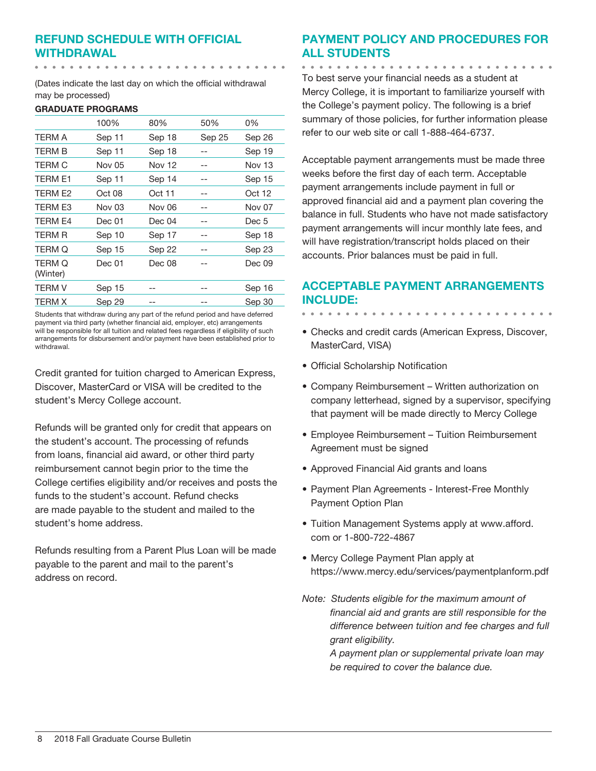## REFUND SCHEDULE WITH OFFICIAL WITHDRAWAL

(Dates indicate the last day on which the official withdrawal may be processed)

**GRADUATE PROGRAMS**

| | 100% | 80% | 50% | 0% |
|---|---|---|---|---|
| TERM A | Sep 11 | Sep 18 | Sep 25 | Sep 26 |
| TERM B | Sep 11 | Sep 18 | -- | Sep 19 |
| TERM C | Nov 05 | Nov 12 | -- | Nov 13 |
| TERM E1 | Sep 11 | Sep 14 | -- | Sep 15 |
| TERM E2 | Oct 08 | Oct 11 | -- | Oct 12 |
| TERM E3 | Nov 03 | Nov 06 | -- | Nov 07 |
| TERM E4 | Dec 01 | Dec 04 | -- | Dec 5 |
| TERM R | Sep 10 | Sep 17 | -- | Sep 18 |
| TERM Q | Sep 15 | Sep 22 | -- | Sep 23 |
| TERM Q (Winter) | Dec 01 | Dec 08 | -- | Dec 09 |
| TERM V | Sep 15 | -- | -- | Sep 16 |
| TERM X | Sep 29 | -- | -- | Sep 30 |

Students that withdraw during any part of the refund period and have deferred payment via third party (whether financial aid, employer, etc) arrangements will be responsible for all tuition and related fees regardless if eligibility of such arrangements for disbursement and/or payment have been established prior to withdrawal.

Credit granted for tuition charged to American Express, Discover, MasterCard or VISA will be credited to the student's Mercy College account.

Refunds will be granted only for credit that appears on the student's account. The processing of refunds from loans, financial aid award, or other third party reimbursement cannot begin prior to the time the College certifies eligibility and/or receives and posts the funds to the student's account. Refund checks are made payable to the student and mailed to the student's home address.

Refunds resulting from a Parent Plus Loan will be made payable to the parent and mail to the parent's address on record.

## PAYMENT POLICY AND PROCEDURES FOR ALL STUDENTS

To best serve your financial needs as a student at Mercy College, it is important to familiarize yourself with the College's payment policy. The following is a brief summary of those policies, for further information please refer to our web site or call 1-888-464-6737.

Acceptable payment arrangements must be made three weeks before the first day of each term. Acceptable payment arrangements include payment in full or approved financial aid and a payment plan covering the balance in full. Students who have not made satisfactory payment arrangements will incur monthly late fees, and will have registration/transcript holds placed on their accounts. Prior balances must be paid in full.

## ACCEPTABLE PAYMENT ARRANGEMENTS INCLUDE:

- Checks and credit cards (American Express, Discover, MasterCard, VISA)
- Official Scholarship Notification
- Company Reimbursement – Written authorization on company letterhead, signed by a supervisor, specifying that payment will be made directly to Mercy College
- Employee Reimbursement – Tuition Reimbursement Agreement must be signed
- Approved Financial Aid grants and loans
- Payment Plan Agreements - Interest-Free Monthly Payment Option Plan
- Tuition Management Systems apply at www.afford.com or 1-800-722-4867
- Mercy College Payment Plan apply at https://www.mercy.edu/services/paymentplanform.pdf

*Note: Students eligible for the maximum amount of financial aid and grants are still responsible for the difference between tuition and fee charges and full grant eligibility.*

*A payment plan or supplemental private loan may be required to cover the balance due.*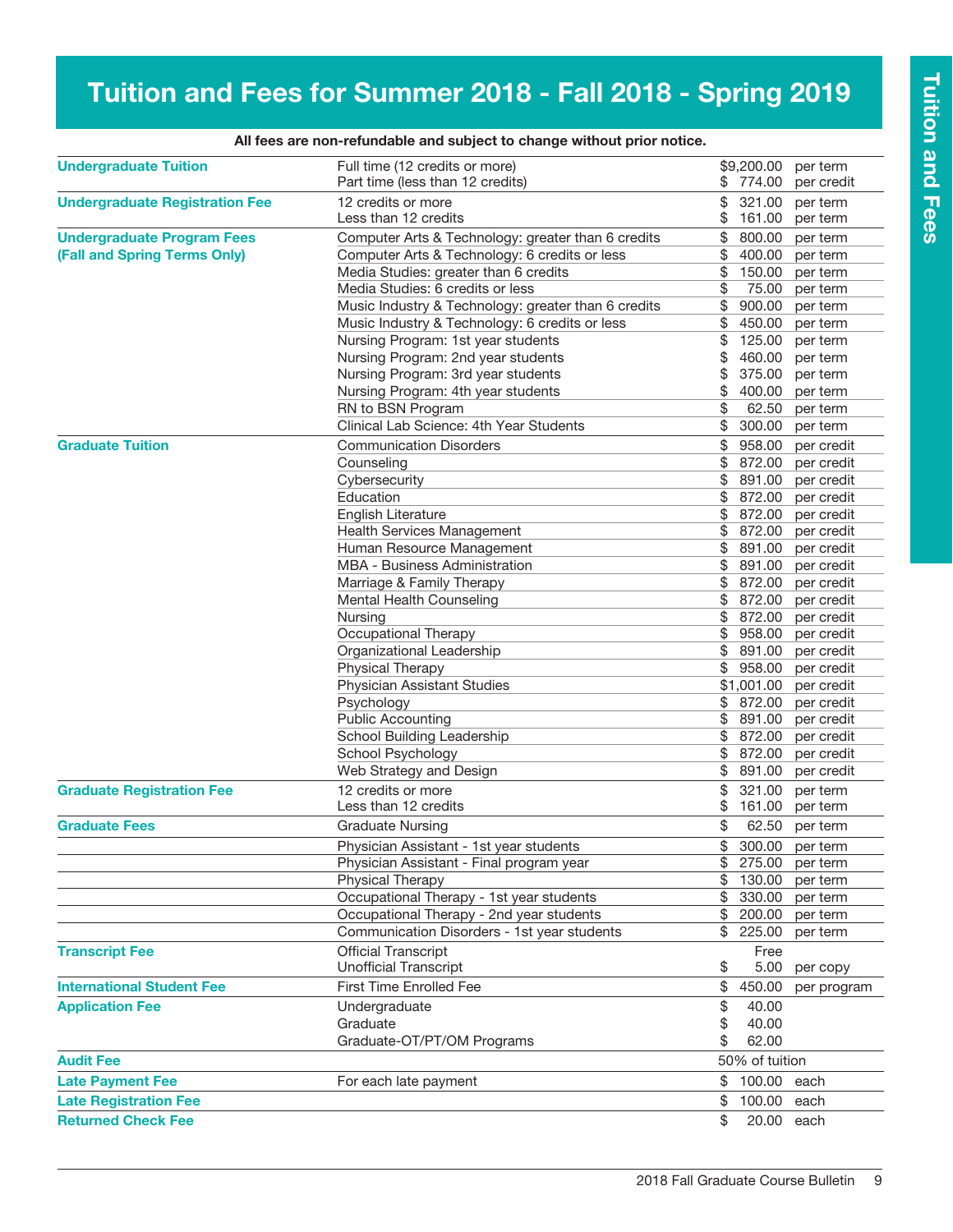# Tuition and Fees for Summer 2018 - Fall 2018 - Spring 2019

**All fees are non-refundable and subject to change without prior notice.**

| Category | Description | Amount | Unit |
|---|---|---|---|
| **Undergraduate Tuition** | Full time (12 credits or more) | $9,200.00 | per term |
| | Part time (less than 12 credits) | $ 774.00 | per credit |
| **Undergraduate Registration Fee** | 12 credits or more | $ 321.00 | per term |
| | Less than 12 credits | $ 161.00 | per term |
| **Undergraduate Program Fees (Fall and Spring Terms Only)** | Computer Arts & Technology: greater than 6 credits | $ 800.00 | per term |
| | Computer Arts & Technology: 6 credits or less | $ 400.00 | per term |
| | Media Studies: greater than 6 credits | $ 150.00 | per term |
| | Media Studies: 6 credits or less | $ 75.00 | per term |
| | Music Industry & Technology: greater than 6 credits | $ 900.00 | per term |
| | Music Industry & Technology: 6 credits or less | $ 450.00 | per term |
| | Nursing Program: 1st year students | $ 125.00 | per term |
| | Nursing Program: 2nd year students | $ 460.00 | per term |
| | Nursing Program: 3rd year students | $ 375.00 | per term |
| | Nursing Program: 4th year students | $ 400.00 | per term |
| | RN to BSN Program | $ 62.50 | per term |
| | Clinical Lab Science: 4th Year Students | $ 300.00 | per term |
| **Graduate Tuition** | Communication Disorders | $ 958.00 | per credit |
| | Counseling | $ 872.00 | per credit |
| | Cybersecurity | $ 891.00 | per credit |
| | Education | $ 872.00 | per credit |
| | English Literature | $ 872.00 | per credit |
| | Health Services Management | $ 872.00 | per credit |
| | Human Resource Management | $ 891.00 | per credit |
| | MBA - Business Administration | $ 891.00 | per credit |
| | Marriage & Family Therapy | $ 872.00 | per credit |
| | Mental Health Counseling | $ 872.00 | per credit |
| | Nursing | $ 872.00 | per credit |
| | Occupational Therapy | $ 958.00 | per credit |
| | Organizational Leadership | $ 891.00 | per credit |
| | Physical Therapy | $ 958.00 | per credit |
| | Physician Assistant Studies | $1,001.00 | per credit |
| | Psychology | $ 872.00 | per credit |
| | Public Accounting | $ 891.00 | per credit |
| | School Building Leadership | $ 872.00 | per credit |
| | School Psychology | $ 872.00 | per credit |
| | Web Strategy and Design | $ 891.00 | per credit |
| **Graduate Registration Fee** | 12 credits or more | $ 321.00 | per term |
| | Less than 12 credits | $ 161.00 | per term |
| **Graduate Fees** | Graduate Nursing | $ 62.50 | per term |
| | Physician Assistant - 1st year students | $ 300.00 | per term |
| | Physician Assistant - Final program year | $ 275.00 | per term |
| | Physical Therapy | $ 130.00 | per term |
| | Occupational Therapy - 1st year students | $ 330.00 | per term |
| | Occupational Therapy - 2nd year students | $ 200.00 | per term |
| | Communication Disorders - 1st year students | $ 225.00 | per term |
| **Transcript Fee** | Official Transcript | Free | |
| | Unofficial Transcript | $ 5.00 | per copy |
| **International Student Fee** | First Time Enrolled Fee | $ 450.00 | per program |
| **Application Fee** | Undergraduate | $ 40.00 | |
| | Graduate | $ 40.00 | |
| | Graduate-OT/PT/OM Programs | $ 62.00 | |
| **Audit Fee** | | 50% of tuition | |
| **Late Payment Fee** | For each late payment | $ 100.00 | each |
| **Late Registration Fee** | | $ 100.00 | each |
| **Returned Check Fee** | | $ 20.00 | each |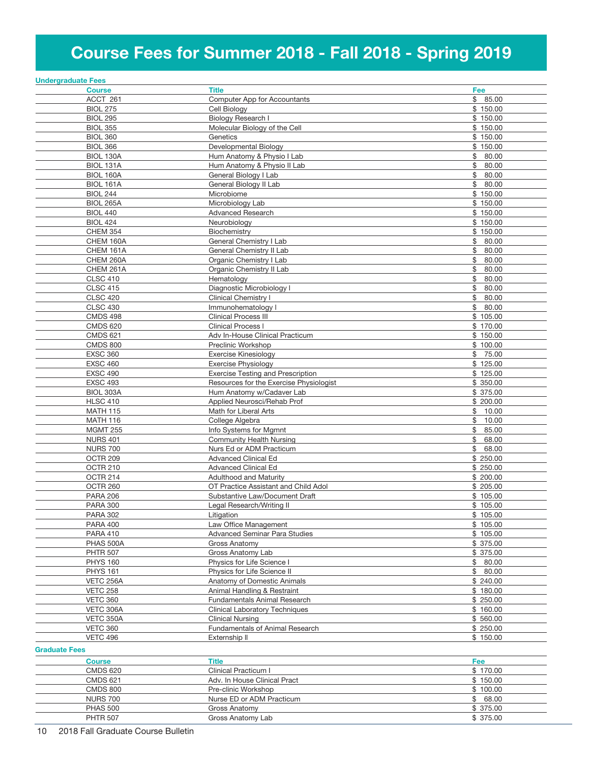# Course Fees for Summer 2018 - Fall 2018 - Spring 2019

## Undergraduate Fees

| Course | Title | Fee |
|---|---|---|
| ACCT 261 | Computer App for Accountants | $ 85.00 |
| BIOL 275 | Cell Biology | $ 150.00 |
| BIOL 295 | Biology Research I | $ 150.00 |
| BIOL 355 | Molecular Biology of the Cell | $ 150.00 |
| BIOL 360 | Genetics | $ 150.00 |
| BIOL 366 | Developmental Biology | $ 150.00 |
| BIOL 130A | Hum Anatomy & Physio I Lab | $ 80.00 |
| BIOL 131A | Hum Anatomy & Physio II Lab | $ 80.00 |
| BIOL 160A | General Biology I Lab | $ 80.00 |
| BIOL 161A | General Biology II Lab | $ 80.00 |
| BIOL 244 | Microbiome | $ 150.00 |
| BIOL 265A | Microbiology Lab | $ 150.00 |
| BIOL 440 | Advanced Research | $ 150.00 |
| BIOL 424 | Neurobiology | $ 150.00 |
| CHEM 354 | Biochemistry | $ 150.00 |
| CHEM 160A | General Chemistry I Lab | $ 80.00 |
| CHEM 161A | General Chemistry II Lab | $ 80.00 |
| CHEM 260A | Organic Chemistry I Lab | $ 80.00 |
| CHEM 261A | Organic Chemistry II Lab | $ 80.00 |
| CLSC 410 | Hematology | $ 80.00 |
| CLSC 415 | Diagnostic Microbiology I | $ 80.00 |
| CLSC 420 | Clinical Chemistry I | $ 80.00 |
| CLSC 430 | Immunohematology I | $ 80.00 |
| CMDS 498 | Clinical Process III | $ 105.00 |
| CMDS 620 | Clinical Process I | $ 170.00 |
| CMDS 621 | Adv In-House Clinical Practicum | $ 150.00 |
| CMDS 800 | Preclinic Workshop | $ 100.00 |
| EXSC 360 | Exercise Kinesiology | $ 75.00 |
| EXSC 460 | Exercise Physiology | $ 125.00 |
| EXSC 490 | Exercise Testing and Prescription | $ 125.00 |
| EXSC 493 | Resources for the Exercise Physiologist | $ 350.00 |
| BIOL 303A | Hum Anatomy w/Cadaver Lab | $ 375.00 |
| HLSC 410 | Applied Neurosci/Rehab Prof | $ 200.00 |
| MATH 115 | Math for Liberal Arts | $ 10.00 |
| MATH 116 | College Algebra | $ 10.00 |
| MGMT 255 | Info Systems for Mgmnt | $ 85.00 |
| NURS 401 | Community Health Nursing | $ 68.00 |
| NURS 700 | Nurs Ed or ADM Practicum | $ 68.00 |
| OCTR 209 | Advanced Clinical Ed | $ 250.00 |
| OCTR 210 | Advanced Clinical Ed | $ 250.00 |
| OCTR 214 | Adulthood and Maturity | $ 200.00 |
| OCTR 260 | OT Practice Assistant and Child Adol | $ 205.00 |
| PARA 206 | Substantive Law/Document Draft | $ 105.00 |
| PARA 300 | Legal Research/Writing II | $ 105.00 |
| PARA 302 | Litigation | $ 105.00 |
| PARA 400 | Law Office Management | $ 105.00 |
| PARA 410 | Advanced Seminar Para Studies | $ 105.00 |
| PHAS 500A | Gross Anatomy | $ 375.00 |
| PHTR 507 | Gross Anatomy Lab | $ 375.00 |
| PHYS 160 | Physics for Life Science I | $ 80.00 |
| PHYS 161 | Physics for Life Science II | $ 80.00 |
| VETC 256A | Anatomy of Domestic Animals | $ 240.00 |
| VETC 258 | Animal Handling & Restraint | $ 180.00 |
| VETC 360 | Fundamentals Animal Research | $ 250.00 |
| VETC 306A | Clinical Laboratory Techniques | $ 160.00 |
| VETC 350A | Clinical Nursing | $ 560.00 |
| VETC 360 | Fundamentals of Animal Research | $ 250.00 |
| VETC 496 | Externship II | $ 150.00 |

## Graduate Fees

| Course | Title | Fee |
|---|---|---|
| CMDS 620 | Clinical Practicum I | $ 170.00 |
| CMDS 621 | Adv. In House Clinical Pract | $ 150.00 |
| CMDS 800 | Pre-clinic Workshop | $ 100.00 |
| NURS 700 | Nurse ED or ADM Practicum | $ 68.00 |
| PHAS 500 | Gross Anatomy | $ 375.00 |
| PHTR 507 | Gross Anatomy Lab | $ 375.00 |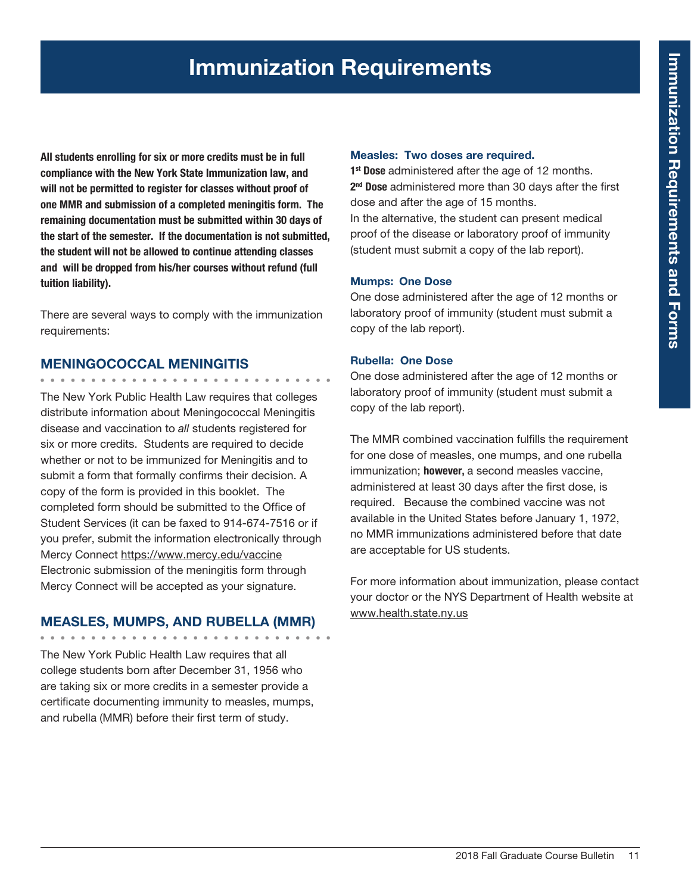# Immunization Requirements

**All students enrolling for six or more credits must be in full compliance with the New York State Immunization law, and will not be permitted to register for classes without proof of one MMR and submission of a completed meningitis form. The remaining documentation must be submitted within 30 days of the start of the semester. If the documentation is not submitted, the student will not be allowed to continue attending classes and will be dropped from his/her courses without refund (full tuition liability).**

There are several ways to comply with the immunization requirements:

## MENINGOCOCCAL MENINGITIS

The New York Public Health Law requires that colleges distribute information about Meningococcal Meningitis disease and vaccination to *all* students registered for six or more credits. Students are required to decide whether or not to be immunized for Meningitis and to submit a form that formally confirms their decision. A copy of the form is provided in this booklet. The completed form should be submitted to the Office of Student Services (it can be faxed to 914-674-7516 or if you prefer, submit the information electronically through Mercy Connect https://www.mercy.edu/vaccine Electronic submission of the meningitis form through Mercy Connect will be accepted as your signature.

## MEASLES, MUMPS, AND RUBELLA (MMR)

The New York Public Health Law requires that all college students born after December 31, 1956 who are taking six or more credits in a semester provide a certificate documenting immunity to measles, mumps, and rubella (MMR) before their first term of study.

### Measles: Two doses are required.

**1st Dose** administered after the age of 12 months.
**2nd Dose** administered more than 30 days after the first dose and after the age of 15 months.
In the alternative, the student can present medical proof of the disease or laboratory proof of immunity (student must submit a copy of the lab report).

### Mumps: One Dose

One dose administered after the age of 12 months or laboratory proof of immunity (student must submit a copy of the lab report).

### Rubella: One Dose

One dose administered after the age of 12 months or laboratory proof of immunity (student must submit a copy of the lab report).

The MMR combined vaccination fulfills the requirement for one dose of measles, one mumps, and one rubella immunization; **however,** a second measles vaccine, administered at least 30 days after the first dose, is required. Because the combined vaccine was not available in the United States before January 1, 1972, no MMR immunizations administered before that date are acceptable for US students.

For more information about immunization, please contact your doctor or the NYS Department of Health website at www.health.state.ny.us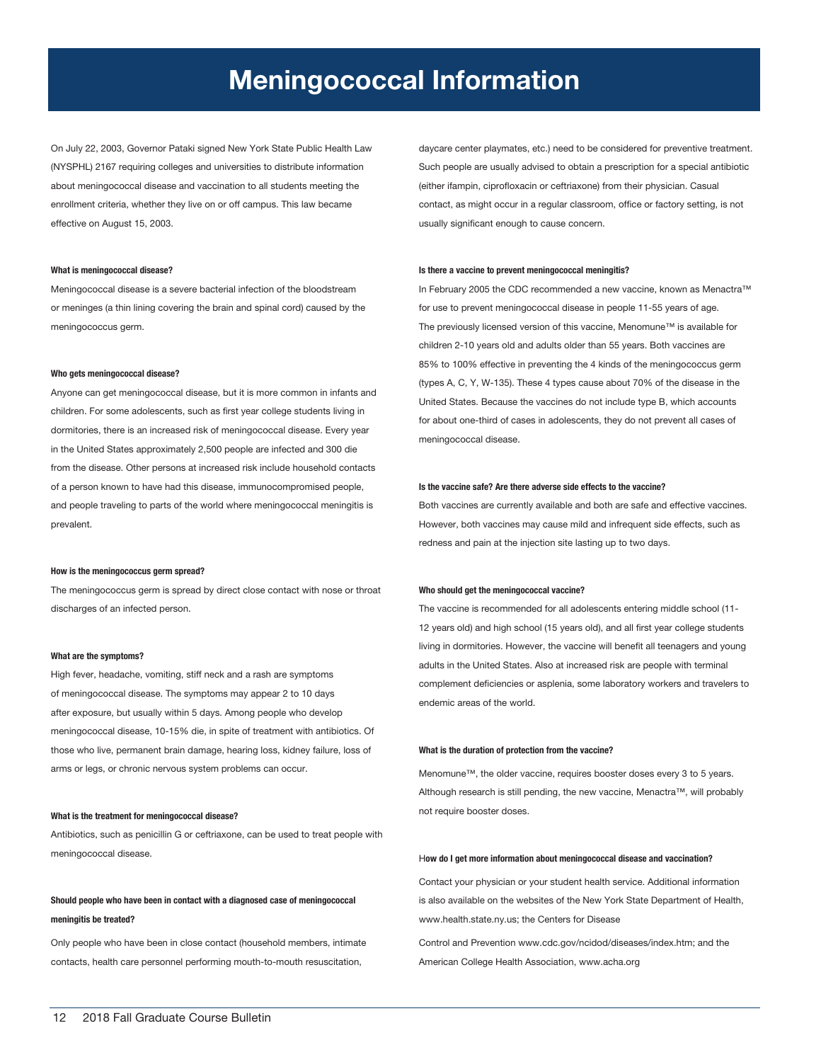# Meningococcal Information

On July 22, 2003, Governor Pataki signed New York State Public Health Law (NYSPHL) 2167 requiring colleges and universities to distribute information about meningococcal disease and vaccination to all students meeting the enrollment criteria, whether they live on or off campus. This law became effective on August 15, 2003.

**What is meningococcal disease?**

Meningococcal disease is a severe bacterial infection of the bloodstream or meninges (a thin lining covering the brain and spinal cord) caused by the meningococcus germ.

**Who gets meningococcal disease?**

Anyone can get meningococcal disease, but it is more common in infants and children. For some adolescents, such as first year college students living in dormitories, there is an increased risk of meningococcal disease. Every year in the United States approximately 2,500 people are infected and 300 die from the disease. Other persons at increased risk include household contacts of a person known to have had this disease, immunocompromised people, and people traveling to parts of the world where meningococcal meningitis is prevalent.

**How is the meningococcus germ spread?**

The meningococcus germ is spread by direct close contact with nose or throat discharges of an infected person.

**What are the symptoms?**

High fever, headache, vomiting, stiff neck and a rash are symptoms of meningococcal disease. The symptoms may appear 2 to 10 days after exposure, but usually within 5 days. Among people who develop meningococcal disease, 10-15% die, in spite of treatment with antibiotics. Of those who live, permanent brain damage, hearing loss, kidney failure, loss of arms or legs, or chronic nervous system problems can occur.

**What is the treatment for meningococcal disease?**

Antibiotics, such as penicillin G or ceftriaxone, can be used to treat people with meningococcal disease.

**Should people who have been in contact with a diagnosed case of meningococcal meningitis be treated?**

Only people who have been in close contact (household members, intimate contacts, health care personnel performing mouth-to-mouth resuscitation, daycare center playmates, etc.) need to be considered for preventive treatment. Such people are usually advised to obtain a prescription for a special antibiotic (either ifampin, ciprofloxacin or ceftriaxone) from their physician. Casual contact, as might occur in a regular classroom, office or factory setting, is not usually significant enough to cause concern.

**Is there a vaccine to prevent meningococcal meningitis?**

In February 2005 the CDC recommended a new vaccine, known as Menactra™ for use to prevent meningococcal disease in people 11-55 years of age. The previously licensed version of this vaccine, Menomune™ is available for children 2-10 years old and adults older than 55 years. Both vaccines are 85% to 100% effective in preventing the 4 kinds of the meningococcus germ (types A, C, Y, W-135). These 4 types cause about 70% of the disease in the United States. Because the vaccines do not include type B, which accounts for about one-third of cases in adolescents, they do not prevent all cases of meningococcal disease.

**Is the vaccine safe? Are there adverse side effects to the vaccine?**

Both vaccines are currently available and both are safe and effective vaccines. However, both vaccines may cause mild and infrequent side effects, such as redness and pain at the injection site lasting up to two days.

**Who should get the meningococcal vaccine?**

The vaccine is recommended for all adolescents entering middle school (11-12 years old) and high school (15 years old), and all first year college students living in dormitories. However, the vaccine will benefit all teenagers and young adults in the United States. Also at increased risk are people with terminal complement deficiencies or asplenia, some laboratory workers and travelers to endemic areas of the world.

**What is the duration of protection from the vaccine?**

Menomune™, the older vaccine, requires booster doses every 3 to 5 years. Although research is still pending, the new vaccine, Menactra™, will probably not require booster doses.

**How do I get more information about meningococcal disease and vaccination?**

Contact your physician or your student health service. Additional information is also available on the websites of the New York State Department of Health, www.health.state.ny.us; the Centers for Disease

Control and Prevention www.cdc.gov/ncidod/diseases/index.htm; and the American College Health Association, www.acha.org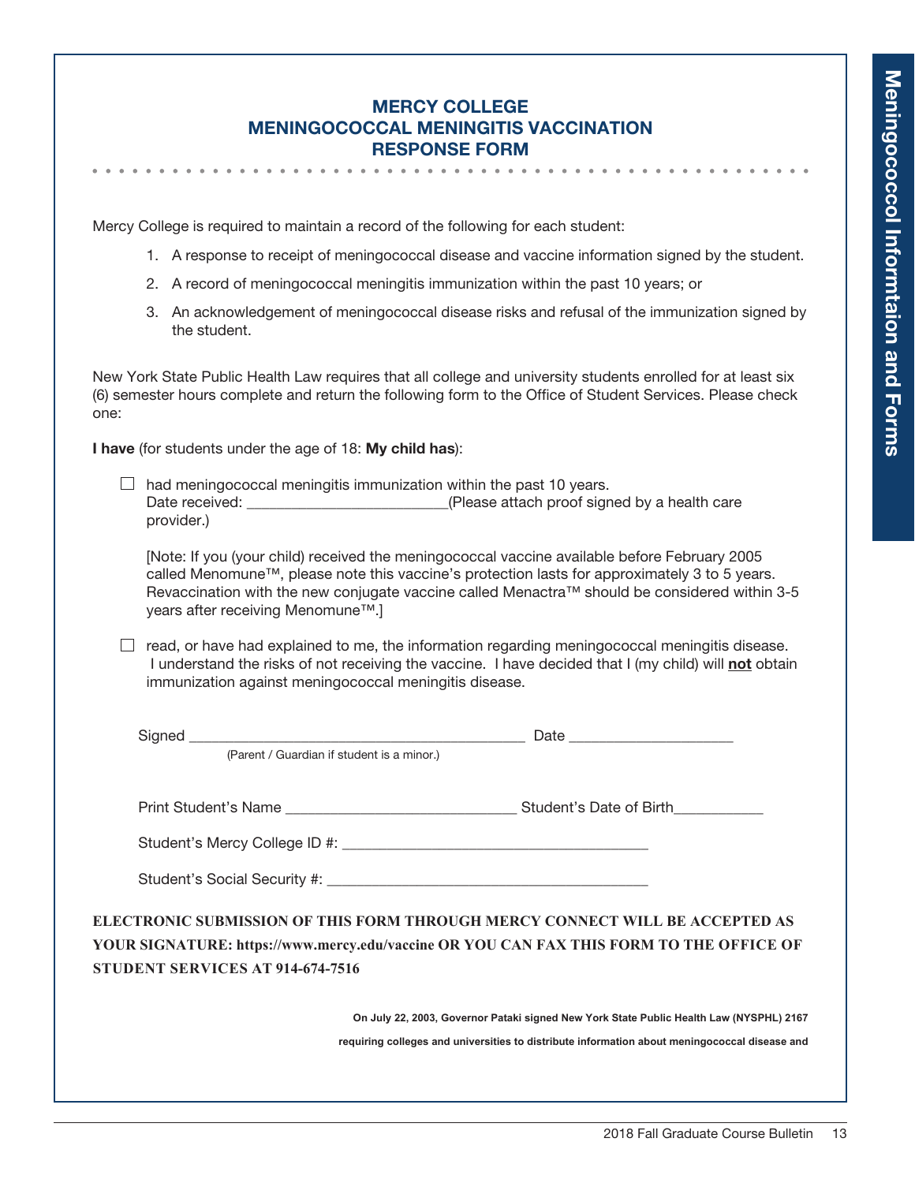# MERCY COLLEGE
# MENINGOCOCCAL MENINGITIS VACCINATION
# RESPONSE FORM

Mercy College is required to maintain a record of the following for each student:

1. A response to receipt of meningococcal disease and vaccine information signed by the student.
2. A record of meningococcal meningitis immunization within the past 10 years; or
3. An acknowledgement of meningococcal disease risks and refusal of the immunization signed by the student.

New York State Public Health Law requires that all college and university students enrolled for at least six (6) semester hours complete and return the following form to the Office of Student Services. Please check one:

**I have** (for students under the age of 18: **My child has**):

☐ had meningococcal meningitis immunization within the past 10 years.
Date received: _________________________(Please attach proof signed by a health care provider.)

[Note: If you (your child) received the meningococcal vaccine available before February 2005 called Menomune™, please note this vaccine's protection lasts for approximately 3 to 5 years. Revaccination with the new conjugate vaccine called Menactra™ should be considered within 3-5 years after receiving Menomune™.]

☐ read, or have had explained to me, the information regarding meningococcal meningitis disease. I understand the risks of not receiving the vaccine. I have decided that I (my child) will **not** obtain immunization against meningococcal meningitis disease.

Signed __________________________________________ Date ____________________
(Parent / Guardian if student is a minor.)

Print Student's Name _____________________________ Student's Date of Birth___________

Student's Mercy College ID #: ______________________________________

Student's Social Security #: ________________________________________

**ELECTRONIC SUBMISSION OF THIS FORM THROUGH MERCY CONNECT WILL BE ACCEPTED AS YOUR SIGNATURE: https://www.mercy.edu/vaccine OR YOU CAN FAX THIS FORM TO THE OFFICE OF STUDENT SERVICES AT 914-674-7516**

**On July 22, 2003, Governor Pataki signed New York State Public Health Law (NYSPHL) 2167 requiring colleges and universities to distribute information about meningococcal disease and**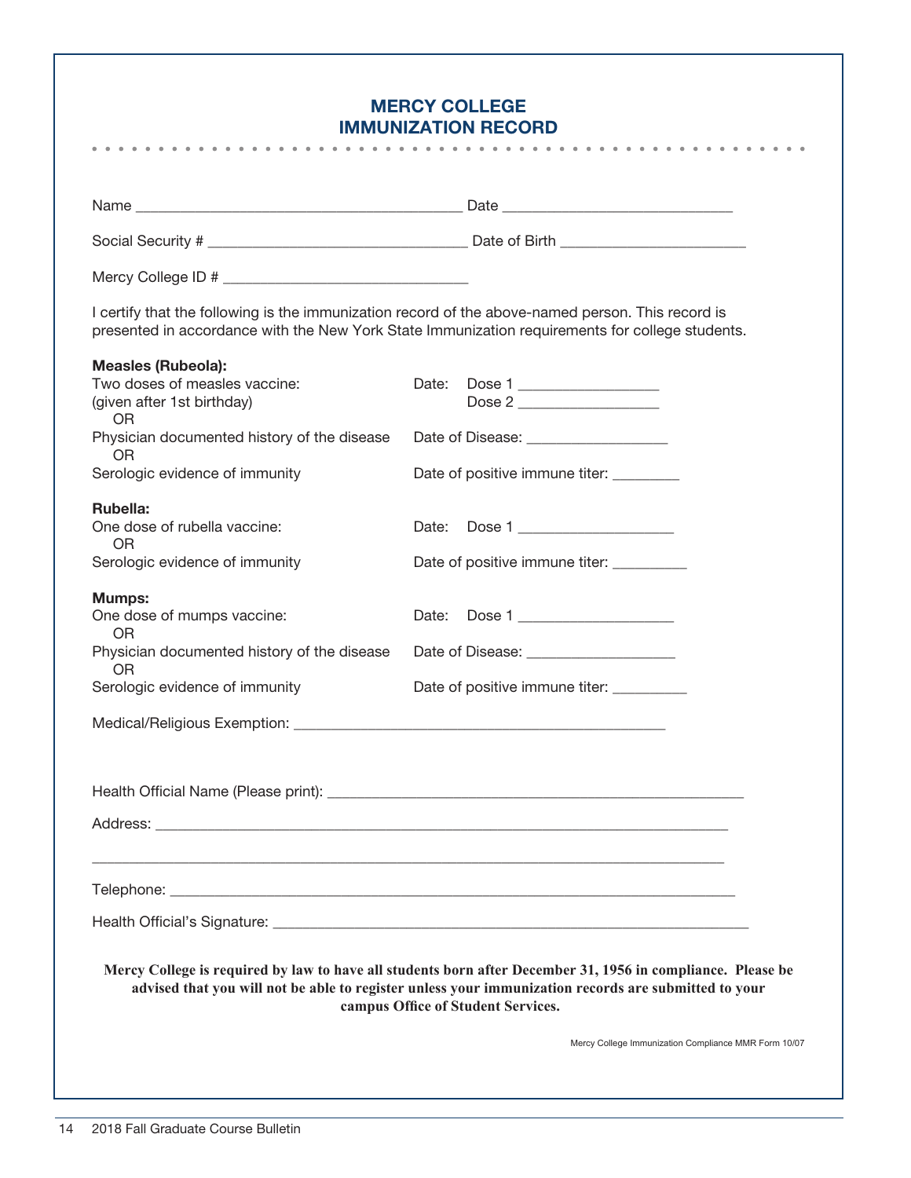## MERCY COLLEGE
## IMMUNIZATION RECORD

Name ________________________________________ Date ____________________________

Social Security # _______________________________ Date of Birth ______________________

Mercy College ID # ______________________________

I certify that the following is the immunization record of the above-named person. This record is presented in accordance with the New York State Immunization requirements for college students.

**Measles (Rubeola):**

Two doses of measles vaccine: (given after 1st birthday) — Date: Dose 1 _________________ Dose 2 _________________

OR

Physician documented history of the disease — Date of Disease: _________________

OR

Serologic evidence of immunity — Date of positive immune titer: ________

**Rubella:**

One dose of rubella vaccine: — Date: Dose 1 ___________________

OR

Serologic evidence of immunity — Date of positive immune titer: _________

**Mumps:**

One dose of mumps vaccine: — Date: Dose 1 ___________________

OR

Physician documented history of the disease — Date of Disease: __________________

OR

Serologic evidence of immunity — Date of positive immune titer: _________

Medical/Religious Exemption: ______________________________________________

Health Official Name (Please print): ___________________________________________________

Address: ________________________________________________________________________

________________________________________________________________________________

Telephone: ______________________________________________________________________

Health Official's Signature: ________________________________________________________

**Mercy College is required by law to have all students born after December 31, 1956 in compliance. Please be advised that you will not be able to register unless your immunization records are submitted to your campus Office of Student Services.**

Mercy College Immunization Compliance MMR Form 10/07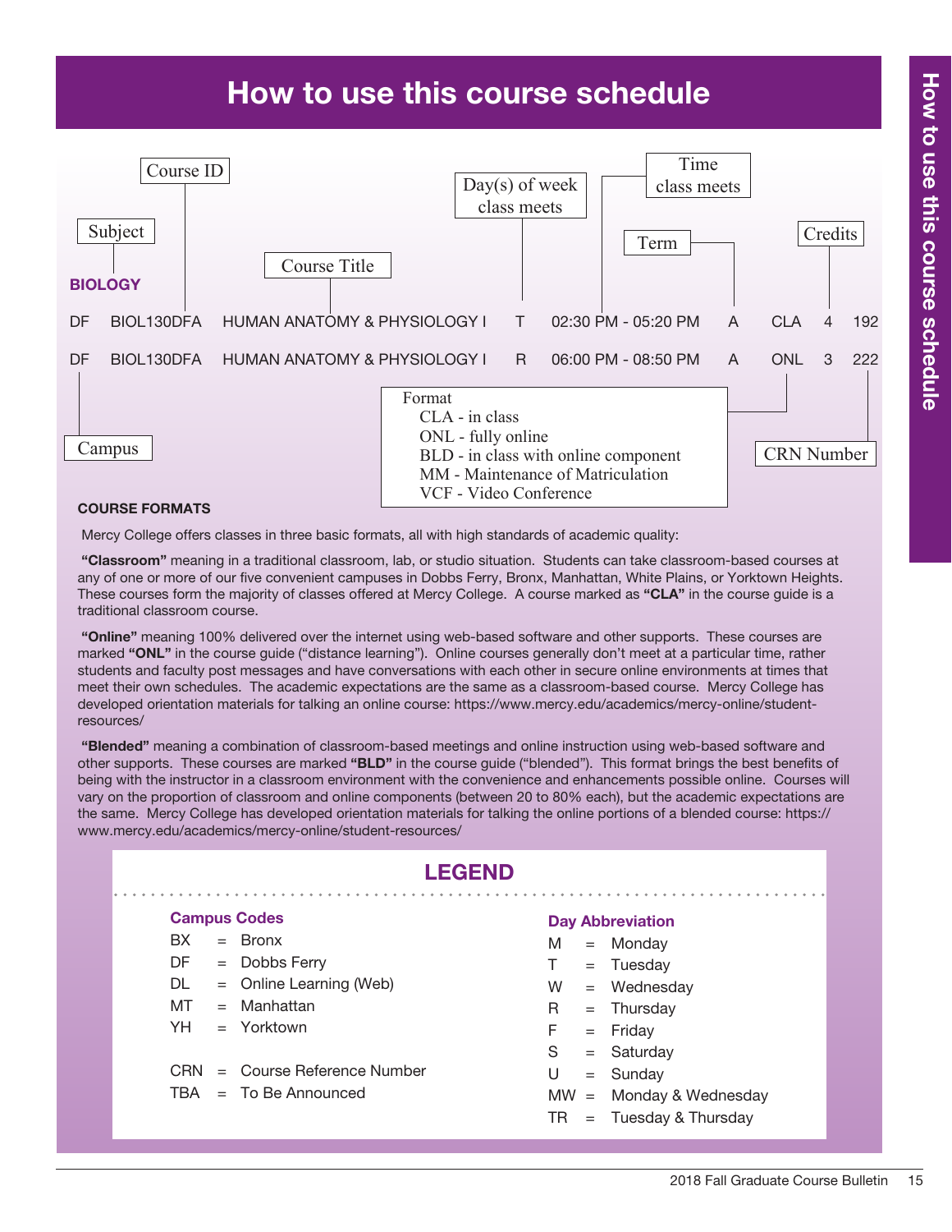# How to use this course schedule

Course ID | Subject | Course Title | Day(s) of week class meets | Time class meets | Term | Credits

**BIOLOGY**

| Campus | Course ID | Course Title | Day | Time | Term | Format | Credits | CRN Number |
|---|---|---|---|---|---|---|---|---|
| DF | BIOL130DFA | HUMAN ANATOMY & PHYSIOLOGY I | T | 02:30 PM - 05:20 PM | A | CLA | 4 | 192 |
| DF | BIOL130DFA | HUMAN ANATOMY & PHYSIOLOGY I | R | 06:00 PM - 08:50 PM | A | ONL | 3 | 222 |

Format
- CLA - in class
- ONL - fully online
- BLD - in class with online component
- MM - Maintenance of Matriculation
- VCF - Video Conference

Campus | CRN Number

**COURSE FORMATS**

Mercy College offers classes in three basic formats, all with high standards of academic quality:

**"Classroom"** meaning in a traditional classroom, lab, or studio situation. Students can take classroom-based courses at any of one or more of our five convenient campuses in Dobbs Ferry, Bronx, Manhattan, White Plains, or Yorktown Heights. These courses form the majority of classes offered at Mercy College. A course marked as **"CLA"** in the course guide is a traditional classroom course.

**"Online"** meaning 100% delivered over the internet using web-based software and other supports. These courses are marked **"ONL"** in the course guide ("distance learning"). Online courses generally don't meet at a particular time, rather students and faculty post messages and have conversations with each other in secure online environments at times that meet their own schedules. The academic expectations are the same as a classroom-based course. Mercy College has developed orientation materials for talking an online course: https://www.mercy.edu/academics/mercy-online/student-resources/

**"Blended"** meaning a combination of classroom-based meetings and online instruction using web-based software and other supports. These courses are marked **"BLD"** in the course guide ("blended"). This format brings the best benefits of being with the instructor in a classroom environment with the convenience and enhancements possible online. Courses will vary on the proportion of classroom and online components (between 20 to 80% each), but the academic expectations are the same. Mercy College has developed orientation materials for talking the online portions of a blended course: https://www.mercy.edu/academics/mercy-online/student-resources/

## LEGEND

### Campus Codes

- BX = Bronx
- DF = Dobbs Ferry
- DL = Online Learning (Web)
- MT = Manhattan
- YH = Yorktown

- CRN = Course Reference Number
- TBA = To Be Announced

### Day Abbreviation

- M = Monday
- T = Tuesday
- W = Wednesday
- R = Thursday
- F = Friday
- S = Saturday
- U = Sunday
- MW = Monday & Wednesday
- TR = Tuesday & Thursday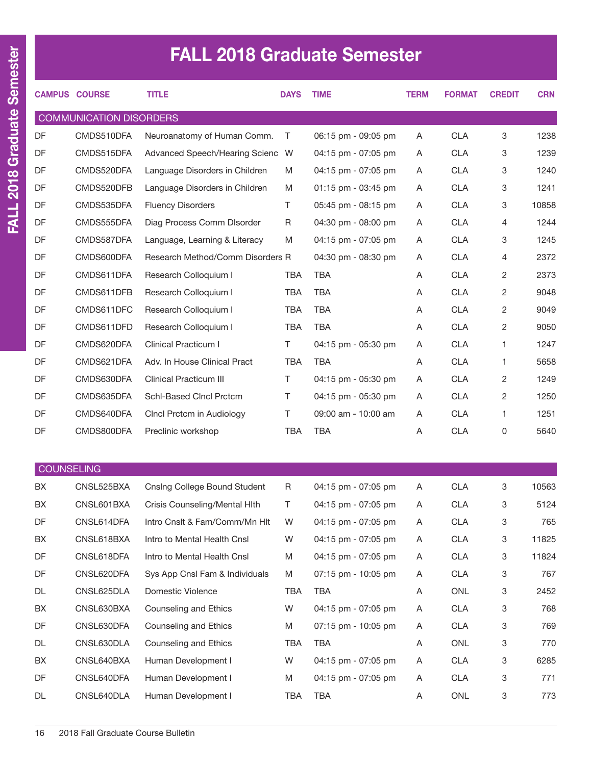# FALL 2018 Graduate Semester

| CAMPUS | COURSE | TITLE | DAYS | TIME | TERM | FORMAT | CREDIT | CRN |
|---|---|---|---|---|---|---|---|---|
| **COMMUNICATION DISORDERS** | | | | | | | | |
| DF | CMDS510DFA | Neuroanatomy of Human Comm. | T | 06:15 pm - 09:05 pm | A | CLA | 3 | 1238 |
| DF | CMDS515DFA | Advanced Speech/Hearing Scienc | W | 04:15 pm - 07:05 pm | A | CLA | 3 | 1239 |
| DF | CMDS520DFA | Language Disorders in Children | M | 04:15 pm - 07:05 pm | A | CLA | 3 | 1240 |
| DF | CMDS520DFB | Language Disorders in Children | M | 01:15 pm - 03:45 pm | A | CLA | 3 | 1241 |
| DF | CMDS535DFA | Fluency Disorders | T | 05:45 pm - 08:15 pm | A | CLA | 3 | 10858 |
| DF | CMDS555DFA | Diag Process Comm DIsorder | R | 04:30 pm - 08:00 pm | A | CLA | 4 | 1244 |
| DF | CMDS587DFA | Language, Learning & Literacy | M | 04:15 pm - 07:05 pm | A | CLA | 3 | 1245 |
| DF | CMDS600DFA | Research Method/Comm Disorders | R | 04:30 pm - 08:30 pm | A | CLA | 4 | 2372 |
| DF | CMDS611DFA | Research Colloquium I | TBA | TBA | A | CLA | 2 | 2373 |
| DF | CMDS611DFB | Research Colloquium I | TBA | TBA | A | CLA | 2 | 9048 |
| DF | CMDS611DFC | Research Colloquium I | TBA | TBA | A | CLA | 2 | 9049 |
| DF | CMDS611DFD | Research Colloquium I | TBA | TBA | A | CLA | 2 | 9050 |
| DF | CMDS620DFA | Clinical Practicum I | T | 04:15 pm - 05:30 pm | A | CLA | 1 | 1247 |
| DF | CMDS621DFA | Adv. In House Clinical Pract | TBA | TBA | A | CLA | 1 | 5658 |
| DF | CMDS630DFA | Clinical Practicum III | T | 04:15 pm - 05:30 pm | A | CLA | 2 | 1249 |
| DF | CMDS635DFA | Schl-Based Clncl Prctcm | T | 04:15 pm - 05:30 pm | A | CLA | 2 | 1250 |
| DF | CMDS640DFA | Clncl Prctcm in Audiology | T | 09:00 am - 10:00 am | A | CLA | 1 | 1251 |
| DF | CMDS800DFA | Preclinic workshop | TBA | TBA | A | CLA | 0 | 5640 |
| **COUNSELING** | | | | | | | | |
| BX | CNSL525BXA | Cnslng College Bound Student | R | 04:15 pm - 07:05 pm | A | CLA | 3 | 10563 |
| BX | CNSL601BXA | Crisis Counseling/Mental Hlth | T | 04:15 pm - 07:05 pm | A | CLA | 3 | 5124 |
| DF | CNSL614DFA | Intro Cnslt & Fam/Comm/Mn Hlt | W | 04:15 pm - 07:05 pm | A | CLA | 3 | 765 |
| BX | CNSL618BXA | Intro to Mental Health Cnsl | W | 04:15 pm - 07:05 pm | A | CLA | 3 | 11825 |
| DF | CNSL618DFA | Intro to Mental Health Cnsl | M | 04:15 pm - 07:05 pm | A | CLA | 3 | 11824 |
| DF | CNSL620DFA | Sys App Cnsl Fam & Individuals | M | 07:15 pm - 10:05 pm | A | CLA | 3 | 767 |
| DL | CNSL625DLA | Domestic Violence | TBA | TBA | A | ONL | 3 | 2452 |
| BX | CNSL630BXA | Counseling and Ethics | W | 04:15 pm - 07:05 pm | A | CLA | 3 | 768 |
| DF | CNSL630DFA | Counseling and Ethics | M | 07:15 pm - 10:05 pm | A | CLA | 3 | 769 |
| DL | CNSL630DLA | Counseling and Ethics | TBA | TBA | A | ONL | 3 | 770 |
| BX | CNSL640BXA | Human Development I | W | 04:15 pm - 07:05 pm | A | CLA | 3 | 6285 |
| DF | CNSL640DFA | Human Development I | M | 04:15 pm - 07:05 pm | A | CLA | 3 | 771 |
| DL | CNSL640DLA | Human Development I | TBA | TBA | A | ONL | 3 | 773 |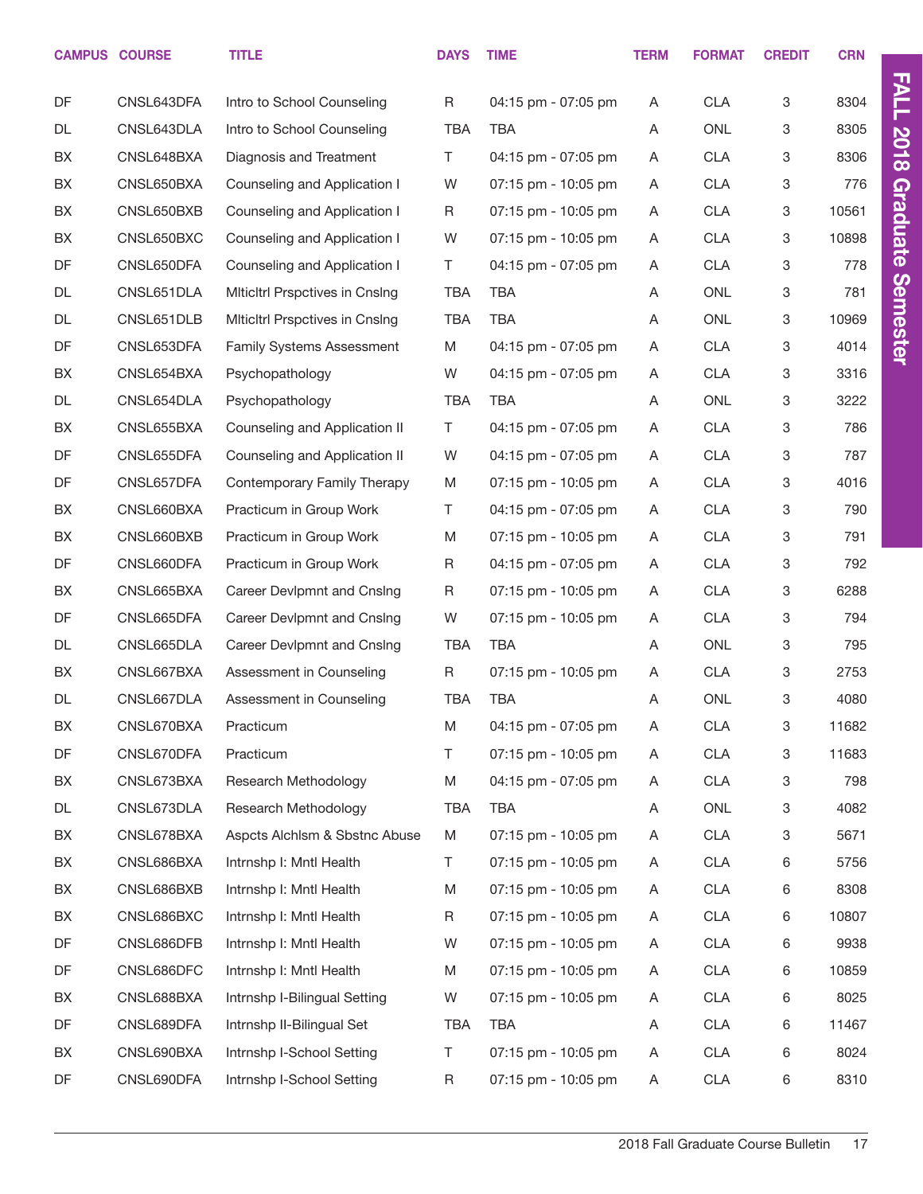| CAMPUS | COURSE | TITLE | DAYS | TIME | TERM | FORMAT | CREDIT | CRN |
|---|---|---|---|---|---|---|---|---|
| DF | CNSL643DFA | Intro to School Counseling | R | 04:15 pm - 07:05 pm | A | CLA | 3 | 8304 |
| DL | CNSL643DLA | Intro to School Counseling | TBA | TBA | A | ONL | 3 | 8305 |
| BX | CNSL648BXA | Diagnosis and Treatment | T | 04:15 pm - 07:05 pm | A | CLA | 3 | 8306 |
| BX | CNSL650BXA | Counseling and Application I | W | 07:15 pm - 10:05 pm | A | CLA | 3 | 776 |
| BX | CNSL650BXB | Counseling and Application I | R | 07:15 pm - 10:05 pm | A | CLA | 3 | 10561 |
| BX | CNSL650BXC | Counseling and Application I | W | 07:15 pm - 10:05 pm | A | CLA | 3 | 10898 |
| DF | CNSL650DFA | Counseling and Application I | T | 04:15 pm - 07:05 pm | A | CLA | 3 | 778 |
| DL | CNSL651DLA | Mlticltrl Prspctives in Cnslng | TBA | TBA | A | ONL | 3 | 781 |
| DL | CNSL651DLB | Mlticltrl Prspctives in Cnslng | TBA | TBA | A | ONL | 3 | 10969 |
| DF | CNSL653DFA | Family Systems Assessment | M | 04:15 pm - 07:05 pm | A | CLA | 3 | 4014 |
| BX | CNSL654BXA | Psychopathology | W | 04:15 pm - 07:05 pm | A | CLA | 3 | 3316 |
| DL | CNSL654DLA | Psychopathology | TBA | TBA | A | ONL | 3 | 3222 |
| BX | CNSL655BXA | Counseling and Application II | T | 04:15 pm - 07:05 pm | A | CLA | 3 | 786 |
| DF | CNSL655DFA | Counseling and Application II | W | 04:15 pm - 07:05 pm | A | CLA | 3 | 787 |
| DF | CNSL657DFA | Contemporary Family Therapy | M | 07:15 pm - 10:05 pm | A | CLA | 3 | 4016 |
| BX | CNSL660BXA | Practicum in Group Work | T | 04:15 pm - 07:05 pm | A | CLA | 3 | 790 |
| BX | CNSL660BXB | Practicum in Group Work | M | 07:15 pm - 10:05 pm | A | CLA | 3 | 791 |
| DF | CNSL660DFA | Practicum in Group Work | R | 04:15 pm - 07:05 pm | A | CLA | 3 | 792 |
| BX | CNSL665BXA | Career Devlpmnt and Cnslng | R | 07:15 pm - 10:05 pm | A | CLA | 3 | 6288 |
| DF | CNSL665DFA | Career Devlpmnt and Cnslng | W | 07:15 pm - 10:05 pm | A | CLA | 3 | 794 |
| DL | CNSL665DLA | Career Devlpmnt and Cnslng | TBA | TBA | A | ONL | 3 | 795 |
| BX | CNSL667BXA | Assessment in Counseling | R | 07:15 pm - 10:05 pm | A | CLA | 3 | 2753 |
| DL | CNSL667DLA | Assessment in Counseling | TBA | TBA | A | ONL | 3 | 4080 |
| BX | CNSL670BXA | Practicum | M | 04:15 pm - 07:05 pm | A | CLA | 3 | 11682 |
| DF | CNSL670DFA | Practicum | T | 07:15 pm - 10:05 pm | A | CLA | 3 | 11683 |
| BX | CNSL673BXA | Research Methodology | M | 04:15 pm - 07:05 pm | A | CLA | 3 | 798 |
| DL | CNSL673DLA | Research Methodology | TBA | TBA | A | ONL | 3 | 4082 |
| BX | CNSL678BXA | Aspcts Alchlsm & Sbstnc Abuse | M | 07:15 pm - 10:05 pm | A | CLA | 3 | 5671 |
| BX | CNSL686BXA | Intrnshp I: Mntl Health | T | 07:15 pm - 10:05 pm | A | CLA | 6 | 5756 |
| BX | CNSL686BXB | Intrnshp I: Mntl Health | M | 07:15 pm - 10:05 pm | A | CLA | 6 | 8308 |
| BX | CNSL686BXC | Intrnshp I: Mntl Health | R | 07:15 pm - 10:05 pm | A | CLA | 6 | 10807 |
| DF | CNSL686DFB | Intrnshp I: Mntl Health | W | 07:15 pm - 10:05 pm | A | CLA | 6 | 9938 |
| DF | CNSL686DFC | Intrnshp I: Mntl Health | M | 07:15 pm - 10:05 pm | A | CLA | 6 | 10859 |
| BX | CNSL688BXA | Intrnshp I-Bilingual Setting | W | 07:15 pm - 10:05 pm | A | CLA | 6 | 8025 |
| DF | CNSL689DFA | Intrnshp II-Bilingual Set | TBA | TBA | A | CLA | 6 | 11467 |
| BX | CNSL690BXA | Intrnshp I-School Setting | T | 07:15 pm - 10:05 pm | A | CLA | 6 | 8024 |
| DF | CNSL690DFA | Intrnshp I-School Setting | R | 07:15 pm - 10:05 pm | A | CLA | 6 | 8310 |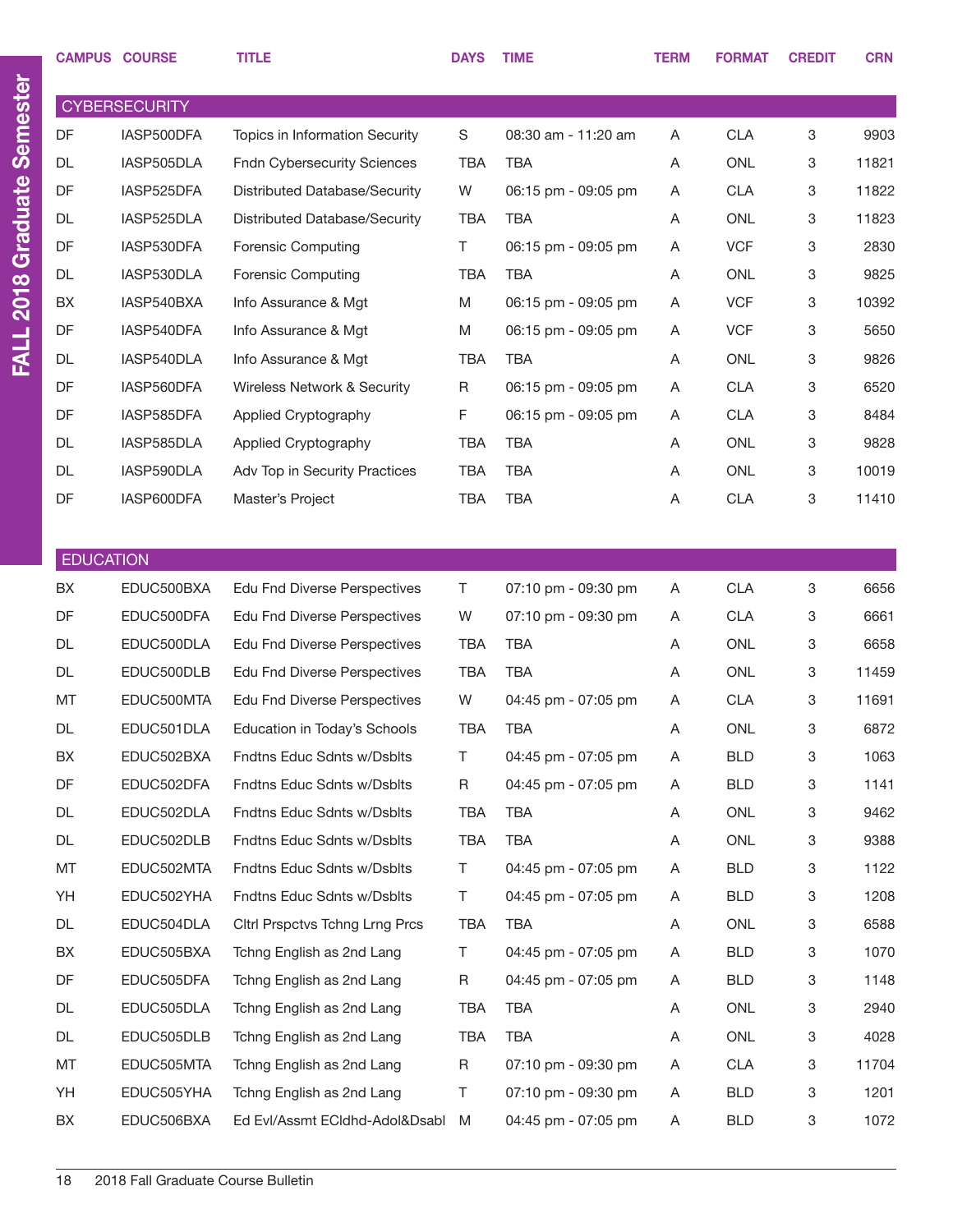| CAMPUS | COURSE | TITLE | DAYS | TIME | TERM | FORMAT | CREDIT | CRN |
|---|---|---|---|---|---|---|---|---|
| **CYBERSECURITY** | | | | | | | | |
| DF | IASP500DFA | Topics in Information Security | S | 08:30 am - 11:20 am | A | CLA | 3 | 9903 |
| DL | IASP505DLA | Fndn Cybersecurity Sciences | TBA | TBA | A | ONL | 3 | 11821 |
| DF | IASP525DFA | Distributed Database/Security | W | 06:15 pm - 09:05 pm | A | CLA | 3 | 11822 |
| DL | IASP525DLA | Distributed Database/Security | TBA | TBA | A | ONL | 3 | 11823 |
| DF | IASP530DFA | Forensic Computing | T | 06:15 pm - 09:05 pm | A | VCF | 3 | 2830 |
| DL | IASP530DLA | Forensic Computing | TBA | TBA | A | ONL | 3 | 9825 |
| BX | IASP540BXA | Info Assurance & Mgt | M | 06:15 pm - 09:05 pm | A | VCF | 3 | 10392 |
| DF | IASP540DFA | Info Assurance & Mgt | M | 06:15 pm - 09:05 pm | A | VCF | 3 | 5650 |
| DL | IASP540DLA | Info Assurance & Mgt | TBA | TBA | A | ONL | 3 | 9826 |
| DF | IASP560DFA | Wireless Network & Security | R | 06:15 pm - 09:05 pm | A | CLA | 3 | 6520 |
| DF | IASP585DFA | Applied Cryptography | F | 06:15 pm - 09:05 pm | A | CLA | 3 | 8484 |
| DL | IASP585DLA | Applied Cryptography | TBA | TBA | A | ONL | 3 | 9828 |
| DL | IASP590DLA | Adv Top in Security Practices | TBA | TBA | A | ONL | 3 | 10019 |
| DF | IASP600DFA | Master's Project | TBA | TBA | A | CLA | 3 | 11410 |
| **EDUCATION** | | | | | | | | |
| BX | EDUC500BXA | Edu Fnd Diverse Perspectives | T | 07:10 pm - 09:30 pm | A | CLA | 3 | 6656 |
| DF | EDUC500DFA | Edu Fnd Diverse Perspectives | W | 07:10 pm - 09:30 pm | A | CLA | 3 | 6661 |
| DL | EDUC500DLA | Edu Fnd Diverse Perspectives | TBA | TBA | A | ONL | 3 | 6658 |
| DL | EDUC500DLB | Edu Fnd Diverse Perspectives | TBA | TBA | A | ONL | 3 | 11459 |
| MT | EDUC500MTA | Edu Fnd Diverse Perspectives | W | 04:45 pm - 07:05 pm | A | CLA | 3 | 11691 |
| DL | EDUC501DLA | Education in Today's Schools | TBA | TBA | A | ONL | 3 | 6872 |
| BX | EDUC502BXA | Fndtns Educ Sdnts w/Dsblts | T | 04:45 pm - 07:05 pm | A | BLD | 3 | 1063 |
| DF | EDUC502DFA | Fndtns Educ Sdnts w/Dsblts | R | 04:45 pm - 07:05 pm | A | BLD | 3 | 1141 |
| DL | EDUC502DLA | Fndtns Educ Sdnts w/Dsblts | TBA | TBA | A | ONL | 3 | 9462 |
| DL | EDUC502DLB | Fndtns Educ Sdnts w/Dsblts | TBA | TBA | A | ONL | 3 | 9388 |
| MT | EDUC502MTA | Fndtns Educ Sdnts w/Dsblts | T | 04:45 pm - 07:05 pm | A | BLD | 3 | 1122 |
| YH | EDUC502YHA | Fndtns Educ Sdnts w/Dsblts | T | 04:45 pm - 07:05 pm | A | BLD | 3 | 1208 |
| DL | EDUC504DLA | Cltrl Prspctvs Tchng Lrng Prcs | TBA | TBA | A | ONL | 3 | 6588 |
| BX | EDUC505BXA | Tchng English as 2nd Lang | T | 04:45 pm - 07:05 pm | A | BLD | 3 | 1070 |
| DF | EDUC505DFA | Tchng English as 2nd Lang | R | 04:45 pm - 07:05 pm | A | BLD | 3 | 1148 |
| DL | EDUC505DLA | Tchng English as 2nd Lang | TBA | TBA | A | ONL | 3 | 2940 |
| DL | EDUC505DLB | Tchng English as 2nd Lang | TBA | TBA | A | ONL | 3 | 4028 |
| MT | EDUC505MTA | Tchng English as 2nd Lang | R | 07:10 pm - 09:30 pm | A | CLA | 3 | 11704 |
| YH | EDUC505YHA | Tchng English as 2nd Lang | T | 07:10 pm - 09:30 pm | A | BLD | 3 | 1201 |
| BX | EDUC506BXA | Ed Evl/Assmt ECldhd-Adol&Dsabl | M | 04:45 pm - 07:05 pm | A | BLD | 3 | 1072 |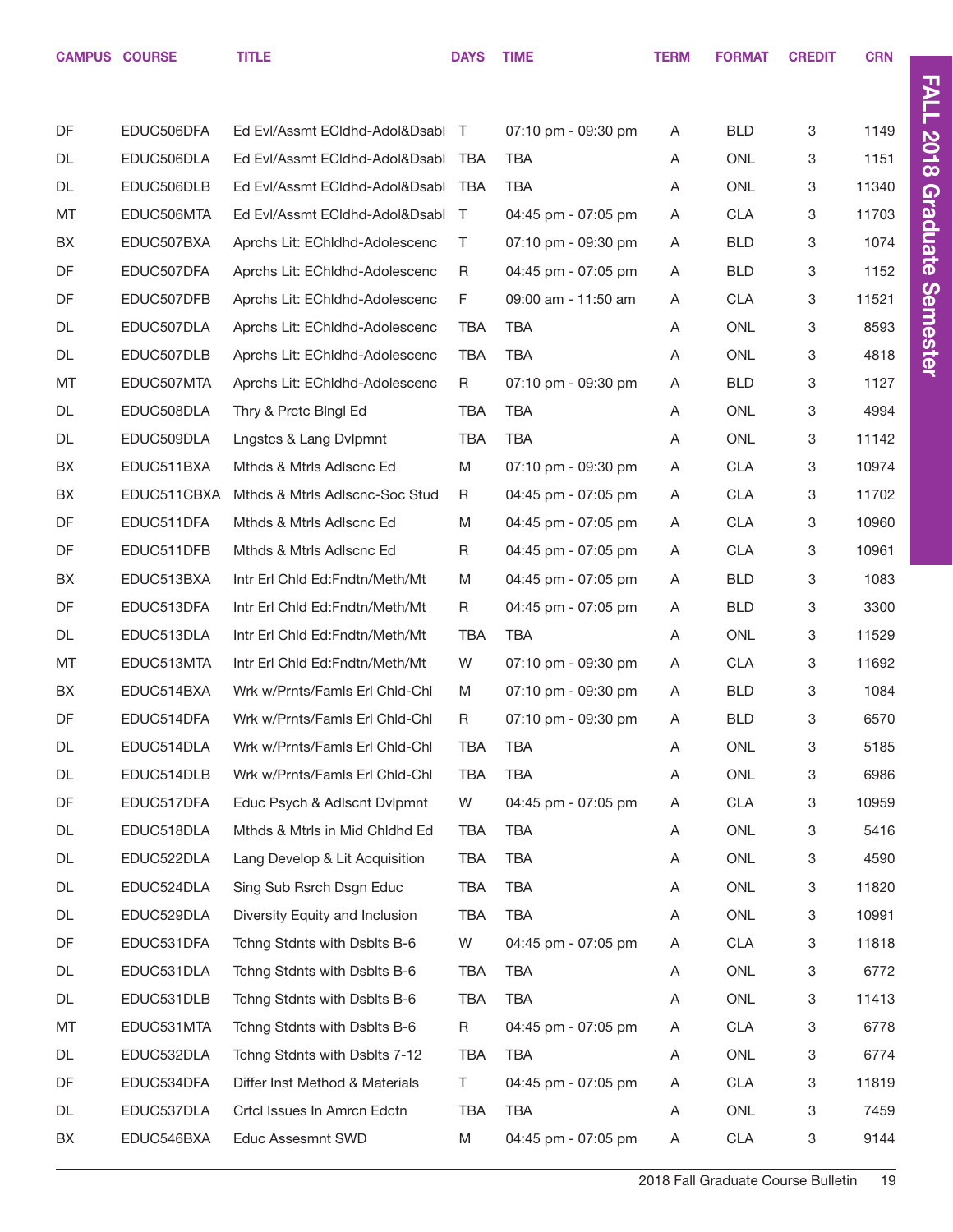| CAMPUS | COURSE | TITLE | DAYS | TIME | TERM | FORMAT | CREDIT | CRN |
|---|---|---|---|---|---|---|---|---|
| DF | EDUC506DFA | Ed Evl/Assmt ECldhd-Adol&Dsabl | T | 07:10 pm - 09:30 pm | A | BLD | 3 | 1149 |
| DL | EDUC506DLA | Ed Evl/Assmt ECldhd-Adol&Dsabl | TBA | TBA | A | ONL | 3 | 1151 |
| DL | EDUC506DLB | Ed Evl/Assmt ECldhd-Adol&Dsabl | TBA | TBA | A | ONL | 3 | 11340 |
| MT | EDUC506MTA | Ed Evl/Assmt ECldhd-Adol&Dsabl | T | 04:45 pm - 07:05 pm | A | CLA | 3 | 11703 |
| BX | EDUC507BXA | Aprchs Lit: EChldhd-Adolescenc | T | 07:10 pm - 09:30 pm | A | BLD | 3 | 1074 |
| DF | EDUC507DFA | Aprchs Lit: EChldhd-Adolescenc | R | 04:45 pm - 07:05 pm | A | BLD | 3 | 1152 |
| DF | EDUC507DFB | Aprchs Lit: EChldhd-Adolescenc | F | 09:00 am - 11:50 am | A | CLA | 3 | 11521 |
| DL | EDUC507DLA | Aprchs Lit: EChldhd-Adolescenc | TBA | TBA | A | ONL | 3 | 8593 |
| DL | EDUC507DLB | Aprchs Lit: EChldhd-Adolescenc | TBA | TBA | A | ONL | 3 | 4818 |
| MT | EDUC507MTA | Aprchs Lit: EChldhd-Adolescenc | R | 07:10 pm - 09:30 pm | A | BLD | 3 | 1127 |
| DL | EDUC508DLA | Thry & Prctc Blngl Ed | TBA | TBA | A | ONL | 3 | 4994 |
| DL | EDUC509DLA | Lngstcs & Lang Dvlpmnt | TBA | TBA | A | ONL | 3 | 11142 |
| BX | EDUC511BXA | Mthds & Mtrls Adlscnc Ed | M | 07:10 pm - 09:30 pm | A | CLA | 3 | 10974 |
| BX | EDUC511CBXA | Mthds & Mtrls Adlscnc-Soc Stud | R | 04:45 pm - 07:05 pm | A | CLA | 3 | 11702 |
| DF | EDUC511DFA | Mthds & Mtrls Adlscnc Ed | M | 04:45 pm - 07:05 pm | A | CLA | 3 | 10960 |
| DF | EDUC511DFB | Mthds & Mtrls Adlscnc Ed | R | 04:45 pm - 07:05 pm | A | CLA | 3 | 10961 |
| BX | EDUC513BXA | Intr Erl Chld Ed:Fndtn/Meth/Mt | M | 04:45 pm - 07:05 pm | A | BLD | 3 | 1083 |
| DF | EDUC513DFA | Intr Erl Chld Ed:Fndtn/Meth/Mt | R | 04:45 pm - 07:05 pm | A | BLD | 3 | 3300 |
| DL | EDUC513DLA | Intr Erl Chld Ed:Fndtn/Meth/Mt | TBA | TBA | A | ONL | 3 | 11529 |
| MT | EDUC513MTA | Intr Erl Chld Ed:Fndtn/Meth/Mt | W | 07:10 pm - 09:30 pm | A | CLA | 3 | 11692 |
| BX | EDUC514BXA | Wrk w/Prnts/Famls Erl Chld-Chl | M | 07:10 pm - 09:30 pm | A | BLD | 3 | 1084 |
| DF | EDUC514DFA | Wrk w/Prnts/Famls Erl Chld-Chl | R | 07:10 pm - 09:30 pm | A | BLD | 3 | 6570 |
| DL | EDUC514DLA | Wrk w/Prnts/Famls Erl Chld-Chl | TBA | TBA | A | ONL | 3 | 5185 |
| DL | EDUC514DLB | Wrk w/Prnts/Famls Erl Chld-Chl | TBA | TBA | A | ONL | 3 | 6986 |
| DF | EDUC517DFA | Educ Psych & Adlscnt Dvlpmnt | W | 04:45 pm - 07:05 pm | A | CLA | 3 | 10959 |
| DL | EDUC518DLA | Mthds & Mtrls in Mid Chldhd Ed | TBA | TBA | A | ONL | 3 | 5416 |
| DL | EDUC522DLA | Lang Develop & Lit Acquisition | TBA | TBA | A | ONL | 3 | 4590 |
| DL | EDUC524DLA | Sing Sub Rsrch Dsgn Educ | TBA | TBA | A | ONL | 3 | 11820 |
| DL | EDUC529DLA | Diversity Equity and Inclusion | TBA | TBA | A | ONL | 3 | 10991 |
| DF | EDUC531DFA | Tchng Stdnts with Dsblts B-6 | W | 04:45 pm - 07:05 pm | A | CLA | 3 | 11818 |
| DL | EDUC531DLA | Tchng Stdnts with Dsblts B-6 | TBA | TBA | A | ONL | 3 | 6772 |
| DL | EDUC531DLB | Tchng Stdnts with Dsblts B-6 | TBA | TBA | A | ONL | 3 | 11413 |
| MT | EDUC531MTA | Tchng Stdnts with Dsblts B-6 | R | 04:45 pm - 07:05 pm | A | CLA | 3 | 6778 |
| DL | EDUC532DLA | Tchng Stdnts with Dsblts 7-12 | TBA | TBA | A | ONL | 3 | 6774 |
| DF | EDUC534DFA | Differ Inst Method & Materials | T | 04:45 pm - 07:05 pm | A | CLA | 3 | 11819 |
| DL | EDUC537DLA | Crtcl Issues In Amrcn Edctn | TBA | TBA | A | ONL | 3 | 7459 |
| BX | EDUC546BXA | Educ Assesmnt SWD | M | 04:45 pm - 07:05 pm | A | CLA | 3 | 9144 |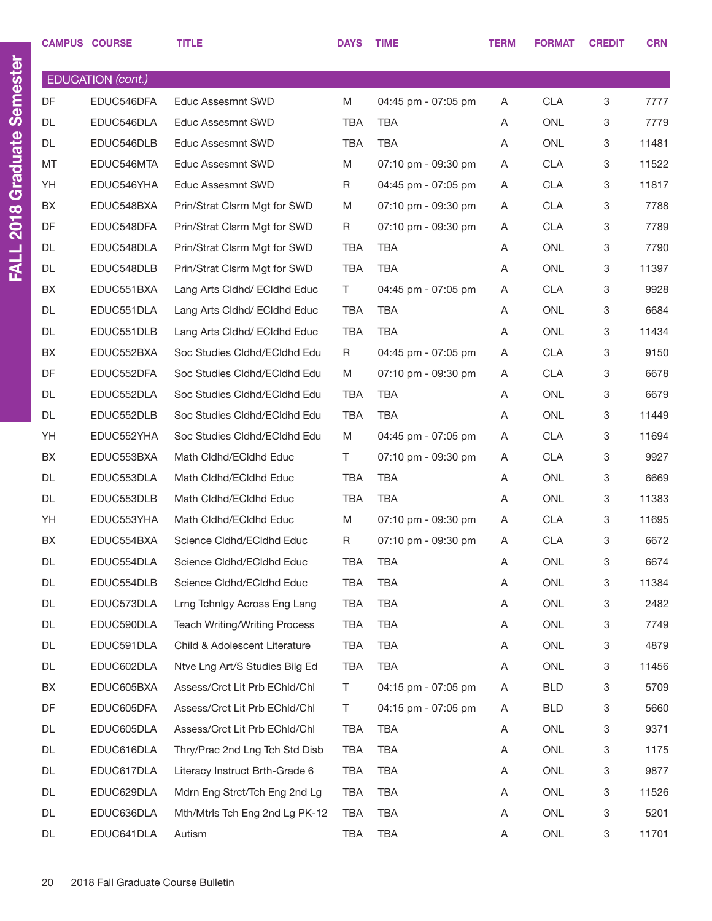| CAMPUS | COURSE | TITLE | DAYS | TIME | TERM | FORMAT | CREDIT | CRN |
|---|---|---|---|---|---|---|---|---|
| **EDUCATION *(cont.)*** | | | | | | | | |
| DF | EDUC546DFA | Educ Assesmnt SWD | M | 04:45 pm - 07:05 pm | A | CLA | 3 | 7777 |
| DL | EDUC546DLA | Educ Assesmnt SWD | TBA | TBA | A | ONL | 3 | 7779 |
| DL | EDUC546DLB | Educ Assesmnt SWD | TBA | TBA | A | ONL | 3 | 11481 |
| MT | EDUC546MTA | Educ Assesmnt SWD | M | 07:10 pm - 09:30 pm | A | CLA | 3 | 11522 |
| YH | EDUC546YHA | Educ Assesmnt SWD | R | 04:45 pm - 07:05 pm | A | CLA | 3 | 11817 |
| BX | EDUC548BXA | Prin/Strat Clsrm Mgt for SWD | M | 07:10 pm - 09:30 pm | A | CLA | 3 | 7788 |
| DF | EDUC548DFA | Prin/Strat Clsrm Mgt for SWD | R | 07:10 pm - 09:30 pm | A | CLA | 3 | 7789 |
| DL | EDUC548DLA | Prin/Strat Clsrm Mgt for SWD | TBA | TBA | A | ONL | 3 | 7790 |
| DL | EDUC548DLB | Prin/Strat Clsrm Mgt for SWD | TBA | TBA | A | ONL | 3 | 11397 |
| BX | EDUC551BXA | Lang Arts Cldhd/ ECldhd Educ | T | 04:45 pm - 07:05 pm | A | CLA | 3 | 9928 |
| DL | EDUC551DLA | Lang Arts Cldhd/ ECldhd Educ | TBA | TBA | A | ONL | 3 | 6684 |
| DL | EDUC551DLB | Lang Arts Cldhd/ ECldhd Educ | TBA | TBA | A | ONL | 3 | 11434 |
| BX | EDUC552BXA | Soc Studies Cldhd/ECldhd Edu | R | 04:45 pm - 07:05 pm | A | CLA | 3 | 9150 |
| DF | EDUC552DFA | Soc Studies Cldhd/ECldhd Edu | M | 07:10 pm - 09:30 pm | A | CLA | 3 | 6678 |
| DL | EDUC552DLA | Soc Studies Cldhd/ECldhd Edu | TBA | TBA | A | ONL | 3 | 6679 |
| DL | EDUC552DLB | Soc Studies Cldhd/ECldhd Edu | TBA | TBA | A | ONL | 3 | 11449 |
| YH | EDUC552YHA | Soc Studies Cldhd/ECldhd Edu | M | 04:45 pm - 07:05 pm | A | CLA | 3 | 11694 |
| BX | EDUC553BXA | Math Cldhd/ECldhd Educ | T | 07:10 pm - 09:30 pm | A | CLA | 3 | 9927 |
| DL | EDUC553DLA | Math Cldhd/ECldhd Educ | TBA | TBA | A | ONL | 3 | 6669 |
| DL | EDUC553DLB | Math Cldhd/ECldhd Educ | TBA | TBA | A | ONL | 3 | 11383 |
| YH | EDUC553YHA | Math Cldhd/ECldhd Educ | M | 07:10 pm - 09:30 pm | A | CLA | 3 | 11695 |
| BX | EDUC554BXA | Science Cldhd/ECldhd Educ | R | 07:10 pm - 09:30 pm | A | CLA | 3 | 6672 |
| DL | EDUC554DLA | Science Cldhd/ECldhd Educ | TBA | TBA | A | ONL | 3 | 6674 |
| DL | EDUC554DLB | Science Cldhd/ECldhd Educ | TBA | TBA | A | ONL | 3 | 11384 |
| DL | EDUC573DLA | Lrng Tchnlgy Across Eng Lang | TBA | TBA | A | ONL | 3 | 2482 |
| DL | EDUC590DLA | Teach Writing/Writing Process | TBA | TBA | A | ONL | 3 | 7749 |
| DL | EDUC591DLA | Child & Adolescent Literature | TBA | TBA | A | ONL | 3 | 4879 |
| DL | EDUC602DLA | Ntve Lng Art/S Studies Bilg Ed | TBA | TBA | A | ONL | 3 | 11456 |
| BX | EDUC605BXA | Assess/Crct Lit Prb EChld/Chl | T | 04:15 pm - 07:05 pm | A | BLD | 3 | 5709 |
| DF | EDUC605DFA | Assess/Crct Lit Prb EChld/Chl | T | 04:15 pm - 07:05 pm | A | BLD | 3 | 5660 |
| DL | EDUC605DLA | Assess/Crct Lit Prb EChld/Chl | TBA | TBA | A | ONL | 3 | 9371 |
| DL | EDUC616DLA | Thry/Prac 2nd Lng Tch Std Disb | TBA | TBA | A | ONL | 3 | 1175 |
| DL | EDUC617DLA | Literacy Instruct Brth-Grade 6 | TBA | TBA | A | ONL | 3 | 9877 |
| DL | EDUC629DLA | Mdrn Eng Strct/Tch Eng 2nd Lg | TBA | TBA | A | ONL | 3 | 11526 |
| DL | EDUC636DLA | Mth/Mtrls Tch Eng 2nd Lg PK-12 | TBA | TBA | A | ONL | 3 | 5201 |
| DL | EDUC641DLA | Autism | TBA | TBA | A | ONL | 3 | 11701 |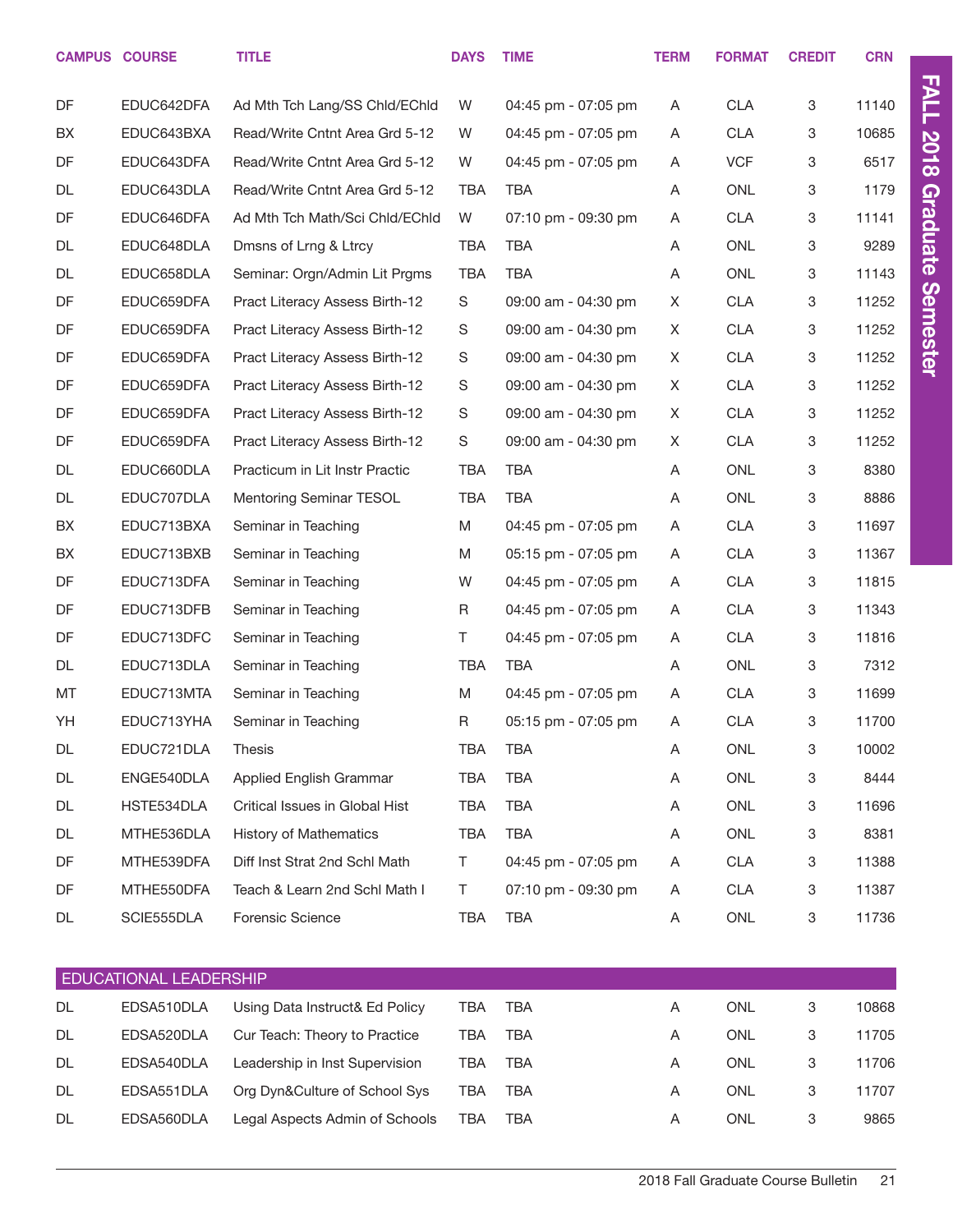| CAMPUS | COURSE | TITLE | DAYS | TIME | TERM | FORMAT | CREDIT | CRN |
|---|---|---|---|---|---|---|---|---|
| DF | EDUC642DFA | Ad Mth Tch Lang/SS Chld/EChld | W | 04:45 pm - 07:05 pm | A | CLA | 3 | 11140 |
| BX | EDUC643BXA | Read/Write Cntnt Area Grd 5-12 | W | 04:45 pm - 07:05 pm | A | CLA | 3 | 10685 |
| DF | EDUC643DFA | Read/Write Cntnt Area Grd 5-12 | W | 04:45 pm - 07:05 pm | A | VCF | 3 | 6517 |
| DL | EDUC643DLA | Read/Write Cntnt Area Grd 5-12 | TBA | TBA | A | ONL | 3 | 1179 |
| DF | EDUC646DFA | Ad Mth Tch Math/Sci Chld/EChld | W | 07:10 pm - 09:30 pm | A | CLA | 3 | 11141 |
| DL | EDUC648DLA | Dmsns of Lrng & Ltrcy | TBA | TBA | A | ONL | 3 | 9289 |
| DL | EDUC658DLA | Seminar: Orgn/Admin Lit Prgms | TBA | TBA | A | ONL | 3 | 11143 |
| DF | EDUC659DFA | Pract Literacy Assess Birth-12 | S | 09:00 am - 04:30 pm | X | CLA | 3 | 11252 |
| DF | EDUC659DFA | Pract Literacy Assess Birth-12 | S | 09:00 am - 04:30 pm | X | CLA | 3 | 11252 |
| DF | EDUC659DFA | Pract Literacy Assess Birth-12 | S | 09:00 am - 04:30 pm | X | CLA | 3 | 11252 |
| DF | EDUC659DFA | Pract Literacy Assess Birth-12 | S | 09:00 am - 04:30 pm | X | CLA | 3 | 11252 |
| DF | EDUC659DFA | Pract Literacy Assess Birth-12 | S | 09:00 am - 04:30 pm | X | CLA | 3 | 11252 |
| DF | EDUC659DFA | Pract Literacy Assess Birth-12 | S | 09:00 am - 04:30 pm | X | CLA | 3 | 11252 |
| DL | EDUC660DLA | Practicum in Lit Instr Practic | TBA | TBA | A | ONL | 3 | 8380 |
| DL | EDUC707DLA | Mentoring Seminar TESOL | TBA | TBA | A | ONL | 3 | 8886 |
| BX | EDUC713BXA | Seminar in Teaching | M | 04:45 pm - 07:05 pm | A | CLA | 3 | 11697 |
| BX | EDUC713BXB | Seminar in Teaching | M | 05:15 pm - 07:05 pm | A | CLA | 3 | 11367 |
| DF | EDUC713DFA | Seminar in Teaching | W | 04:45 pm - 07:05 pm | A | CLA | 3 | 11815 |
| DF | EDUC713DFB | Seminar in Teaching | R | 04:45 pm - 07:05 pm | A | CLA | 3 | 11343 |
| DF | EDUC713DFC | Seminar in Teaching | T | 04:45 pm - 07:05 pm | A | CLA | 3 | 11816 |
| DL | EDUC713DLA | Seminar in Teaching | TBA | TBA | A | ONL | 3 | 7312 |
| MT | EDUC713MTA | Seminar in Teaching | M | 04:45 pm - 07:05 pm | A | CLA | 3 | 11699 |
| YH | EDUC713YHA | Seminar in Teaching | R | 05:15 pm - 07:05 pm | A | CLA | 3 | 11700 |
| DL | EDUC721DLA | Thesis | TBA | TBA | A | ONL | 3 | 10002 |
| DL | ENGE540DLA | Applied English Grammar | TBA | TBA | A | ONL | 3 | 8444 |
| DL | HSTE534DLA | Critical Issues in Global Hist | TBA | TBA | A | ONL | 3 | 11696 |
| DL | MTHE536DLA | History of Mathematics | TBA | TBA | A | ONL | 3 | 8381 |
| DF | MTHE539DFA | Diff Inst Strat 2nd Schl Math | T | 04:45 pm - 07:05 pm | A | CLA | 3 | 11388 |
| DF | MTHE550DFA | Teach & Learn 2nd Schl Math I | T | 07:10 pm - 09:30 pm | A | CLA | 3 | 11387 |
| DL | SCIE555DLA | Forensic Science | TBA | TBA | A | ONL | 3 | 11736 |

## EDUCATIONAL LEADERSHIP

| CAMPUS | COURSE | TITLE | DAYS | TIME | TERM | FORMAT | CREDIT | CRN |
|---|---|---|---|---|---|---|---|---|
| DL | EDSA510DLA | Using Data Instruct& Ed Policy | TBA | TBA | A | ONL | 3 | 10868 |
| DL | EDSA520DLA | Cur Teach: Theory to Practice | TBA | TBA | A | ONL | 3 | 11705 |
| DL | EDSA540DLA | Leadership in Inst Supervision | TBA | TBA | A | ONL | 3 | 11706 |
| DL | EDSA551DLA | Org Dyn&Culture of School Sys | TBA | TBA | A | ONL | 3 | 11707 |
| DL | EDSA560DLA | Legal Aspects Admin of Schools | TBA | TBA | A | ONL | 3 | 9865 |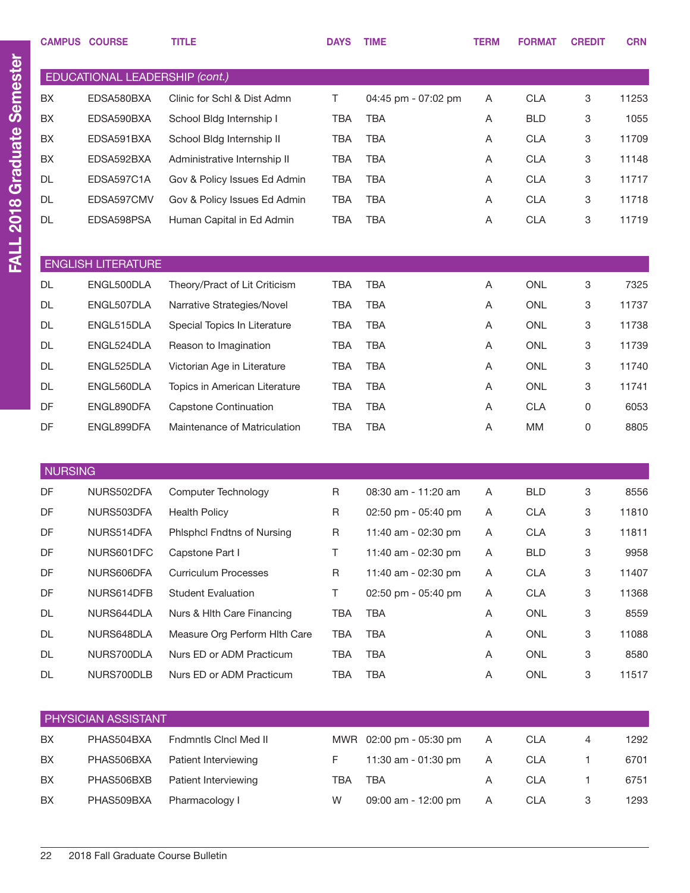| CAMPUS | COURSE | TITLE | DAYS | TIME | TERM | FORMAT | CREDIT | CRN |
|---|---|---|---|---|---|---|---|---|
| **EDUCATIONAL LEADERSHIP *(cont.)*** | | | | | | | | |
| BX | EDSA580BXA | Clinic for Schl & Dist Admn | T | 04:45 pm - 07:02 pm | A | CLA | 3 | 11253 |
| BX | EDSA590BXA | School Bldg Internship I | TBA | TBA | A | BLD | 3 | 1055 |
| BX | EDSA591BXA | School Bldg Internship II | TBA | TBA | A | CLA | 3 | 11709 |
| BX | EDSA592BXA | Administrative Internship II | TBA | TBA | A | CLA | 3 | 11148 |
| DL | EDSA597C1A | Gov & Policy Issues Ed Admin | TBA | TBA | A | CLA | 3 | 11717 |
| DL | EDSA597CMV | Gov & Policy Issues Ed Admin | TBA | TBA | A | CLA | 3 | 11718 |
| DL | EDSA598PSA | Human Capital in Ed Admin | TBA | TBA | A | CLA | 3 | 11719 |
| **ENGLISH LITERATURE** | | | | | | | | |
| DL | ENGL500DLA | Theory/Pract of Lit Criticism | TBA | TBA | A | ONL | 3 | 7325 |
| DL | ENGL507DLA | Narrative Strategies/Novel | TBA | TBA | A | ONL | 3 | 11737 |
| DL | ENGL515DLA | Special Topics In Literature | TBA | TBA | A | ONL | 3 | 11738 |
| DL | ENGL524DLA | Reason to Imagination | TBA | TBA | A | ONL | 3 | 11739 |
| DL | ENGL525DLA | Victorian Age in Literature | TBA | TBA | A | ONL | 3 | 11740 |
| DL | ENGL560DLA | Topics in American Literature | TBA | TBA | A | ONL | 3 | 11741 |
| DF | ENGL890DFA | Capstone Continuation | TBA | TBA | A | CLA | 0 | 6053 |
| DF | ENGL899DFA | Maintenance of Matriculation | TBA | TBA | A | MM | 0 | 8805 |
| **NURSING** | | | | | | | | |
| DF | NURS502DFA | Computer Technology | R | 08:30 am - 11:20 am | A | BLD | 3 | 8556 |
| DF | NURS503DFA | Health Policy | R | 02:50 pm - 05:40 pm | A | CLA | 3 | 11810 |
| DF | NURS514DFA | Phlsphcl Fndtns of Nursing | R | 11:40 am - 02:30 pm | A | CLA | 3 | 11811 |
| DF | NURS601DFC | Capstone Part I | T | 11:40 am - 02:30 pm | A | BLD | 3 | 9958 |
| DF | NURS606DFA | Curriculum Processes | R | 11:40 am - 02:30 pm | A | CLA | 3 | 11407 |
| DF | NURS614DFB | Student Evaluation | T | 02:50 pm - 05:40 pm | A | CLA | 3 | 11368 |
| DL | NURS644DLA | Nurs & Hlth Care Financing | TBA | TBA | A | ONL | 3 | 8559 |
| DL | NURS648DLA | Measure Org Perform Hlth Care | TBA | TBA | A | ONL | 3 | 11088 |
| DL | NURS700DLA | Nurs ED or ADM Practicum | TBA | TBA | A | ONL | 3 | 8580 |
| DL | NURS700DLB | Nurs ED or ADM Practicum | TBA | TBA | A | ONL | 3 | 11517 |
| **PHYSICIAN ASSISTANT** | | | | | | | | |
| BX | PHAS504BXA | Fndmntls Clncl Med II | MWR | 02:00 pm - 05:30 pm | A | CLA | 4 | 1292 |
| BX | PHAS506BXA | Patient Interviewing | F | 11:30 am - 01:30 pm | A | CLA | 1 | 6701 |
| BX | PHAS506BXB | Patient Interviewing | TBA | TBA | A | CLA | 1 | 6751 |
| BX | PHAS509BXA | Pharmacology I | W | 09:00 am - 12:00 pm | A | CLA | 3 | 1293 |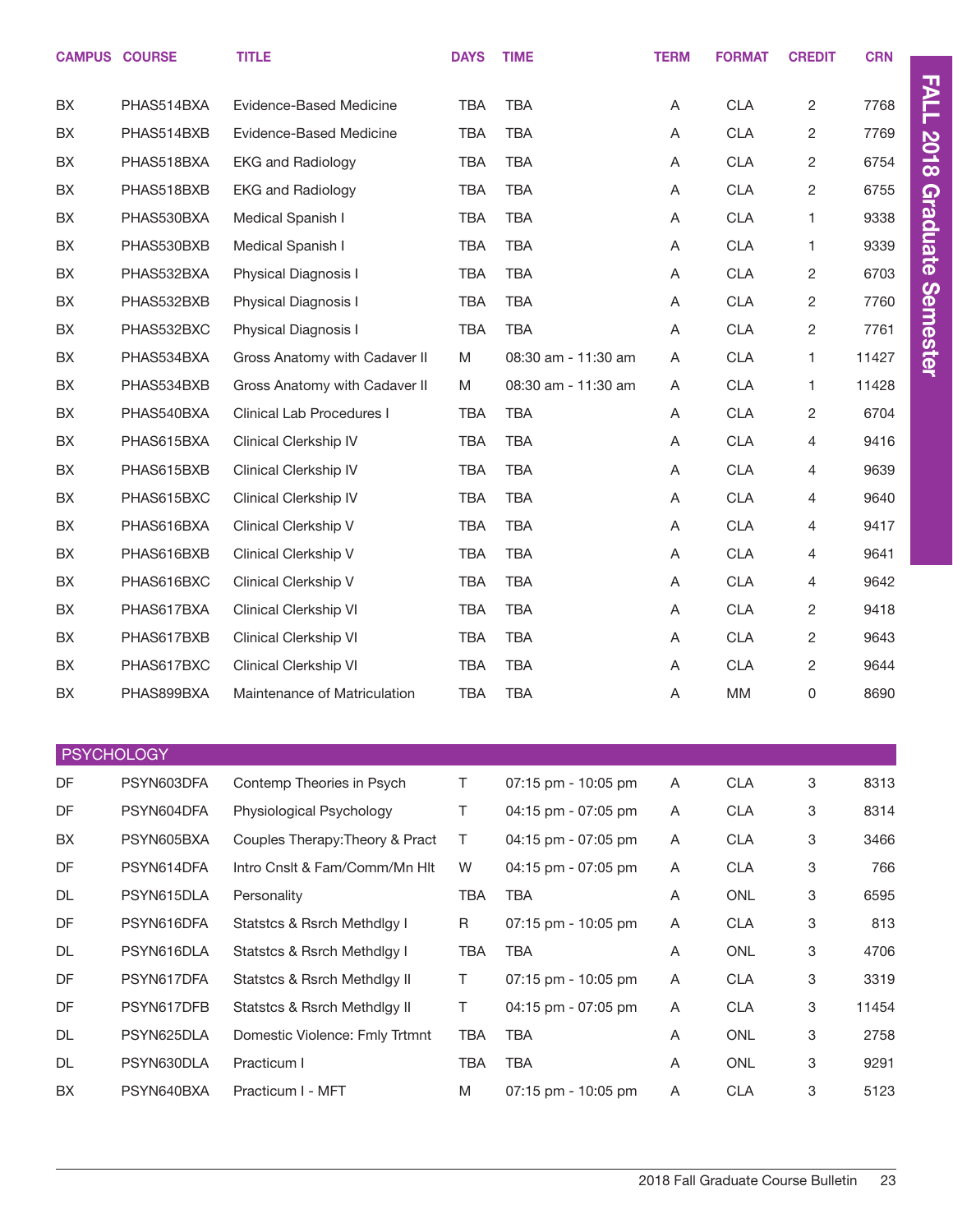| CAMPUS | COURSE | TITLE | DAYS | TIME | TERM | FORMAT | CREDIT | CRN |
|---|---|---|---|---|---|---|---|---|
| BX | PHAS514BXA | Evidence-Based Medicine | TBA | TBA | A | CLA | 2 | 7768 |
| BX | PHAS514BXB | Evidence-Based Medicine | TBA | TBA | A | CLA | 2 | 7769 |
| BX | PHAS518BXA | EKG and Radiology | TBA | TBA | A | CLA | 2 | 6754 |
| BX | PHAS518BXB | EKG and Radiology | TBA | TBA | A | CLA | 2 | 6755 |
| BX | PHAS530BXA | Medical Spanish I | TBA | TBA | A | CLA | 1 | 9338 |
| BX | PHAS530BXB | Medical Spanish I | TBA | TBA | A | CLA | 1 | 9339 |
| BX | PHAS532BXA | Physical Diagnosis I | TBA | TBA | A | CLA | 2 | 6703 |
| BX | PHAS532BXB | Physical Diagnosis I | TBA | TBA | A | CLA | 2 | 7760 |
| BX | PHAS532BXC | Physical Diagnosis I | TBA | TBA | A | CLA | 2 | 7761 |
| BX | PHAS534BXA | Gross Anatomy with Cadaver II | M | 08:30 am - 11:30 am | A | CLA | 1 | 11427 |
| BX | PHAS534BXB | Gross Anatomy with Cadaver II | M | 08:30 am - 11:30 am | A | CLA | 1 | 11428 |
| BX | PHAS540BXA | Clinical Lab Procedures I | TBA | TBA | A | CLA | 2 | 6704 |
| BX | PHAS615BXA | Clinical Clerkship IV | TBA | TBA | A | CLA | 4 | 9416 |
| BX | PHAS615BXB | Clinical Clerkship IV | TBA | TBA | A | CLA | 4 | 9639 |
| BX | PHAS615BXC | Clinical Clerkship IV | TBA | TBA | A | CLA | 4 | 9640 |
| BX | PHAS616BXA | Clinical Clerkship V | TBA | TBA | A | CLA | 4 | 9417 |
| BX | PHAS616BXB | Clinical Clerkship V | TBA | TBA | A | CLA | 4 | 9641 |
| BX | PHAS616BXC | Clinical Clerkship V | TBA | TBA | A | CLA | 4 | 9642 |
| BX | PHAS617BXA | Clinical Clerkship VI | TBA | TBA | A | CLA | 2 | 9418 |
| BX | PHAS617BXB | Clinical Clerkship VI | TBA | TBA | A | CLA | 2 | 9643 |
| BX | PHAS617BXC | Clinical Clerkship VI | TBA | TBA | A | CLA | 2 | 9644 |
| BX | PHAS899BXA | Maintenance of Matriculation | TBA | TBA | A | MM | 0 | 8690 |

## PSYCHOLOGY

| CAMPUS | COURSE | TITLE | DAYS | TIME | TERM | FORMAT | CREDIT | CRN |
|---|---|---|---|---|---|---|---|---|
| DF | PSYN603DFA | Contemp Theories in Psych | T | 07:15 pm - 10:05 pm | A | CLA | 3 | 8313 |
| DF | PSYN604DFA | Physiological Psychology | T | 04:15 pm - 07:05 pm | A | CLA | 3 | 8314 |
| BX | PSYN605BXA | Couples Therapy:Theory & Pract | T | 04:15 pm - 07:05 pm | A | CLA | 3 | 3466 |
| DF | PSYN614DFA | Intro Cnslt & Fam/Comm/Mn Hlt | W | 04:15 pm - 07:05 pm | A | CLA | 3 | 766 |
| DL | PSYN615DLA | Personality | TBA | TBA | A | ONL | 3 | 6595 |
| DF | PSYN616DFA | Statstcs & Rsrch Methdlgy I | R | 07:15 pm - 10:05 pm | A | CLA | 3 | 813 |
| DL | PSYN616DLA | Statstcs & Rsrch Methdlgy I | TBA | TBA | A | ONL | 3 | 4706 |
| DF | PSYN617DFA | Statstcs & Rsrch Methdlgy II | T | 07:15 pm - 10:05 pm | A | CLA | 3 | 3319 |
| DF | PSYN617DFB | Statstcs & Rsrch Methdlgy II | T | 04:15 pm - 07:05 pm | A | CLA | 3 | 11454 |
| DL | PSYN625DLA | Domestic Violence: Fmly Trtmnt | TBA | TBA | A | ONL | 3 | 2758 |
| DL | PSYN630DLA | Practicum I | TBA | TBA | A | ONL | 3 | 9291 |
| BX | PSYN640BXA | Practicum I - MFT | M | 07:15 pm - 10:05 pm | A | CLA | 3 | 5123 |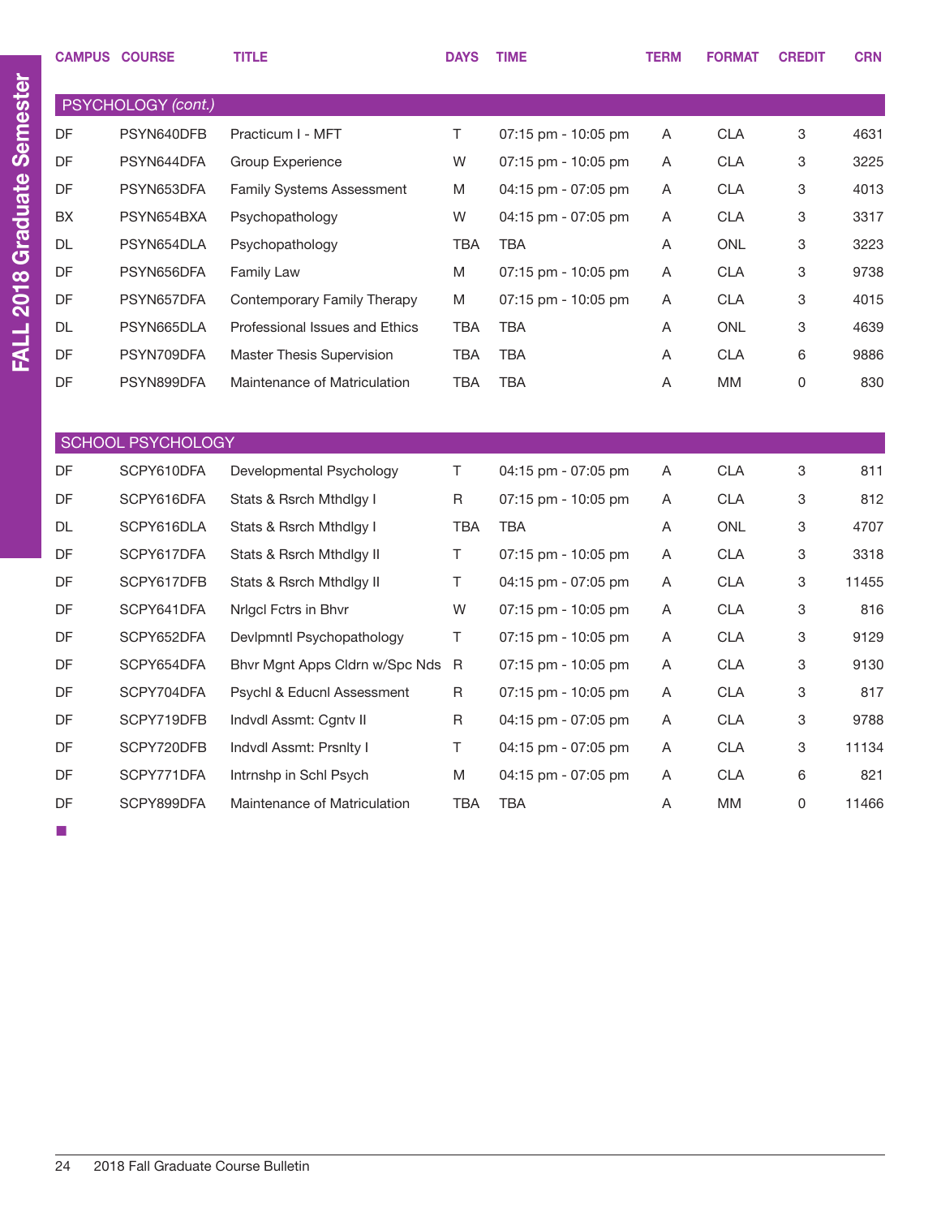| CAMPUS | COURSE | TITLE | DAYS | TIME | TERM | FORMAT | CREDIT | CRN |
|---|---|---|---|---|---|---|---|---|
| **PSYCHOLOGY *(cont.)*** | | | | | | | | |
| DF | PSYN640DFB | Practicum I - MFT | T | 07:15 pm - 10:05 pm | A | CLA | 3 | 4631 |
| DF | PSYN644DFA | Group Experience | W | 07:15 pm - 10:05 pm | A | CLA | 3 | 3225 |
| DF | PSYN653DFA | Family Systems Assessment | M | 04:15 pm - 07:05 pm | A | CLA | 3 | 4013 |
| BX | PSYN654BXA | Psychopathology | W | 04:15 pm - 07:05 pm | A | CLA | 3 | 3317 |
| DL | PSYN654DLA | Psychopathology | TBA | TBA | A | ONL | 3 | 3223 |
| DF | PSYN656DFA | Family Law | M | 07:15 pm - 10:05 pm | A | CLA | 3 | 9738 |
| DF | PSYN657DFA | Contemporary Family Therapy | M | 07:15 pm - 10:05 pm | A | CLA | 3 | 4015 |
| DL | PSYN665DLA | Professional Issues and Ethics | TBA | TBA | A | ONL | 3 | 4639 |
| DF | PSYN709DFA | Master Thesis Supervision | TBA | TBA | A | CLA | 6 | 9886 |
| DF | PSYN899DFA | Maintenance of Matriculation | TBA | TBA | A | MM | 0 | 830 |
| **SCHOOL PSYCHOLOGY** | | | | | | | | |
| DF | SCPY610DFA | Developmental Psychology | T | 04:15 pm - 07:05 pm | A | CLA | 3 | 811 |
| DF | SCPY616DFA | Stats & Rsrch Mthdlgy I | R | 07:15 pm - 10:05 pm | A | CLA | 3 | 812 |
| DL | SCPY616DLA | Stats & Rsrch Mthdlgy I | TBA | TBA | A | ONL | 3 | 4707 |
| DF | SCPY617DFA | Stats & Rsrch Mthdlgy II | T | 07:15 pm - 10:05 pm | A | CLA | 3 | 3318 |
| DF | SCPY617DFB | Stats & Rsrch Mthdlgy II | T | 04:15 pm - 07:05 pm | A | CLA | 3 | 11455 |
| DF | SCPY641DFA | Nrlgcl Fctrs in Bhvr | W | 07:15 pm - 10:05 pm | A | CLA | 3 | 816 |
| DF | SCPY652DFA | Devlpmntl Psychopathology | T | 07:15 pm - 10:05 pm | A | CLA | 3 | 9129 |
| DF | SCPY654DFA | Bhvr Mgnt Apps Cldrn w/Spc Nds | R | 07:15 pm - 10:05 pm | A | CLA | 3 | 9130 |
| DF | SCPY704DFA | Psychl & Educnl Assessment | R | 07:15 pm - 10:05 pm | A | CLA | 3 | 817 |
| DF | SCPY719DFB | Indvdl Assmt: Cgntv II | R | 04:15 pm - 07:05 pm | A | CLA | 3 | 9788 |
| DF | SCPY720DFB | Indvdl Assmt: Prsnlty I | T | 04:15 pm - 07:05 pm | A | CLA | 3 | 11134 |
| DF | SCPY771DFA | Intrnshp in Schl Psych | M | 04:15 pm - 07:05 pm | A | CLA | 6 | 821 |
| DF | SCPY899DFA | Maintenance of Matriculation | TBA | TBA | A | MM | 0 | 11466 |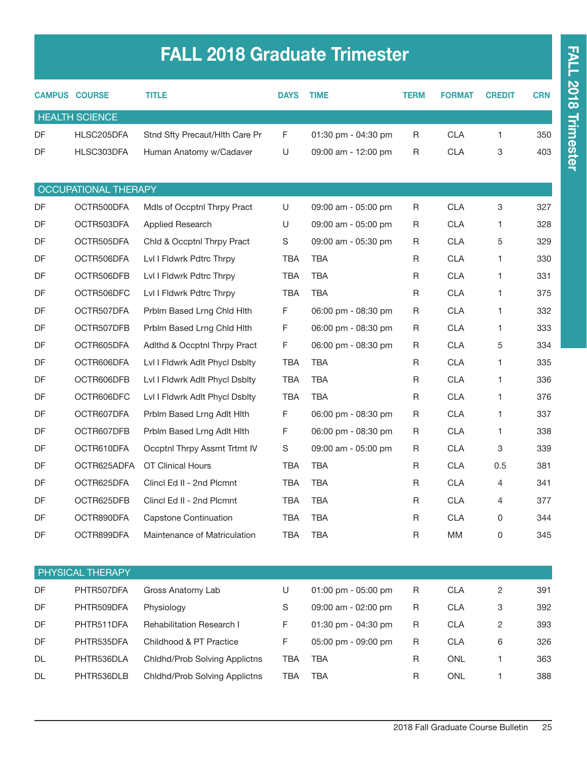# FALL 2018 Graduate Trimester

| CAMPUS | COURSE | TITLE | DAYS | TIME | TERM | FORMAT | CREDIT | CRN |
|---|---|---|---|---|---|---|---|---|
| **HEALTH SCIENCE** | | | | | | | | |
| DF | HLSC205DFA | Stnd Sfty Precaut/Hlth Care Pr | F | 01:30 pm - 04:30 pm | R | CLA | 1 | 350 |
| DF | HLSC303DFA | Human Anatomy w/Cadaver | U | 09:00 am - 12:00 pm | R | CLA | 3 | 403 |
| **OCCUPATIONAL THERAPY** | | | | | | | | |
| DF | OCTR500DFA | Mdls of Occptnl Thrpy Pract | U | 09:00 am - 05:00 pm | R | CLA | 3 | 327 |
| DF | OCTR503DFA | Applied Research | U | 09:00 am - 05:00 pm | R | CLA | 1 | 328 |
| DF | OCTR505DFA | Chld & Occptnl Thrpy Pract | S | 09:00 am - 05:30 pm | R | CLA | 5 | 329 |
| DF | OCTR506DFA | Lvl I Fldwrk Pdtrc Thrpy | TBA | TBA | R | CLA | 1 | 330 |
| DF | OCTR506DFB | Lvl I Fldwrk Pdtrc Thrpy | TBA | TBA | R | CLA | 1 | 331 |
| DF | OCTR506DFC | Lvl I Fldwrk Pdtrc Thrpy | TBA | TBA | R | CLA | 1 | 375 |
| DF | OCTR507DFA | Prblm Based Lrng Chld Hlth | F | 06:00 pm - 08:30 pm | R | CLA | 1 | 332 |
| DF | OCTR507DFB | Prblm Based Lrng Chld Hlth | F | 06:00 pm - 08:30 pm | R | CLA | 1 | 333 |
| DF | OCTR605DFA | Adlthd & Occptnl Thrpy Pract | F | 06:00 pm - 08:30 pm | R | CLA | 5 | 334 |
| DF | OCTR606DFA | Lvl I Fldwrk Adlt Phycl Dsblty | TBA | TBA | R | CLA | 1 | 335 |
| DF | OCTR606DFB | Lvl I Fldwrk Adlt Phycl Dsblty | TBA | TBA | R | CLA | 1 | 336 |
| DF | OCTR606DFC | Lvl I Fldwrk Adlt Phycl Dsblty | TBA | TBA | R | CLA | 1 | 376 |
| DF | OCTR607DFA | Prblm Based Lrng Adlt Hlth | F | 06:00 pm - 08:30 pm | R | CLA | 1 | 337 |
| DF | OCTR607DFB | Prblm Based Lrng Adlt Hlth | F | 06:00 pm - 08:30 pm | R | CLA | 1 | 338 |
| DF | OCTR610DFA | Occptnl Thrpy Assmt Trtmt IV | S | 09:00 am - 05:00 pm | R | CLA | 3 | 339 |
| DF | OCTR625ADFA | OT Clinical Hours | TBA | TBA | R | CLA | 0.5 | 381 |
| DF | OCTR625DFA | Clincl Ed II - 2nd Plcmnt | TBA | TBA | R | CLA | 4 | 341 |
| DF | OCTR625DFB | Clincl Ed II - 2nd Plcmnt | TBA | TBA | R | CLA | 4 | 377 |
| DF | OCTR890DFA | Capstone Continuation | TBA | TBA | R | CLA | 0 | 344 |
| DF | OCTR899DFA | Maintenance of Matriculation | TBA | TBA | R | MM | 0 | 345 |
| **PHYSICAL THERAPY** | | | | | | | | |
| DF | PHTR507DFA | Gross Anatomy Lab | U | 01:00 pm - 05:00 pm | R | CLA | 2 | 391 |
| DF | PHTR509DFA | Physiology | S | 09:00 am - 02:00 pm | R | CLA | 3 | 392 |
| DF | PHTR511DFA | Rehabilitation Research I | F | 01:30 pm - 04:30 pm | R | CLA | 2 | 393 |
| DF | PHTR535DFA | Childhood & PT Practice | F | 05:00 pm - 09:00 pm | R | CLA | 6 | 326 |
| DL | PHTR536DLA | Chldhd/Prob Solving Applictns | TBA | TBA | R | ONL | 1 | 363 |
| DL | PHTR536DLB | Chldhd/Prob Solving Applictns | TBA | TBA | R | ONL | 1 | 388 |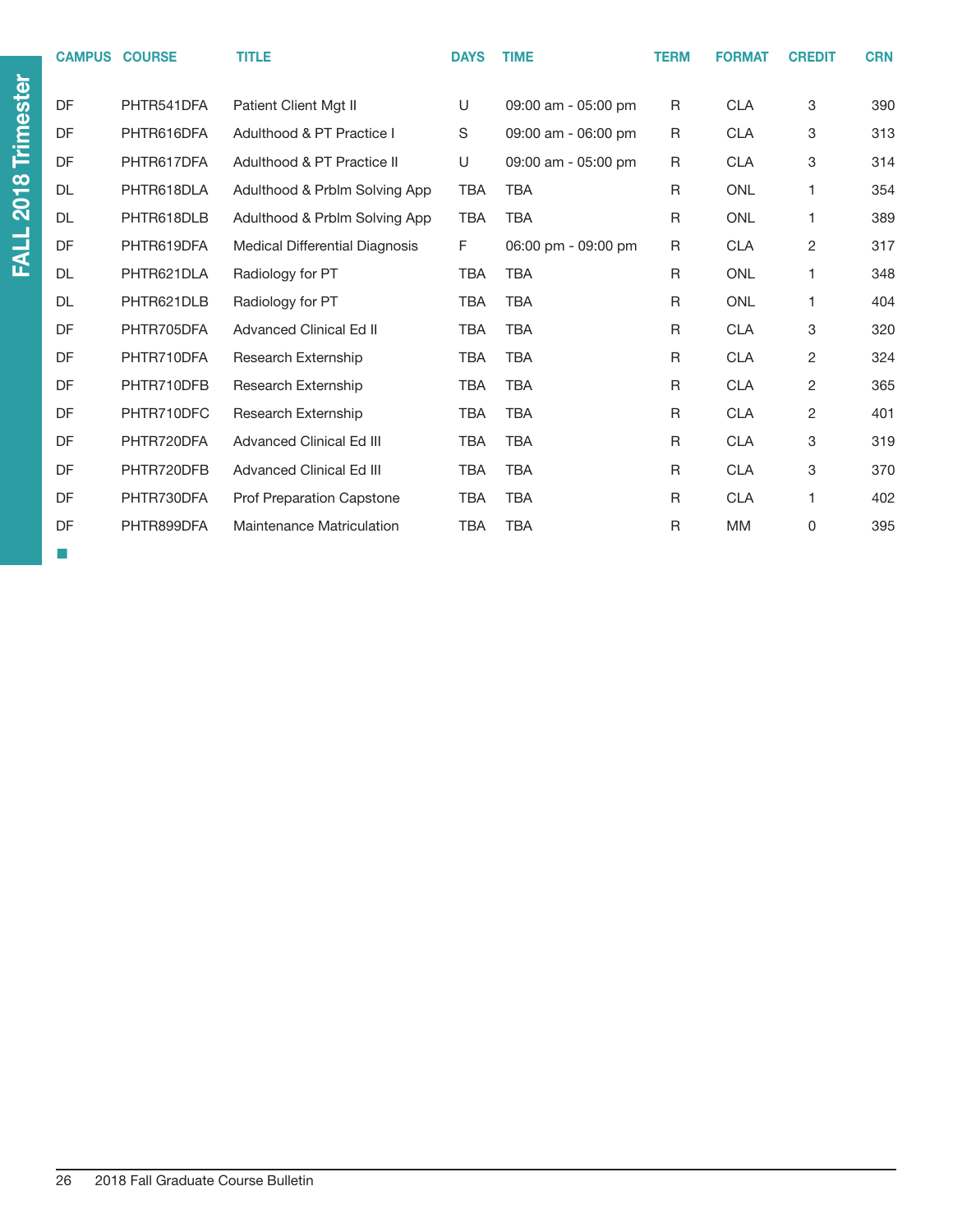# FALL 2018 Trimester

| CAMPUS | COURSE | TITLE | DAYS | TIME | TERM | FORMAT | CREDIT | CRN |
|---|---|---|---|---|---|---|---|---|
| DF | PHTR541DFA | Patient Client Mgt II | U | 09:00 am - 05:00 pm | R | CLA | 3 | 390 |
| DF | PHTR616DFA | Adulthood & PT Practice I | S | 09:00 am - 06:00 pm | R | CLA | 3 | 313 |
| DF | PHTR617DFA | Adulthood & PT Practice II | U | 09:00 am - 05:00 pm | R | CLA | 3 | 314 |
| DL | PHTR618DLA | Adulthood & Prblm Solving App | TBA | TBA | R | ONL | 1 | 354 |
| DL | PHTR618DLB | Adulthood & Prblm Solving App | TBA | TBA | R | ONL | 1 | 389 |
| DF | PHTR619DFA | Medical Differential Diagnosis | F | 06:00 pm - 09:00 pm | R | CLA | 2 | 317 |
| DL | PHTR621DLA | Radiology for PT | TBA | TBA | R | ONL | 1 | 348 |
| DL | PHTR621DLB | Radiology for PT | TBA | TBA | R | ONL | 1 | 404 |
| DF | PHTR705DFA | Advanced Clinical Ed II | TBA | TBA | R | CLA | 3 | 320 |
| DF | PHTR710DFA | Research Externship | TBA | TBA | R | CLA | 2 | 324 |
| DF | PHTR710DFB | Research Externship | TBA | TBA | R | CLA | 2 | 365 |
| DF | PHTR710DFC | Research Externship | TBA | TBA | R | CLA | 2 | 401 |
| DF | PHTR720DFA | Advanced Clinical Ed III | TBA | TBA | R | CLA | 3 | 319 |
| DF | PHTR720DFB | Advanced Clinical Ed III | TBA | TBA | R | CLA | 3 | 370 |
| DF | PHTR730DFA | Prof Preparation Capstone | TBA | TBA | R | CLA | 1 | 402 |
| DF | PHTR899DFA | Maintenance Matriculation | TBA | TBA | R | MM | 0 | 395 |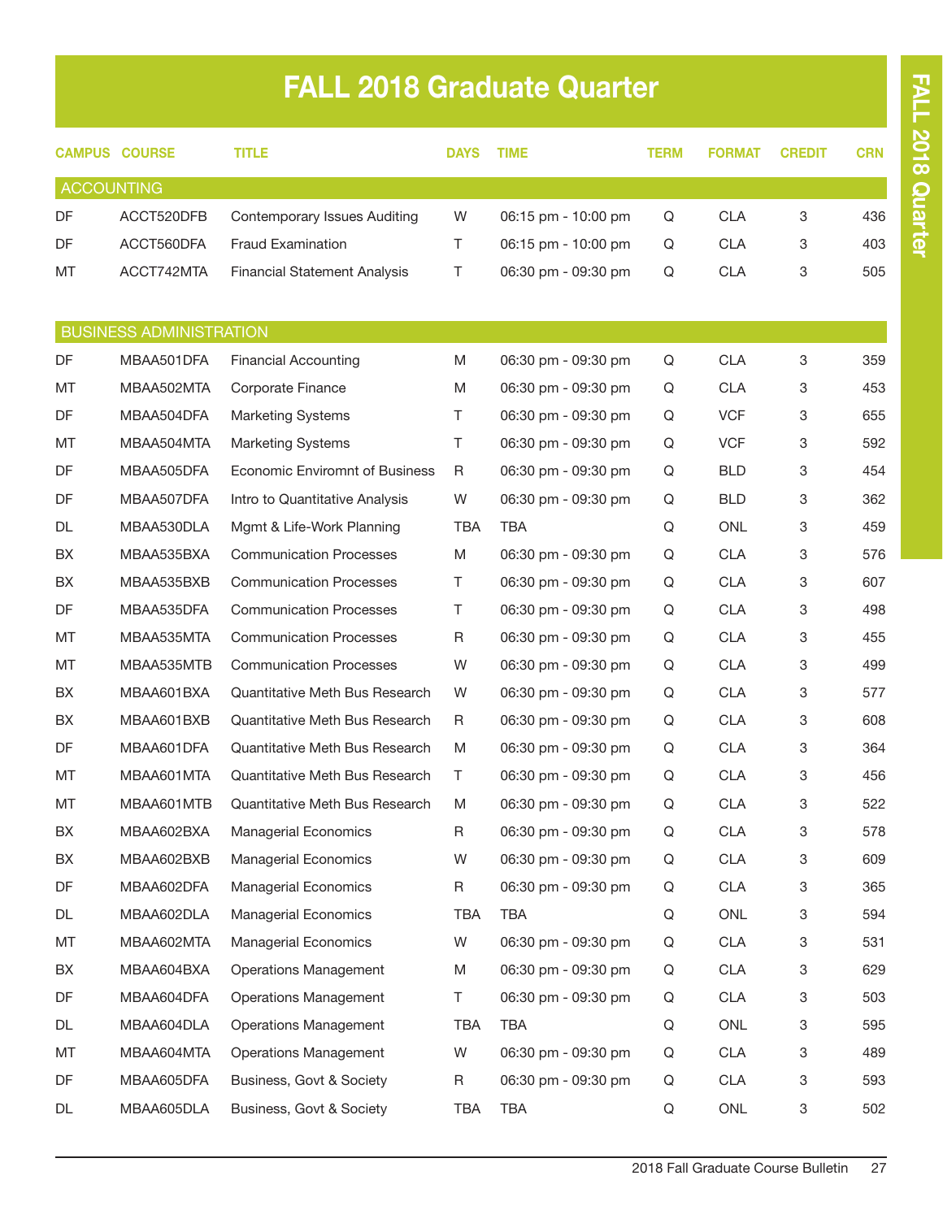# FALL 2018 Graduate Quarter

| CAMPUS | COURSE | TITLE | DAYS | TIME | TERM | FORMAT | CREDIT | CRN |
|---|---|---|---|---|---|---|---|---|
| **ACCOUNTING** | | | | | | | | |
| DF | ACCT520DFB | Contemporary Issues Auditing | W | 06:15 pm - 10:00 pm | Q | CLA | 3 | 436 |
| DF | ACCT560DFA | Fraud Examination | T | 06:15 pm - 10:00 pm | Q | CLA | 3 | 403 |
| MT | ACCT742MTA | Financial Statement Analysis | T | 06:30 pm - 09:30 pm | Q | CLA | 3 | 505 |
| **BUSINESS ADMINISTRATION** | | | | | | | | |
| DF | MBAA501DFA | Financial Accounting | M | 06:30 pm - 09:30 pm | Q | CLA | 3 | 359 |
| MT | MBAA502MTA | Corporate Finance | M | 06:30 pm - 09:30 pm | Q | CLA | 3 | 453 |
| DF | MBAA504DFA | Marketing Systems | T | 06:30 pm - 09:30 pm | Q | VCF | 3 | 655 |
| MT | MBAA504MTA | Marketing Systems | T | 06:30 pm - 09:30 pm | Q | VCF | 3 | 592 |
| DF | MBAA505DFA | Economic Enviromnt of Business | R | 06:30 pm - 09:30 pm | Q | BLD | 3 | 454 |
| DF | MBAA507DFA | Intro to Quantitative Analysis | W | 06:30 pm - 09:30 pm | Q | BLD | 3 | 362 |
| DL | MBAA530DLA | Mgmt & Life-Work Planning | TBA | TBA | Q | ONL | 3 | 459 |
| BX | MBAA535BXA | Communication Processes | M | 06:30 pm - 09:30 pm | Q | CLA | 3 | 576 |
| BX | MBAA535BXB | Communication Processes | T | 06:30 pm - 09:30 pm | Q | CLA | 3 | 607 |
| DF | MBAA535DFA | Communication Processes | T | 06:30 pm - 09:30 pm | Q | CLA | 3 | 498 |
| MT | MBAA535MTA | Communication Processes | R | 06:30 pm - 09:30 pm | Q | CLA | 3 | 455 |
| MT | MBAA535MTB | Communication Processes | W | 06:30 pm - 09:30 pm | Q | CLA | 3 | 499 |
| BX | MBAA601BXA | Quantitative Meth Bus Research | W | 06:30 pm - 09:30 pm | Q | CLA | 3 | 577 |
| BX | MBAA601BXB | Quantitative Meth Bus Research | R | 06:30 pm - 09:30 pm | Q | CLA | 3 | 608 |
| DF | MBAA601DFA | Quantitative Meth Bus Research | M | 06:30 pm - 09:30 pm | Q | CLA | 3 | 364 |
| MT | MBAA601MTA | Quantitative Meth Bus Research | T | 06:30 pm - 09:30 pm | Q | CLA | 3 | 456 |
| MT | MBAA601MTB | Quantitative Meth Bus Research | M | 06:30 pm - 09:30 pm | Q | CLA | 3 | 522 |
| BX | MBAA602BXA | Managerial Economics | R | 06:30 pm - 09:30 pm | Q | CLA | 3 | 578 |
| BX | MBAA602BXB | Managerial Economics | W | 06:30 pm - 09:30 pm | Q | CLA | 3 | 609 |
| DF | MBAA602DFA | Managerial Economics | R | 06:30 pm - 09:30 pm | Q | CLA | 3 | 365 |
| DL | MBAA602DLA | Managerial Economics | TBA | TBA | Q | ONL | 3 | 594 |
| MT | MBAA602MTA | Managerial Economics | W | 06:30 pm - 09:30 pm | Q | CLA | 3 | 531 |
| BX | MBAA604BXA | Operations Management | M | 06:30 pm - 09:30 pm | Q | CLA | 3 | 629 |
| DF | MBAA604DFA | Operations Management | T | 06:30 pm - 09:30 pm | Q | CLA | 3 | 503 |
| DL | MBAA604DLA | Operations Management | TBA | TBA | Q | ONL | 3 | 595 |
| MT | MBAA604MTA | Operations Management | W | 06:30 pm - 09:30 pm | Q | CLA | 3 | 489 |
| DF | MBAA605DFA | Business, Govt & Society | R | 06:30 pm - 09:30 pm | Q | CLA | 3 | 593 |
| DL | MBAA605DLA | Business, Govt & Society | TBA | TBA | Q | ONL | 3 | 502 |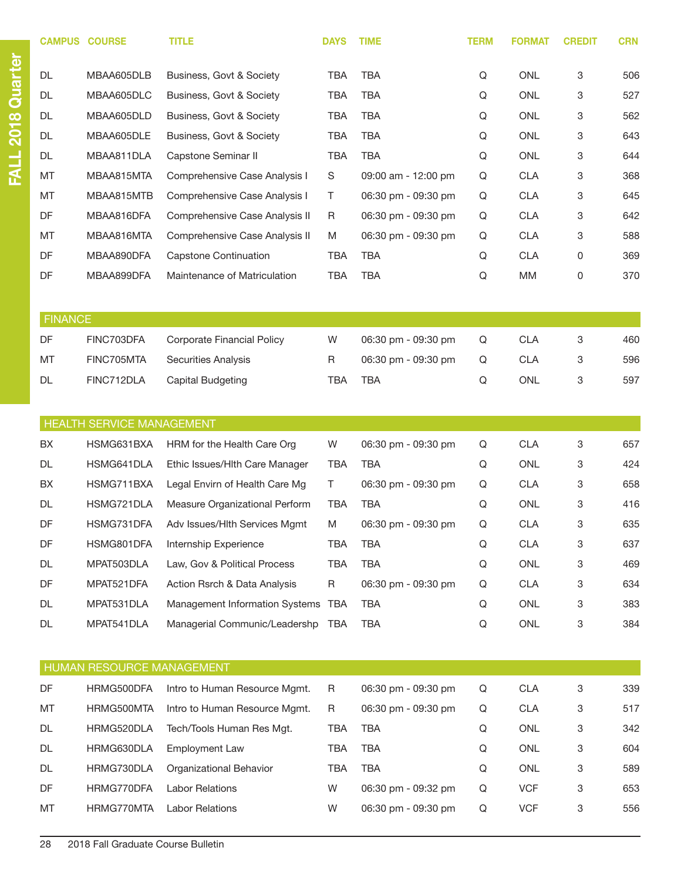| CAMPUS | COURSE | TITLE | DAYS | TIME | TERM | FORMAT | CREDIT | CRN |
|---|---|---|---|---|---|---|---|---|
| DL | MBAA605DLB | Business, Govt & Society | TBA | TBA | Q | ONL | 3 | 506 |
| DL | MBAA605DLC | Business, Govt & Society | TBA | TBA | Q | ONL | 3 | 527 |
| DL | MBAA605DLD | Business, Govt & Society | TBA | TBA | Q | ONL | 3 | 562 |
| DL | MBAA605DLE | Business, Govt & Society | TBA | TBA | Q | ONL | 3 | 643 |
| DL | MBAA811DLA | Capstone Seminar II | TBA | TBA | Q | ONL | 3 | 644 |
| MT | MBAA815MTA | Comprehensive Case Analysis I | S | 09:00 am - 12:00 pm | Q | CLA | 3 | 368 |
| MT | MBAA815MTB | Comprehensive Case Analysis I | T | 06:30 pm - 09:30 pm | Q | CLA | 3 | 645 |
| DF | MBAA816DFA | Comprehensive Case Analysis II | R | 06:30 pm - 09:30 pm | Q | CLA | 3 | 642 |
| MT | MBAA816MTA | Comprehensive Case Analysis II | M | 06:30 pm - 09:30 pm | Q | CLA | 3 | 588 |
| DF | MBAA890DFA | Capstone Continuation | TBA | TBA | Q | CLA | 0 | 369 |
| DF | MBAA899DFA | Maintenance of Matriculation | TBA | TBA | Q | MM | 0 | 370 |

## FINANCE

| CAMPUS | COURSE | TITLE | DAYS | TIME | TERM | FORMAT | CREDIT | CRN |
|---|---|---|---|---|---|---|---|---|
| DF | FINC703DFA | Corporate Financial Policy | W | 06:30 pm - 09:30 pm | Q | CLA | 3 | 460 |
| MT | FINC705MTA | Securities Analysis | R | 06:30 pm - 09:30 pm | Q | CLA | 3 | 596 |
| DL | FINC712DLA | Capital Budgeting | TBA | TBA | Q | ONL | 3 | 597 |

## HEALTH SERVICE MANAGEMENT

| CAMPUS | COURSE | TITLE | DAYS | TIME | TERM | FORMAT | CREDIT | CRN |
|---|---|---|---|---|---|---|---|---|
| BX | HSMG631BXA | HRM for the Health Care Org | W | 06:30 pm - 09:30 pm | Q | CLA | 3 | 657 |
| DL | HSMG641DLA | Ethic Issues/Hlth Care Manager | TBA | TBA | Q | ONL | 3 | 424 |
| BX | HSMG711BXA | Legal Envirn of Health Care Mg | T | 06:30 pm - 09:30 pm | Q | CLA | 3 | 658 |
| DL | HSMG721DLA | Measure Organizational Perform | TBA | TBA | Q | ONL | 3 | 416 |
| DF | HSMG731DFA | Adv Issues/Hlth Services Mgmt | M | 06:30 pm - 09:30 pm | Q | CLA | 3 | 635 |
| DF | HSMG801DFA | Internship Experience | TBA | TBA | Q | CLA | 3 | 637 |
| DL | MPAT503DLA | Law, Gov & Political Process | TBA | TBA | Q | ONL | 3 | 469 |
| DF | MPAT521DFA | Action Rsrch & Data Analysis | R | 06:30 pm - 09:30 pm | Q | CLA | 3 | 634 |
| DL | MPAT531DLA | Management Information Systems | TBA | TBA | Q | ONL | 3 | 383 |
| DL | MPAT541DLA | Managerial Communic/Leadershp | TBA | TBA | Q | ONL | 3 | 384 |

## HUMAN RESOURCE MANAGEMENT

| CAMPUS | COURSE | TITLE | DAYS | TIME | TERM | FORMAT | CREDIT | CRN |
|---|---|---|---|---|---|---|---|---|
| DF | HRMG500DFA | Intro to Human Resource Mgmt. | R | 06:30 pm - 09:30 pm | Q | CLA | 3 | 339 |
| MT | HRMG500MTA | Intro to Human Resource Mgmt. | R | 06:30 pm - 09:30 pm | Q | CLA | 3 | 517 |
| DL | HRMG520DLA | Tech/Tools Human Res Mgt. | TBA | TBA | Q | ONL | 3 | 342 |
| DL | HRMG630DLA | Employment Law | TBA | TBA | Q | ONL | 3 | 604 |
| DL | HRMG730DLA | Organizational Behavior | TBA | TBA | Q | ONL | 3 | 589 |
| DF | HRMG770DFA | Labor Relations | W | 06:30 pm - 09:32 pm | Q | VCF | 3 | 653 |
| MT | HRMG770MTA | Labor Relations | W | 06:30 pm - 09:30 pm | Q | VCF | 3 | 556 |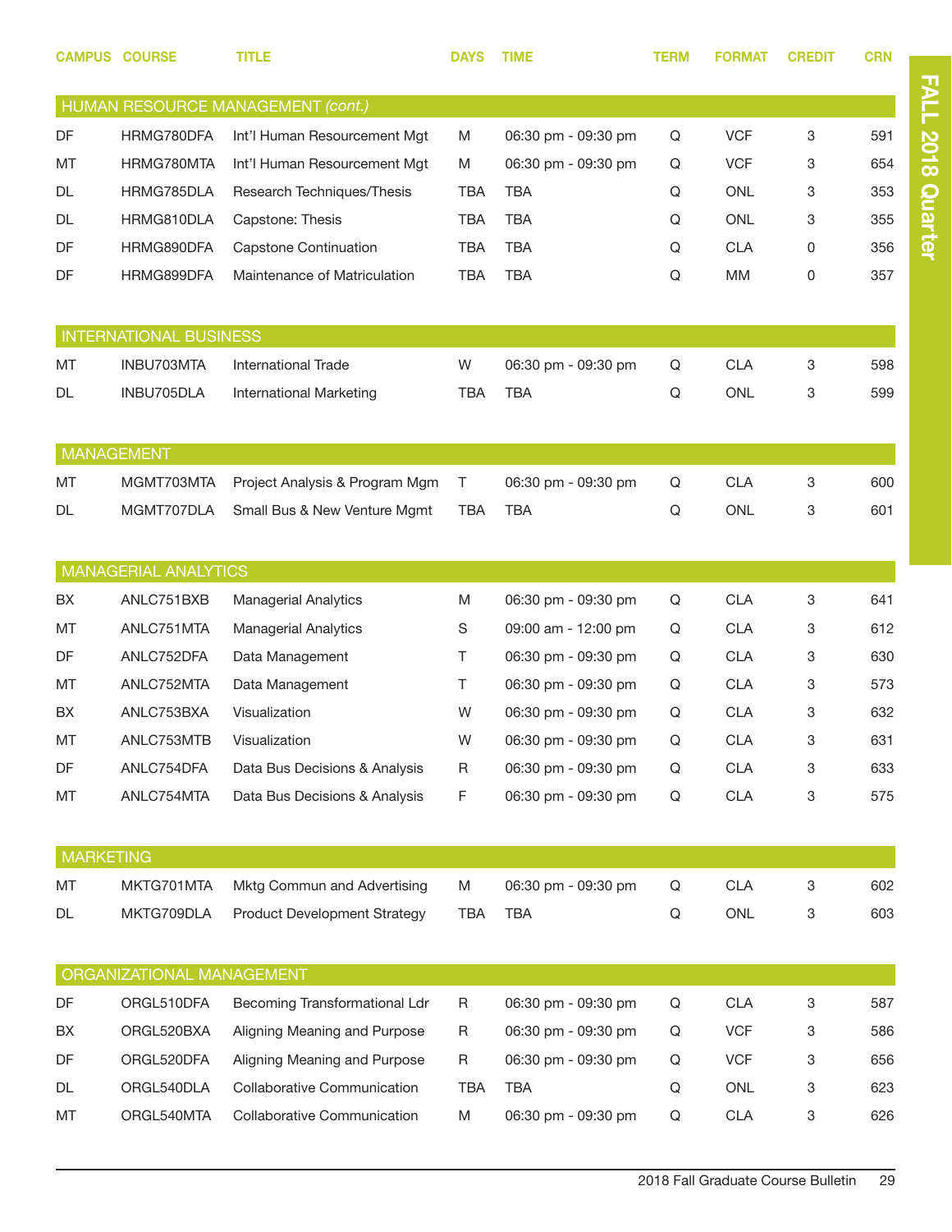| CAMPUS | COURSE | TITLE | DAYS | TIME | TERM | FORMAT | CREDIT | CRN |
|---|---|---|---|---|---|---|---|---|
| **HUMAN RESOURCE MANAGEMENT *(cont.)*** | | | | | | | | |
| DF | HRMG780DFA | Int'l Human Resourcement Mgt | M | 06:30 pm - 09:30 pm | Q | VCF | 3 | 591 |
| MT | HRMG780MTA | Int'l Human Resourcement Mgt | M | 06:30 pm - 09:30 pm | Q | VCF | 3 | 654 |
| DL | HRMG785DLA | Research Techniques/Thesis | TBA | TBA | Q | ONL | 3 | 353 |
| DL | HRMG810DLA | Capstone: Thesis | TBA | TBA | Q | ONL | 3 | 355 |
| DF | HRMG890DFA | Capstone Continuation | TBA | TBA | Q | CLA | 0 | 356 |
| DF | HRMG899DFA | Maintenance of Matriculation | TBA | TBA | Q | MM | 0 | 357 |
| **INTERNATIONAL BUSINESS** | | | | | | | | |
| MT | INBU703MTA | International Trade | W | 06:30 pm - 09:30 pm | Q | CLA | 3 | 598 |
| DL | INBU705DLA | International Marketing | TBA | TBA | Q | ONL | 3 | 599 |
| **MANAGEMENT** | | | | | | | | |
| MT | MGMT703MTA | Project Analysis & Program Mgm | T | 06:30 pm - 09:30 pm | Q | CLA | 3 | 600 |
| DL | MGMT707DLA | Small Bus & New Venture Mgmt | TBA | TBA | Q | ONL | 3 | 601 |
| **MANAGERIAL ANALYTICS** | | | | | | | | |
| BX | ANLC751BXB | Managerial Analytics | M | 06:30 pm - 09:30 pm | Q | CLA | 3 | 641 |
| MT | ANLC751MTA | Managerial Analytics | S | 09:00 am - 12:00 pm | Q | CLA | 3 | 612 |
| DF | ANLC752DFA | Data Management | T | 06:30 pm - 09:30 pm | Q | CLA | 3 | 630 |
| MT | ANLC752MTA | Data Management | T | 06:30 pm - 09:30 pm | Q | CLA | 3 | 573 |
| BX | ANLC753BXA | Visualization | W | 06:30 pm - 09:30 pm | Q | CLA | 3 | 632 |
| MT | ANLC753MTB | Visualization | W | 06:30 pm - 09:30 pm | Q | CLA | 3 | 631 |
| DF | ANLC754DFA | Data Bus Decisions & Analysis | R | 06:30 pm - 09:30 pm | Q | CLA | 3 | 633 |
| MT | ANLC754MTA | Data Bus Decisions & Analysis | F | 06:30 pm - 09:30 pm | Q | CLA | 3 | 575 |
| **MARKETING** | | | | | | | | |
| MT | MKTG701MTA | Mktg Commun and Advertising | M | 06:30 pm - 09:30 pm | Q | CLA | 3 | 602 |
| DL | MKTG709DLA | Product Development Strategy | TBA | TBA | Q | ONL | 3 | 603 |
| **ORGANIZATIONAL MANAGEMENT** | | | | | | | | |
| DF | ORGL510DFA | Becoming Transformational Ldr | R | 06:30 pm - 09:30 pm | Q | CLA | 3 | 587 |
| BX | ORGL520BXA | Aligning Meaning and Purpose | R | 06:30 pm - 09:30 pm | Q | VCF | 3 | 586 |
| DF | ORGL520DFA | Aligning Meaning and Purpose | R | 06:30 pm - 09:30 pm | Q | VCF | 3 | 656 |
| DL | ORGL540DLA | Collaborative Communication | TBA | TBA | Q | ONL | 3 | 623 |
| MT | ORGL540MTA | Collaborative Communication | M | 06:30 pm - 09:30 pm | Q | CLA | 3 | 626 |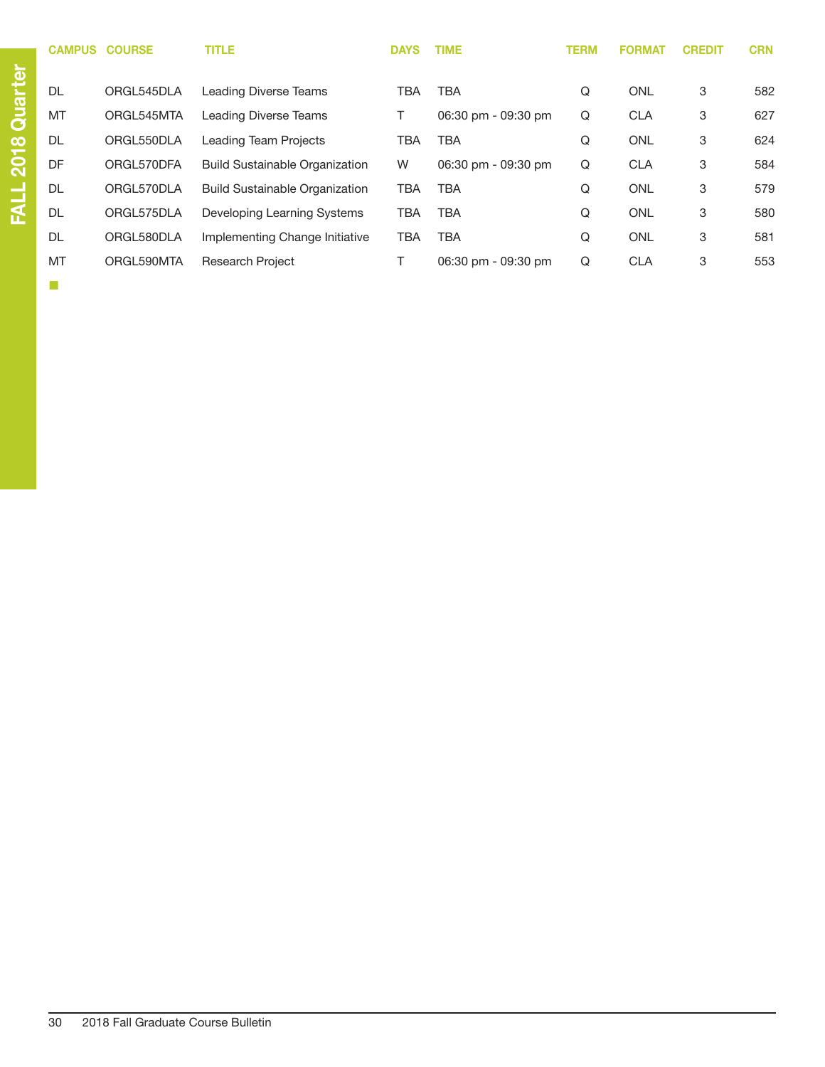FALL 2018 Quarter

| CAMPUS | COURSE | TITLE | DAYS | TIME | TERM | FORMAT | CREDIT | CRN |
|---|---|---|---|---|---|---|---|---|
| DL | ORGL545DLA | Leading Diverse Teams | TBA | TBA | Q | ONL | 3 | 582 |
| MT | ORGL545MTA | Leading Diverse Teams | T | 06:30 pm - 09:30 pm | Q | CLA | 3 | 627 |
| DL | ORGL550DLA | Leading Team Projects | TBA | TBA | Q | ONL | 3 | 624 |
| DF | ORGL570DFA | Build Sustainable Organization | W | 06:30 pm - 09:30 pm | Q | CLA | 3 | 584 |
| DL | ORGL570DLA | Build Sustainable Organization | TBA | TBA | Q | ONL | 3 | 579 |
| DL | ORGL575DLA | Developing Learning Systems | TBA | TBA | Q | ONL | 3 | 580 |
| DL | ORGL580DLA | Implementing Change Initiative | TBA | TBA | Q | ONL | 3 | 581 |
| MT | ORGL590MTA | Research Project | T | 06:30 pm - 09:30 pm | Q | CLA | 3 | 553 |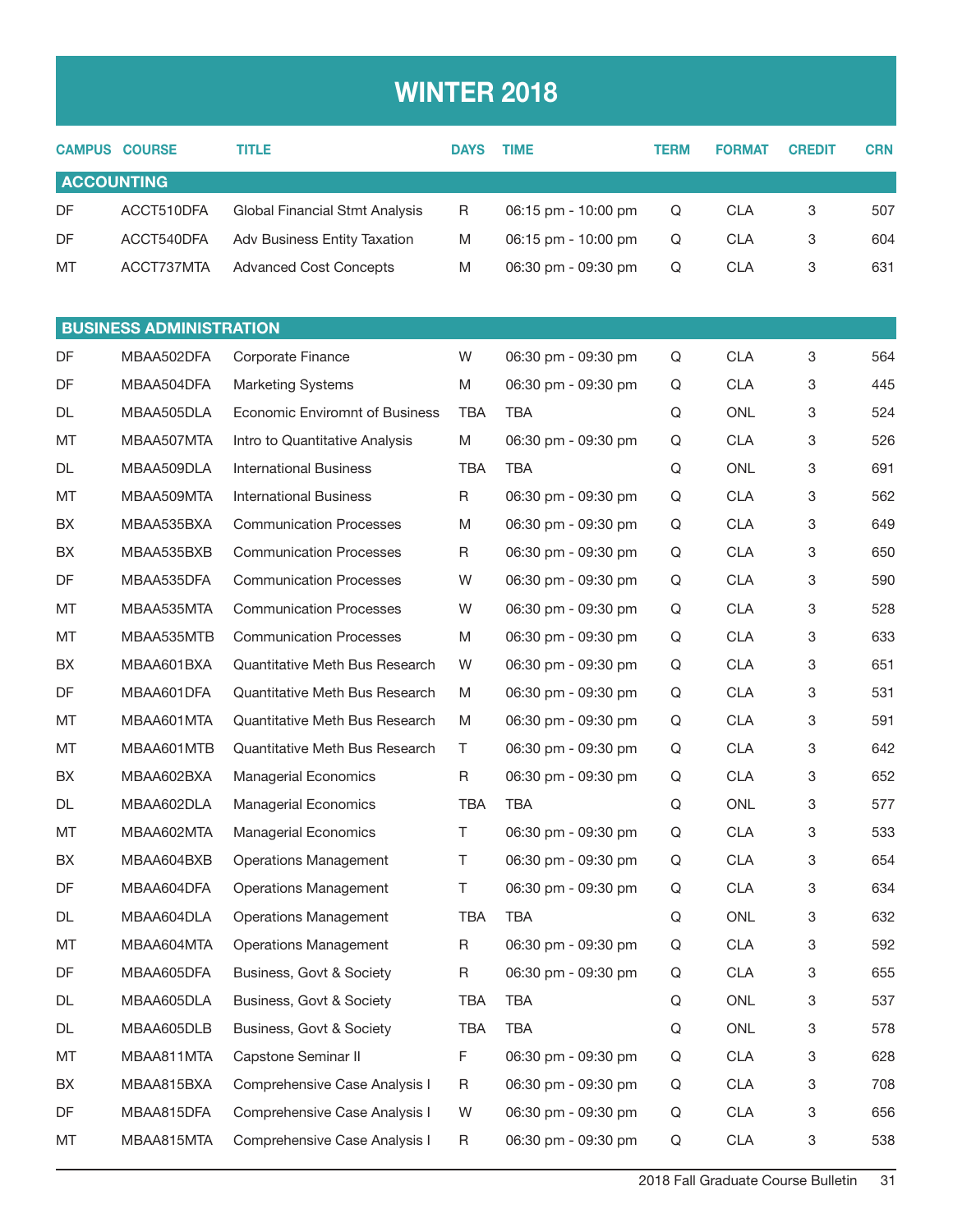# WINTER 2018

| CAMPUS | COURSE | TITLE | DAYS | TIME | TERM | FORMAT | CREDIT | CRN |
|---|---|---|---|---|---|---|---|---|
| **ACCOUNTING** | | | | | | | | |
| DF | ACCT510DFA | Global Financial Stmt Analysis | R | 06:15 pm - 10:00 pm | Q | CLA | 3 | 507 |
| DF | ACCT540DFA | Adv Business Entity Taxation | M | 06:15 pm - 10:00 pm | Q | CLA | 3 | 604 |
| MT | ACCT737MTA | Advanced Cost Concepts | M | 06:30 pm - 09:30 pm | Q | CLA | 3 | 631 |
| **BUSINESS ADMINISTRATION** | | | | | | | | |
| DF | MBAA502DFA | Corporate Finance | W | 06:30 pm - 09:30 pm | Q | CLA | 3 | 564 |
| DF | MBAA504DFA | Marketing Systems | M | 06:30 pm - 09:30 pm | Q | CLA | 3 | 445 |
| DL | MBAA505DLA | Economic Enviromnt of Business | TBA | TBA | Q | ONL | 3 | 524 |
| MT | MBAA507MTA | Intro to Quantitative Analysis | M | 06:30 pm - 09:30 pm | Q | CLA | 3 | 526 |
| DL | MBAA509DLA | International Business | TBA | TBA | Q | ONL | 3 | 691 |
| MT | MBAA509MTA | International Business | R | 06:30 pm - 09:30 pm | Q | CLA | 3 | 562 |
| BX | MBAA535BXA | Communication Processes | M | 06:30 pm - 09:30 pm | Q | CLA | 3 | 649 |
| BX | MBAA535BXB | Communication Processes | R | 06:30 pm - 09:30 pm | Q | CLA | 3 | 650 |
| DF | MBAA535DFA | Communication Processes | W | 06:30 pm - 09:30 pm | Q | CLA | 3 | 590 |
| MT | MBAA535MTA | Communication Processes | W | 06:30 pm - 09:30 pm | Q | CLA | 3 | 528 |
| MT | MBAA535MTB | Communication Processes | M | 06:30 pm - 09:30 pm | Q | CLA | 3 | 633 |
| BX | MBAA601BXA | Quantitative Meth Bus Research | W | 06:30 pm - 09:30 pm | Q | CLA | 3 | 651 |
| DF | MBAA601DFA | Quantitative Meth Bus Research | M | 06:30 pm - 09:30 pm | Q | CLA | 3 | 531 |
| MT | MBAA601MTA | Quantitative Meth Bus Research | M | 06:30 pm - 09:30 pm | Q | CLA | 3 | 591 |
| MT | MBAA601MTB | Quantitative Meth Bus Research | T | 06:30 pm - 09:30 pm | Q | CLA | 3 | 642 |
| BX | MBAA602BXA | Managerial Economics | R | 06:30 pm - 09:30 pm | Q | CLA | 3 | 652 |
| DL | MBAA602DLA | Managerial Economics | TBA | TBA | Q | ONL | 3 | 577 |
| MT | MBAA602MTA | Managerial Economics | T | 06:30 pm - 09:30 pm | Q | CLA | 3 | 533 |
| BX | MBAA604BXB | Operations Management | T | 06:30 pm - 09:30 pm | Q | CLA | 3 | 654 |
| DF | MBAA604DFA | Operations Management | T | 06:30 pm - 09:30 pm | Q | CLA | 3 | 634 |
| DL | MBAA604DLA | Operations Management | TBA | TBA | Q | ONL | 3 | 632 |
| MT | MBAA604MTA | Operations Management | R | 06:30 pm - 09:30 pm | Q | CLA | 3 | 592 |
| DF | MBAA605DFA | Business, Govt & Society | R | 06:30 pm - 09:30 pm | Q | CLA | 3 | 655 |
| DL | MBAA605DLA | Business, Govt & Society | TBA | TBA | Q | ONL | 3 | 537 |
| DL | MBAA605DLB | Business, Govt & Society | TBA | TBA | Q | ONL | 3 | 578 |
| MT | MBAA811MTA | Capstone Seminar II | F | 06:30 pm - 09:30 pm | Q | CLA | 3 | 628 |
| BX | MBAA815BXA | Comprehensive Case Analysis I | R | 06:30 pm - 09:30 pm | Q | CLA | 3 | 708 |
| DF | MBAA815DFA | Comprehensive Case Analysis I | W | 06:30 pm - 09:30 pm | Q | CLA | 3 | 656 |
| MT | MBAA815MTA | Comprehensive Case Analysis I | R | 06:30 pm - 09:30 pm | Q | CLA | 3 | 538 |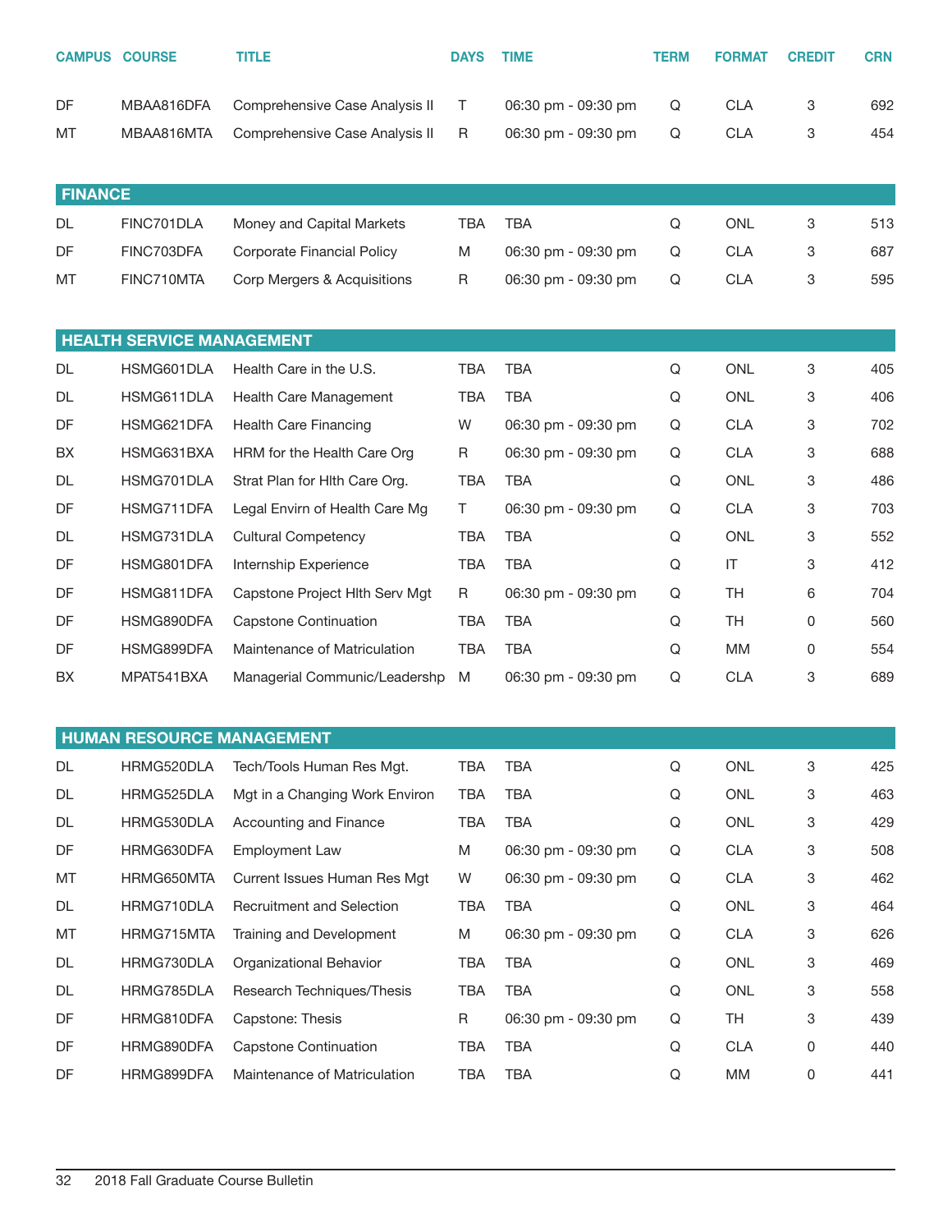| CAMPUS | COURSE | TITLE | DAYS | TIME | TERM | FORMAT | CREDIT | CRN |
|---|---|---|---|---|---|---|---|---|
| DF | MBAA816DFA | Comprehensive Case Analysis II | T | 06:30 pm - 09:30 pm | Q | CLA | 3 | 692 |
| MT | MBAA816MTA | Comprehensive Case Analysis II | R | 06:30 pm - 09:30 pm | Q | CLA | 3 | 454 |

## FINANCE

| CAMPUS | COURSE | TITLE | DAYS | TIME | TERM | FORMAT | CREDIT | CRN |
|---|---|---|---|---|---|---|---|---|
| DL | FINC701DLA | Money and Capital Markets | TBA | TBA | Q | ONL | 3 | 513 |
| DF | FINC703DFA | Corporate Financial Policy | M | 06:30 pm - 09:30 pm | Q | CLA | 3 | 687 |
| MT | FINC710MTA | Corp Mergers & Acquisitions | R | 06:30 pm - 09:30 pm | Q | CLA | 3 | 595 |

## HEALTH SERVICE MANAGEMENT

| CAMPUS | COURSE | TITLE | DAYS | TIME | TERM | FORMAT | CREDIT | CRN |
|---|---|---|---|---|---|---|---|---|
| DL | HSMG601DLA | Health Care in the U.S. | TBA | TBA | Q | ONL | 3 | 405 |
| DL | HSMG611DLA | Health Care Management | TBA | TBA | Q | ONL | 3 | 406 |
| DF | HSMG621DFA | Health Care Financing | W | 06:30 pm - 09:30 pm | Q | CLA | 3 | 702 |
| BX | HSMG631BXA | HRM for the Health Care Org | R | 06:30 pm - 09:30 pm | Q | CLA | 3 | 688 |
| DL | HSMG701DLA | Strat Plan for Hlth Care Org. | TBA | TBA | Q | ONL | 3 | 486 |
| DF | HSMG711DFA | Legal Envirn of Health Care Mg | T | 06:30 pm - 09:30 pm | Q | CLA | 3 | 703 |
| DL | HSMG731DLA | Cultural Competency | TBA | TBA | Q | ONL | 3 | 552 |
| DF | HSMG801DFA | Internship Experience | TBA | TBA | Q | IT | 3 | 412 |
| DF | HSMG811DFA | Capstone Project Hlth Serv Mgt | R | 06:30 pm - 09:30 pm | Q | TH | 6 | 704 |
| DF | HSMG890DFA | Capstone Continuation | TBA | TBA | Q | TH | 0 | 560 |
| DF | HSMG899DFA | Maintenance of Matriculation | TBA | TBA | Q | MM | 0 | 554 |
| BX | MPAT541BXA | Managerial Communic/Leadershp | M | 06:30 pm - 09:30 pm | Q | CLA | 3 | 689 |

## HUMAN RESOURCE MANAGEMENT

| CAMPUS | COURSE | TITLE | DAYS | TIME | TERM | FORMAT | CREDIT | CRN |
|---|---|---|---|---|---|---|---|---|
| DL | HRMG520DLA | Tech/Tools Human Res Mgt. | TBA | TBA | Q | ONL | 3 | 425 |
| DL | HRMG525DLA | Mgt in a Changing Work Environ | TBA | TBA | Q | ONL | 3 | 463 |
| DL | HRMG530DLA | Accounting and Finance | TBA | TBA | Q | ONL | 3 | 429 |
| DF | HRMG630DFA | Employment Law | M | 06:30 pm - 09:30 pm | Q | CLA | 3 | 508 |
| MT | HRMG650MTA | Current Issues Human Res Mgt | W | 06:30 pm - 09:30 pm | Q | CLA | 3 | 462 |
| DL | HRMG710DLA | Recruitment and Selection | TBA | TBA | Q | ONL | 3 | 464 |
| MT | HRMG715MTA | Training and Development | M | 06:30 pm - 09:30 pm | Q | CLA | 3 | 626 |
| DL | HRMG730DLA | Organizational Behavior | TBA | TBA | Q | ONL | 3 | 469 |
| DL | HRMG785DLA | Research Techniques/Thesis | TBA | TBA | Q | ONL | 3 | 558 |
| DF | HRMG810DFA | Capstone: Thesis | R | 06:30 pm - 09:30 pm | Q | TH | 3 | 439 |
| DF | HRMG890DFA | Capstone Continuation | TBA | TBA | Q | CLA | 0 | 440 |
| DF | HRMG899DFA | Maintenance of Matriculation | TBA | TBA | Q | MM | 0 | 441 |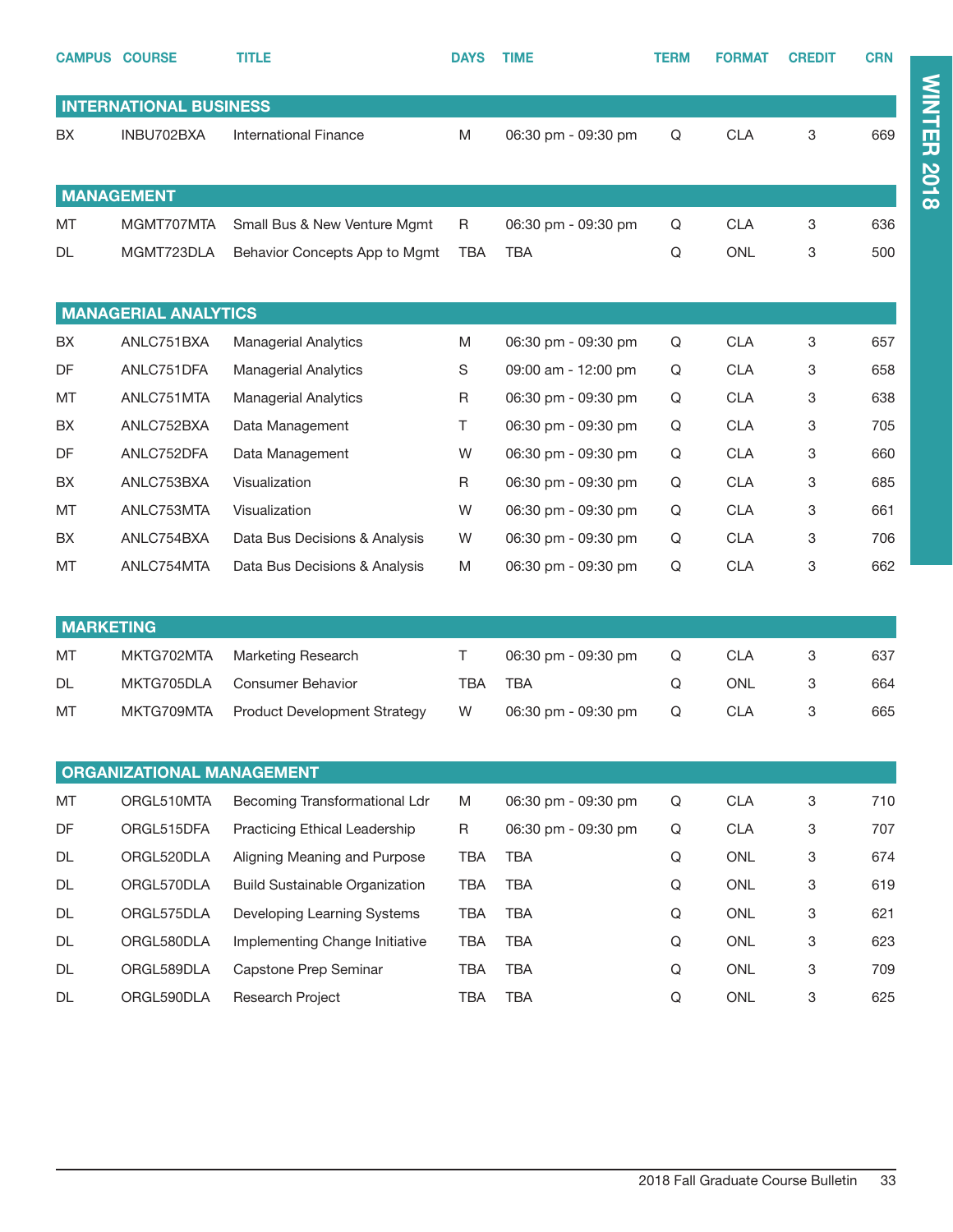# WINTER 2018

| CAMPUS | COURSE | TITLE | DAYS | TIME | TERM | FORMAT | CREDIT | CRN |
|---|---|---|---|---|---|---|---|---|
| **INTERNATIONAL BUSINESS** | | | | | | | | |
| BX | INBU702BXA | International Finance | M | 06:30 pm - 09:30 pm | Q | CLA | 3 | 669 |
| **MANAGEMENT** | | | | | | | | |
| MT | MGMT707MTA | Small Bus & New Venture Mgmt | R | 06:30 pm - 09:30 pm | Q | CLA | 3 | 636 |
| DL | MGMT723DLA | Behavior Concepts App to Mgmt | TBA | TBA | Q | ONL | 3 | 500 |
| **MANAGERIAL ANALYTICS** | | | | | | | | |
| BX | ANLC751BXA | Managerial Analytics | M | 06:30 pm - 09:30 pm | Q | CLA | 3 | 657 |
| DF | ANLC751DFA | Managerial Analytics | S | 09:00 am - 12:00 pm | Q | CLA | 3 | 658 |
| MT | ANLC751MTA | Managerial Analytics | R | 06:30 pm - 09:30 pm | Q | CLA | 3 | 638 |
| BX | ANLC752BXA | Data Management | T | 06:30 pm - 09:30 pm | Q | CLA | 3 | 705 |
| DF | ANLC752DFA | Data Management | W | 06:30 pm - 09:30 pm | Q | CLA | 3 | 660 |
| BX | ANLC753BXA | Visualization | R | 06:30 pm - 09:30 pm | Q | CLA | 3 | 685 |
| MT | ANLC753MTA | Visualization | W | 06:30 pm - 09:30 pm | Q | CLA | 3 | 661 |
| BX | ANLC754BXA | Data Bus Decisions & Analysis | W | 06:30 pm - 09:30 pm | Q | CLA | 3 | 706 |
| MT | ANLC754MTA | Data Bus Decisions & Analysis | M | 06:30 pm - 09:30 pm | Q | CLA | 3 | 662 |
| **MARKETING** | | | | | | | | |
| MT | MKTG702MTA | Marketing Research | T | 06:30 pm - 09:30 pm | Q | CLA | 3 | 637 |
| DL | MKTG705DLA | Consumer Behavior | TBA | TBA | Q | ONL | 3 | 664 |
| MT | MKTG709MTA | Product Development Strategy | W | 06:30 pm - 09:30 pm | Q | CLA | 3 | 665 |
| **ORGANIZATIONAL MANAGEMENT** | | | | | | | | |
| MT | ORGL510MTA | Becoming Transformational Ldr | M | 06:30 pm - 09:30 pm | Q | CLA | 3 | 710 |
| DF | ORGL515DFA | Practicing Ethical Leadership | R | 06:30 pm - 09:30 pm | Q | CLA | 3 | 707 |
| DL | ORGL520DLA | Aligning Meaning and Purpose | TBA | TBA | Q | ONL | 3 | 674 |
| DL | ORGL570DLA | Build Sustainable Organization | TBA | TBA | Q | ONL | 3 | 619 |
| DL | ORGL575DLA | Developing Learning Systems | TBA | TBA | Q | ONL | 3 | 621 |
| DL | ORGL580DLA | Implementing Change Initiative | TBA | TBA | Q | ONL | 3 | 623 |
| DL | ORGL589DLA | Capstone Prep Seminar | TBA | TBA | Q | ONL | 3 | 709 |
| DL | ORGL590DLA | Research Project | TBA | TBA | Q | ONL | 3 | 625 |